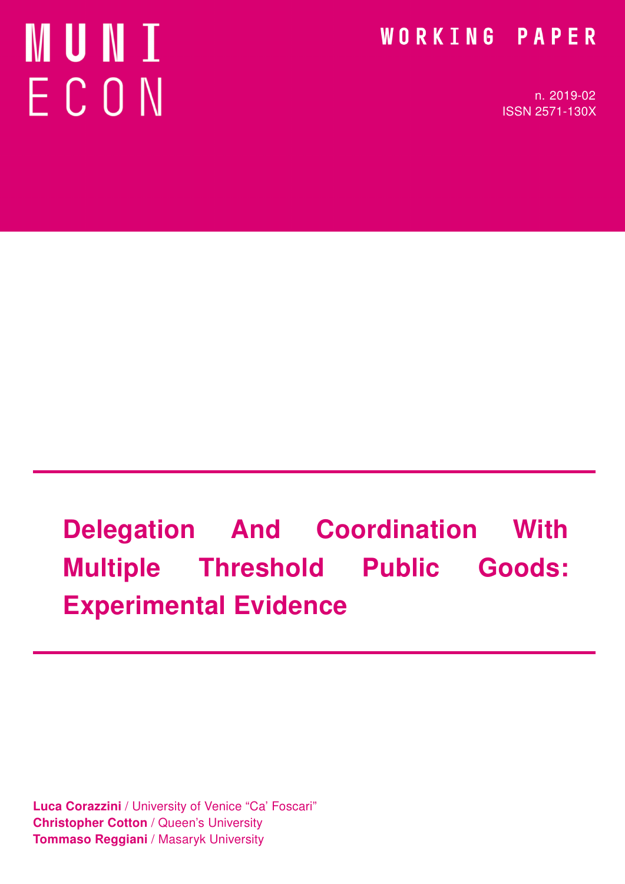MUNI ECON

WORKING PAPER

n. 2019-02
ISSN 2571-130X

# Delegation And Coordination With Multiple Threshold Public Goods: Experimental Evidence

**Luca Corazzini** / University of Venice "Ca' Foscari"
**Christopher Cotton** / Queen's University
**Tommaso Reggiani** / Masaryk University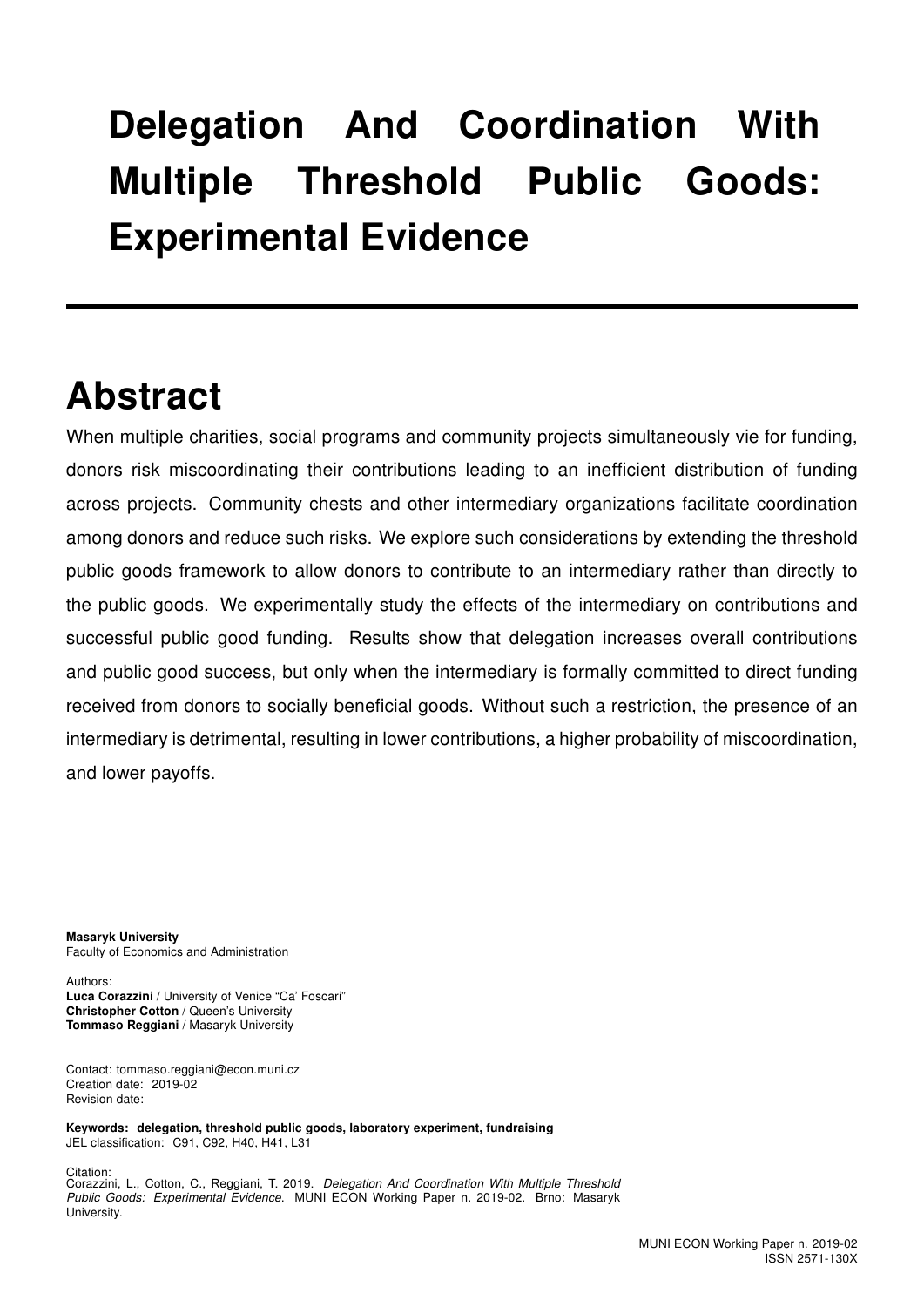# Delegation And Coordination With Multiple Threshold Public Goods: Experimental Evidence

## Abstract

When multiple charities, social programs and community projects simultaneously vie for funding, donors risk miscoordinating their contributions leading to an inefficient distribution of funding across projects. Community chests and other intermediary organizations facilitate coordination among donors and reduce such risks. We explore such considerations by extending the threshold public goods framework to allow donors to contribute to an intermediary rather than directly to the public goods. We experimentally study the effects of the intermediary on contributions and successful public good funding. Results show that delegation increases overall contributions and public good success, but only when the intermediary is formally committed to direct funding received from donors to socially beneficial goods. Without such a restriction, the presence of an intermediary is detrimental, resulting in lower contributions, a higher probability of miscoordination, and lower payoffs.

**Masaryk University**
Faculty of Economics and Administration

Authors:
**Luca Corazzini** / University of Venice "Ca' Foscari"
**Christopher Cotton** / Queen's University
**Tommaso Reggiani** / Masaryk University

Contact: tommaso.reggiani@econ.muni.cz
Creation date: 2019-02
Revision date:

**Keywords: delegation, threshold public goods, laboratory experiment, fundraising**
JEL classification: C91, C92, H40, H41, L31

Citation:
Corazzini, L., Cotton, C., Reggiani, T. 2019. *Delegation And Coordination With Multiple Threshold Public Goods: Experimental Evidence*. MUNI ECON Working Paper n. 2019-02. Brno: Masaryk University.

MUNI ECON Working Paper n. 2019-02
ISSN 2571-130X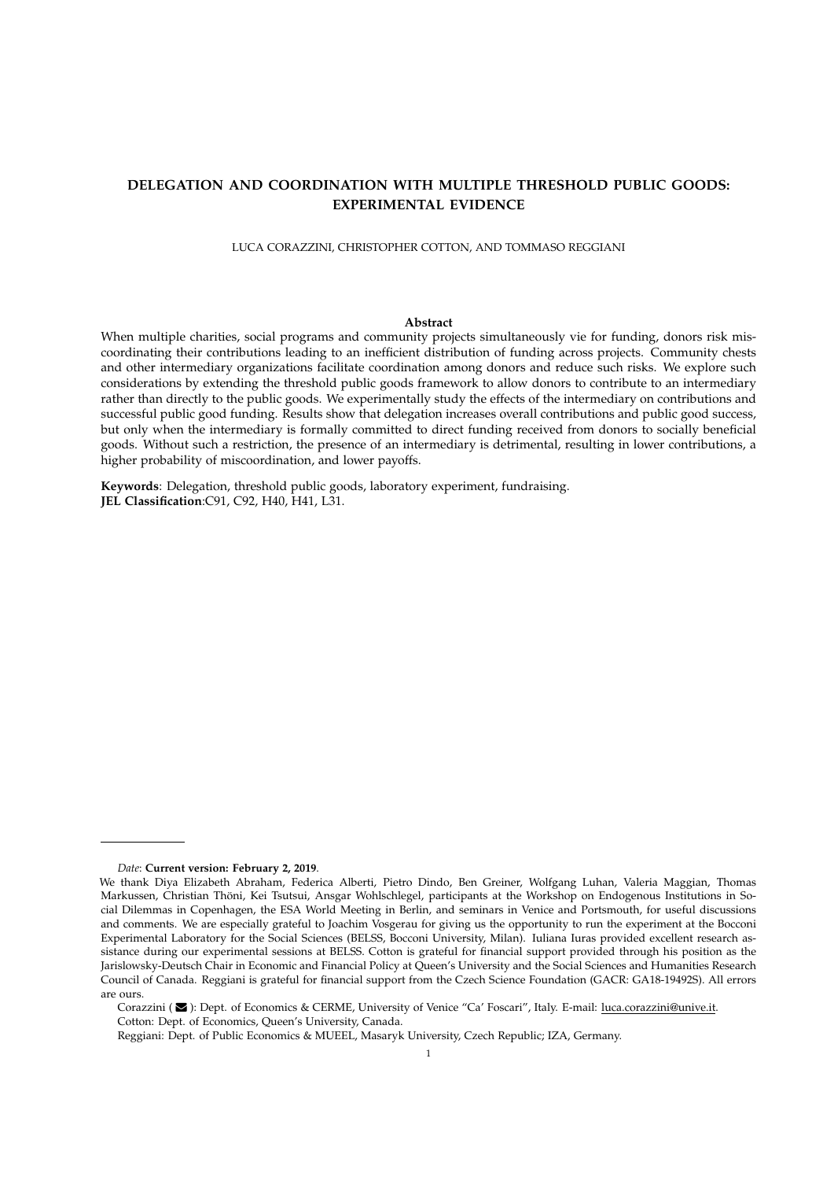# DELEGATION AND COORDINATION WITH MULTIPLE THRESHOLD PUBLIC GOODS: EXPERIMENTAL EVIDENCE

LUCA CORAZZINI, CHRISTOPHER COTTON, AND TOMMASO REGGIANI

**Abstract**

When multiple charities, social programs and community projects simultaneously vie for funding, donors risk miscoordinating their contributions leading to an inefficient distribution of funding across projects. Community chests and other intermediary organizations facilitate coordination among donors and reduce such risks. We explore such considerations by extending the threshold public goods framework to allow donors to contribute to an intermediary rather than directly to the public goods. We experimentally study the effects of the intermediary on contributions and successful public good funding. Results show that delegation increases overall contributions and public good success, but only when the intermediary is formally committed to direct funding received from donors to socially beneficial goods. Without such a restriction, the presence of an intermediary is detrimental, resulting in lower contributions, a higher probability of miscoordination, and lower payoffs.

**Keywords**: Delegation, threshold public goods, laboratory experiment, fundraising.
**JEL Classification**:C91, C92, H40, H41, L31.

---

*Date*: **Current version: February 2, 2019**.

We thank Diya Elizabeth Abraham, Federica Alberti, Pietro Dindo, Ben Greiner, Wolfgang Luhan, Valeria Maggian, Thomas Markussen, Christian Thöni, Kei Tsutsui, Ansgar Wohlschlegel, participants at the Workshop on Endogenous Institutions in Social Dilemmas in Copenhagen, the ESA World Meeting in Berlin, and seminars in Venice and Portsmouth, for useful discussions and comments. We are especially grateful to Joachim Vosgerau for giving us the opportunity to run the experiment at the Bocconi Experimental Laboratory for the Social Sciences (BELSS, Bocconi University, Milan). Iuliana Iuras provided excellent research assistance during our experimental sessions at BELSS. Cotton is grateful for financial support provided through his position as the Jarislowsky-Deutsch Chair in Economic and Financial Policy at Queen's University and the Social Sciences and Humanities Research Council of Canada. Reggiani is grateful for financial support from the Czech Science Foundation (GACR: GA18-19492S). All errors are ours.

Corazzini (✉): Dept. of Economics & CERME, University of Venice "Ca' Foscari", Italy. E-mail: luca.corazzini@unive.it.

Cotton: Dept. of Economics, Queen's University, Canada.

Reggiani: Dept. of Public Economics & MUEEL, Masaryk University, Czech Republic; IZA, Germany.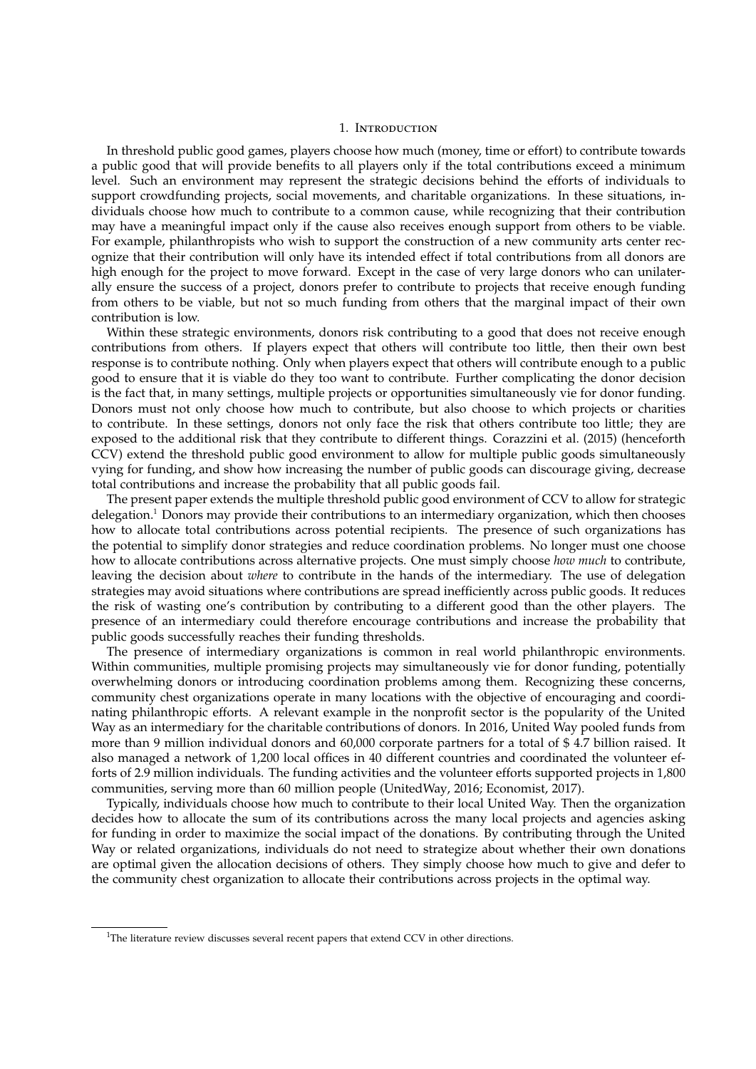# 1. Introduction

In threshold public good games, players choose how much (money, time or effort) to contribute towards a public good that will provide benefits to all players only if the total contributions exceed a minimum level. Such an environment may represent the strategic decisions behind the efforts of individuals to support crowdfunding projects, social movements, and charitable organizations. In these situations, individuals choose how much to contribute to a common cause, while recognizing that their contribution may have a meaningful impact only if the cause also receives enough support from others to be viable. For example, philanthropists who wish to support the construction of a new community arts center recognize that their contribution will only have its intended effect if total contributions from all donors are high enough for the project to move forward. Except in the case of very large donors who can unilaterally ensure the success of a project, donors prefer to contribute to projects that receive enough funding from others to be viable, but not so much funding from others that the marginal impact of their own contribution is low.

Within these strategic environments, donors risk contributing to a good that does not receive enough contributions from others. If players expect that others will contribute too little, then their own best response is to contribute nothing. Only when players expect that others will contribute enough to a public good to ensure that it is viable do they too want to contribute. Further complicating the donor decision is the fact that, in many settings, multiple projects or opportunities simultaneously vie for donor funding. Donors must not only choose how much to contribute, but also choose to which projects or charities to contribute. In these settings, donors not only face the risk that others contribute too little; they are exposed to the additional risk that they contribute to different things. Corazzini et al. (2015) (henceforth CCV) extend the threshold public good environment to allow for multiple public goods simultaneously vying for funding, and show how increasing the number of public goods can discourage giving, decrease total contributions and increase the probability that all public goods fail.

The present paper extends the multiple threshold public good environment of CCV to allow for strategic delegation.[1] Donors may provide their contributions to an intermediary organization, which then chooses how to allocate total contributions across potential recipients. The presence of such organizations has the potential to simplify donor strategies and reduce coordination problems. No longer must one choose how to allocate contributions across alternative projects. One must simply choose *how much* to contribute, leaving the decision about *where* to contribute in the hands of the intermediary. The use of delegation strategies may avoid situations where contributions are spread inefficiently across public goods. It reduces the risk of wasting one's contribution by contributing to a different good than the other players. The presence of an intermediary could therefore encourage contributions and increase the probability that public goods successfully reaches their funding thresholds.

The presence of intermediary organizations is common in real world philanthropic environments. Within communities, multiple promising projects may simultaneously vie for donor funding, potentially overwhelming donors or introducing coordination problems among them. Recognizing these concerns, community chest organizations operate in many locations with the objective of encouraging and coordinating philanthropic efforts. A relevant example in the nonprofit sector is the popularity of the United Way as an intermediary for the charitable contributions of donors. In 2016, United Way pooled funds from more than 9 million individual donors and 60,000 corporate partners for a total of \$ 4.7 billion raised. It also managed a network of 1,200 local offices in 40 different countries and coordinated the volunteer efforts of 2.9 million individuals. The funding activities and the volunteer efforts supported projects in 1,800 communities, serving more than 60 million people (UnitedWay, 2016; Economist, 2017).

Typically, individuals choose how much to contribute to their local United Way. Then the organization decides how to allocate the sum of its contributions across the many local projects and agencies asking for funding in order to maximize the social impact of the donations. By contributing through the United Way or related organizations, individuals do not need to strategize about whether their own donations are optimal given the allocation decisions of others. They simply choose how much to give and defer to the community chest organization to allocate their contributions across projects in the optimal way.

[1] The literature review discusses several recent papers that extend CCV in other directions.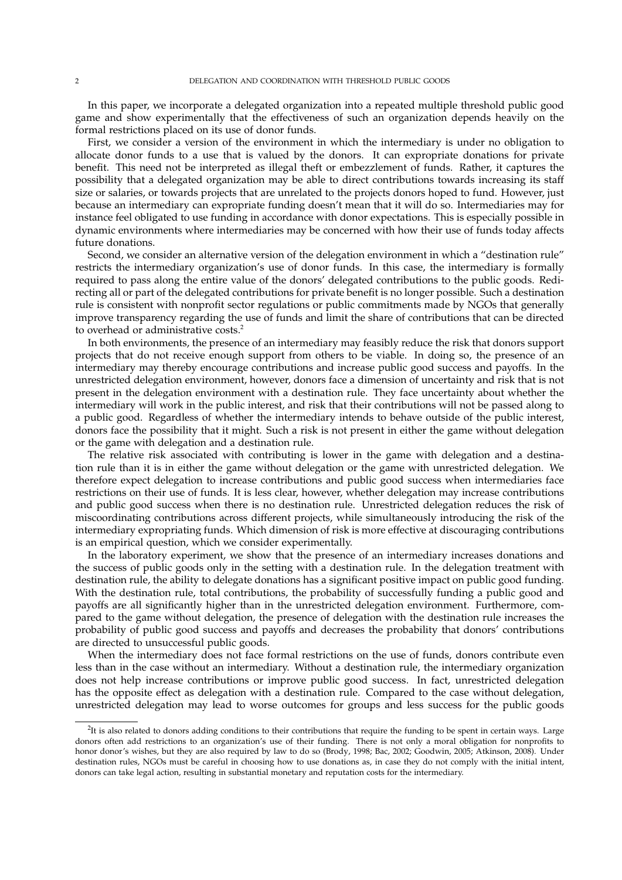In this paper, we incorporate a delegated organization into a repeated multiple threshold public good game and show experimentally that the effectiveness of such an organization depends heavily on the formal restrictions placed on its use of donor funds.

First, we consider a version of the environment in which the intermediary is under no obligation to allocate donor funds to a use that is valued by the donors. It can expropriate donations for private benefit. This need not be interpreted as illegal theft or embezzlement of funds. Rather, it captures the possibility that a delegated organization may be able to direct contributions towards increasing its staff size or salaries, or towards projects that are unrelated to the projects donors hoped to fund. However, just because an intermediary can expropriate funding doesn't mean that it will do so. Intermediaries may for instance feel obligated to use funding in accordance with donor expectations. This is especially possible in dynamic environments where intermediaries may be concerned with how their use of funds today affects future donations.

Second, we consider an alternative version of the delegation environment in which a "destination rule" restricts the intermediary organization's use of donor funds. In this case, the intermediary is formally required to pass along the entire value of the donors' delegated contributions to the public goods. Redirecting all or part of the delegated contributions for private benefit is no longer possible. Such a destination rule is consistent with nonprofit sector regulations or public commitments made by NGOs that generally improve transparency regarding the use of funds and limit the share of contributions that can be directed to overhead or administrative costs.[2]

In both environments, the presence of an intermediary may feasibly reduce the risk that donors support projects that do not receive enough support from others to be viable. In doing so, the presence of an intermediary may thereby encourage contributions and increase public good success and payoffs. In the unrestricted delegation environment, however, donors face a dimension of uncertainty and risk that is not present in the delegation environment with a destination rule. They face uncertainty about whether the intermediary will work in the public interest, and risk that their contributions will not be passed along to a public good. Regardless of whether the intermediary intends to behave outside of the public interest, donors face the possibility that it might. Such a risk is not present in either the game without delegation or the game with delegation and a destination rule.

The relative risk associated with contributing is lower in the game with delegation and a destination rule than it is in either the game without delegation or the game with unrestricted delegation. We therefore expect delegation to increase contributions and public good success when intermediaries face restrictions on their use of funds. It is less clear, however, whether delegation may increase contributions and public good success when there is no destination rule. Unrestricted delegation reduces the risk of miscoordinating contributions across different projects, while simultaneously introducing the risk of the intermediary expropriating funds. Which dimension of risk is more effective at discouraging contributions is an empirical question, which we consider experimentally.

In the laboratory experiment, we show that the presence of an intermediary increases donations and the success of public goods only in the setting with a destination rule. In the delegation treatment with destination rule, the ability to delegate donations has a significant positive impact on public good funding. With the destination rule, total contributions, the probability of successfully funding a public good and payoffs are all significantly higher than in the unrestricted delegation environment. Furthermore, compared to the game without delegation, the presence of delegation with the destination rule increases the probability of public good success and payoffs and decreases the probability that donors' contributions are directed to unsuccessful public goods.

When the intermediary does not face formal restrictions on the use of funds, donors contribute even less than in the case without an intermediary. Without a destination rule, the intermediary organization does not help increase contributions or improve public good success. In fact, unrestricted delegation has the opposite effect as delegation with a destination rule. Compared to the case without delegation, unrestricted delegation may lead to worse outcomes for groups and less success for the public goods

[2] It is also related to donors adding conditions to their contributions that require the funding to be spent in certain ways. Large donors often add restrictions to an organization's use of their funding. There is not only a moral obligation for nonprofits to honor donor's wishes, but they are also required by law to do so (Brody, 1998; Bac, 2002; Goodwin, 2005; Atkinson, 2008). Under destination rules, NGOs must be careful in choosing how to use donations as, in case they do not comply with the initial intent, donors can take legal action, resulting in substantial monetary and reputation costs for the intermediary.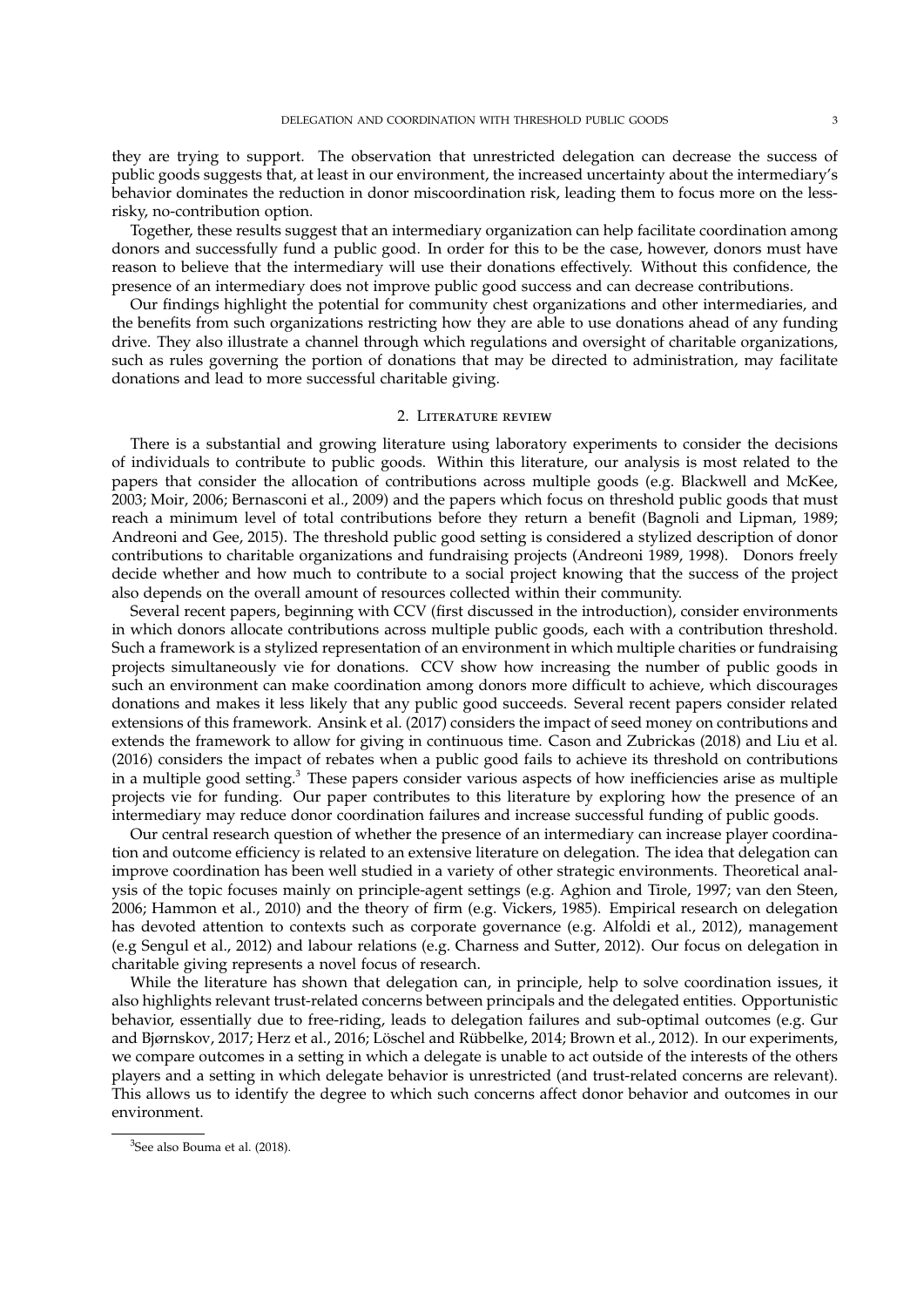they are trying to support. The observation that unrestricted delegation can decrease the success of public goods suggests that, at least in our environment, the increased uncertainty about the intermediary's behavior dominates the reduction in donor miscoordination risk, leading them to focus more on the less-risky, no-contribution option.

Together, these results suggest that an intermediary organization can help facilitate coordination among donors and successfully fund a public good. In order for this to be the case, however, donors must have reason to believe that the intermediary will use their donations effectively. Without this confidence, the presence of an intermediary does not improve public good success and can decrease contributions.

Our findings highlight the potential for community chest organizations and other intermediaries, and the benefits from such organizations restricting how they are able to use donations ahead of any funding drive. They also illustrate a channel through which regulations and oversight of charitable organizations, such as rules governing the portion of donations that may be directed to administration, may facilitate donations and lead to more successful charitable giving.

## 2. Literature review

There is a substantial and growing literature using laboratory experiments to consider the decisions of individuals to contribute to public goods. Within this literature, our analysis is most related to the papers that consider the allocation of contributions across multiple goods (e.g. Blackwell and McKee, 2003; Moir, 2006; Bernasconi et al., 2009) and the papers which focus on threshold public goods that must reach a minimum level of total contributions before they return a benefit (Bagnoli and Lipman, 1989; Andreoni and Gee, 2015). The threshold public good setting is considered a stylized description of donor contributions to charitable organizations and fundraising projects (Andreoni 1989, 1998). Donors freely decide whether and how much to contribute to a social project knowing that the success of the project also depends on the overall amount of resources collected within their community.

Several recent papers, beginning with CCV (first discussed in the introduction), consider environments in which donors allocate contributions across multiple public goods, each with a contribution threshold. Such a framework is a stylized representation of an environment in which multiple charities or fundraising projects simultaneously vie for donations. CCV show how increasing the number of public goods in such an environment can make coordination among donors more difficult to achieve, which discourages donations and makes it less likely that any public good succeeds. Several recent papers consider related extensions of this framework. Ansink et al. (2017) considers the impact of seed money on contributions and extends the framework to allow for giving in continuous time. Cason and Zubrickas (2018) and Liu et al. (2016) considers the impact of rebates when a public good fails to achieve its threshold on contributions in a multiple good setting.[3] These papers consider various aspects of how inefficiencies arise as multiple projects vie for funding. Our paper contributes to this literature by exploring how the presence of an intermediary may reduce donor coordination failures and increase successful funding of public goods.

Our central research question of whether the presence of an intermediary can increase player coordination and outcome efficiency is related to an extensive literature on delegation. The idea that delegation can improve coordination has been well studied in a variety of other strategic environments. Theoretical analysis of the topic focuses mainly on principle-agent settings (e.g. Aghion and Tirole, 1997; van den Steen, 2006; Hammon et al., 2010) and the theory of firm (e.g. Vickers, 1985). Empirical research on delegation has devoted attention to contexts such as corporate governance (e.g. Alfoldi et al., 2012), management (e.g Sengul et al., 2012) and labour relations (e.g. Charness and Sutter, 2012). Our focus on delegation in charitable giving represents a novel focus of research.

While the literature has shown that delegation can, in principle, help to solve coordination issues, it also highlights relevant trust-related concerns between principals and the delegated entities. Opportunistic behavior, essentially due to free-riding, leads to delegation failures and sub-optimal outcomes (e.g. Gur and Bjørnskov, 2017; Herz et al., 2016; Löschel and Rübbelke, 2014; Brown et al., 2012). In our experiments, we compare outcomes in a setting in which a delegate is unable to act outside of the interests of the others players and a setting in which delegate behavior is unrestricted (and trust-related concerns are relevant). This allows us to identify the degree to which such concerns affect donor behavior and outcomes in our environment.

[3] See also Bouma et al. (2018).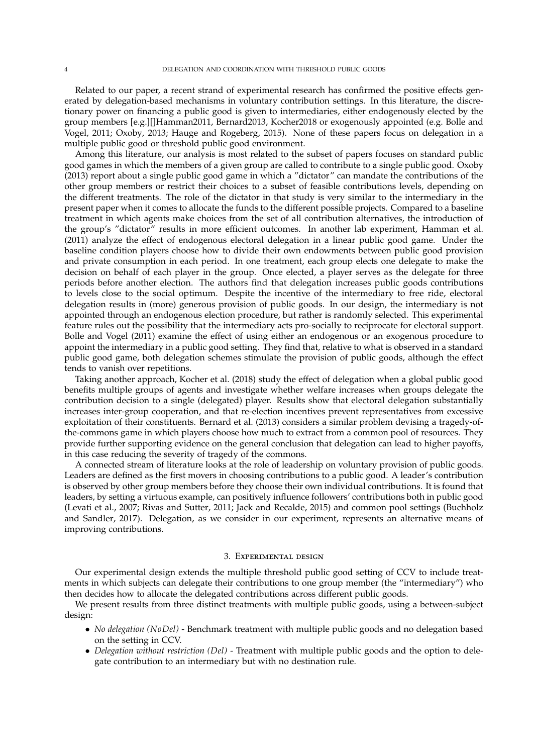Related to our paper, a recent strand of experimental research has confirmed the positive effects generated by delegation-based mechanisms in voluntary contribution settings. In this literature, the discretionary power on financing a public good is given to intermediaries, either endogenously elected by the group members [e.g.][]Hamman2011, Bernard2013, Kocher2018 or exogenously appointed (e.g. Bolle and Vogel, 2011; Oxoby, 2013; Hauge and Rogeberg, 2015). None of these papers focus on delegation in a multiple public good or threshold public good environment.

Among this literature, our analysis is most related to the subset of papers focuses on standard public good games in which the members of a given group are called to contribute to a single public good. Oxoby (2013) report about a single public good game in which a "dictator" can mandate the contributions of the other group members or restrict their choices to a subset of feasible contributions levels, depending on the different treatments. The role of the dictator in that study is very similar to the intermediary in the present paper when it comes to allocate the funds to the different possible projects. Compared to a baseline treatment in which agents make choices from the set of all contribution alternatives, the introduction of the group's "dictator" results in more efficient outcomes. In another lab experiment, Hamman et al. (2011) analyze the effect of endogenous electoral delegation in a linear public good game. Under the baseline condition players choose how to divide their own endowments between public good provision and private consumption in each period. In one treatment, each group elects one delegate to make the decision on behalf of each player in the group. Once elected, a player serves as the delegate for three periods before another election. The authors find that delegation increases public goods contributions to levels close to the social optimum. Despite the incentive of the intermediary to free ride, electoral delegation results in (more) generous provision of public goods. In our design, the intermediary is not appointed through an endogenous election procedure, but rather is randomly selected. This experimental feature rules out the possibility that the intermediary acts pro-socially to reciprocate for electoral support. Bolle and Vogel (2011) examine the effect of using either an endogenous or an exogenous procedure to appoint the intermediary in a public good setting. They find that, relative to what is observed in a standard public good game, both delegation schemes stimulate the provision of public goods, although the effect tends to vanish over repetitions.

Taking another approach, Kocher et al. (2018) study the effect of delegation when a global public good benefits multiple groups of agents and investigate whether welfare increases when groups delegate the contribution decision to a single (delegated) player. Results show that electoral delegation substantially increases inter-group cooperation, and that re-election incentives prevent representatives from excessive exploitation of their constituents. Bernard et al. (2013) considers a similar problem devising a tragedy-of-the-commons game in which players choose how much to extract from a common pool of resources. They provide further supporting evidence on the general conclusion that delegation can lead to higher payoffs, in this case reducing the severity of tragedy of the commons.

A connected stream of literature looks at the role of leadership on voluntary provision of public goods. Leaders are defined as the first movers in choosing contributions to a public good. A leader's contribution is observed by other group members before they choose their own individual contributions. It is found that leaders, by setting a virtuous example, can positively influence followers' contributions both in public good (Levati et al., 2007; Rivas and Sutter, 2011; Jack and Recalde, 2015) and common pool settings (Buchholz and Sandler, 2017). Delegation, as we consider in our experiment, represents an alternative means of improving contributions.

## 3. Experimental design

Our experimental design extends the multiple threshold public good setting of CCV to include treatments in which subjects can delegate their contributions to one group member (the "intermediary") who then decides how to allocate the delegated contributions across different public goods.

We present results from three distinct treatments with multiple public goods, using a between-subject design:

- *No delegation (NoDel)* - Benchmark treatment with multiple public goods and no delegation based on the setting in CCV.
- *Delegation without restriction (Del)* - Treatment with multiple public goods and the option to delegate contribution to an intermediary but with no destination rule.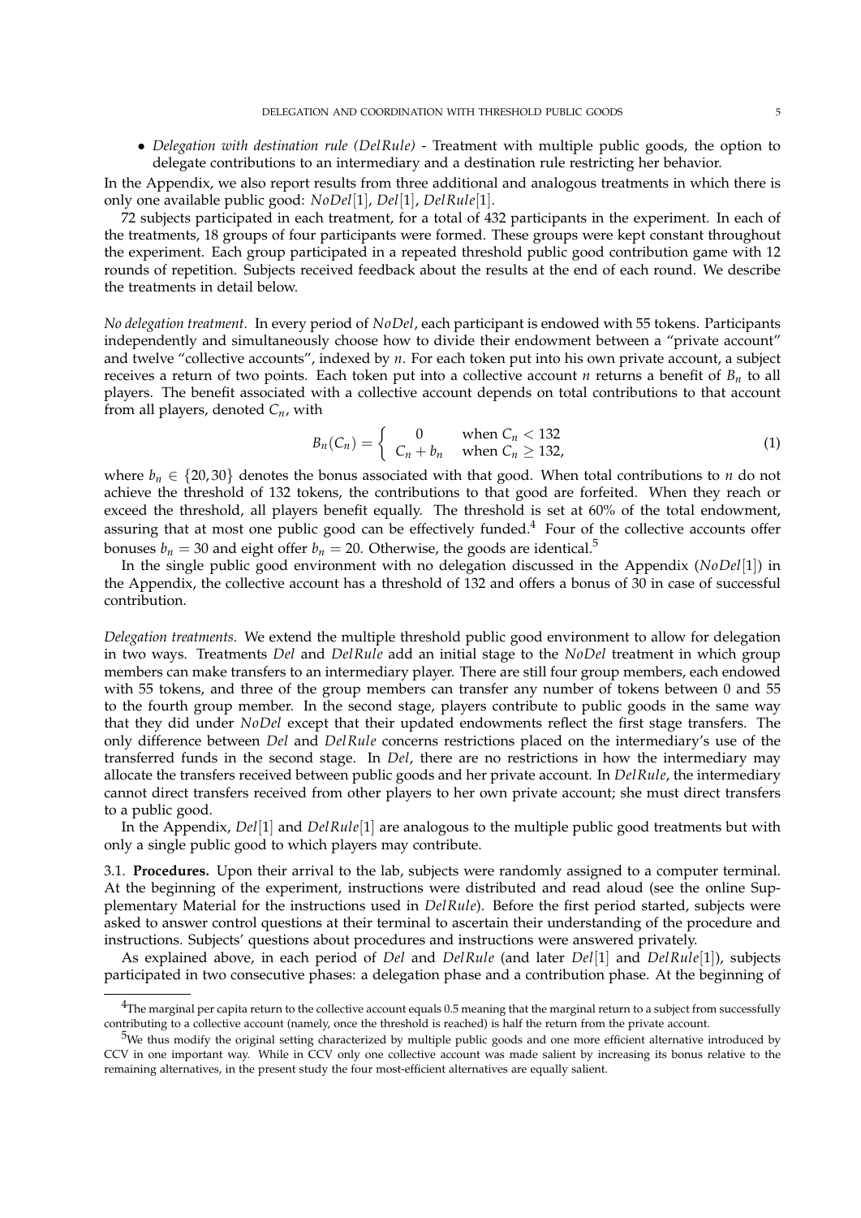- *Delegation with destination rule (DelRule)* - Treatment with multiple public goods, the option to delegate contributions to an intermediary and a destination rule restricting her behavior.

In the Appendix, we also report results from three additional and analogous treatments in which there is only one available public good: *NoDel*[1], *Del*[1], *DelRule*[1].

72 subjects participated in each treatment, for a total of 432 participants in the experiment. In each of the treatments, 18 groups of four participants were formed. These groups were kept constant throughout the experiment. Each group participated in a repeated threshold public good contribution game with 12 rounds of repetition. Subjects received feedback about the results at the end of each round. We describe the treatments in detail below.

*No delegation treatment.* In every period of *NoDel*, each participant is endowed with 55 tokens. Participants independently and simultaneously choose how to divide their endowment between a "private account" and twelve "collective accounts", indexed by $n$. For each token put into his own private account, a subject receives a return of two points. Each token put into a collective account $n$ returns a benefit of $B_n$ to all players. The benefit associated with a collective account depends on total contributions to that account from all players, denoted $C_n$, with

$$B_n(C_n) = \begin{cases} 0 & \text{when } C_n < 132 \\ C_n + b_n & \text{when } C_n \geq 132, \end{cases} \tag{1}$$

where $b_n \in \{20, 30\}$ denotes the bonus associated with that good. When total contributions to $n$ do not achieve the threshold of 132 tokens, the contributions to that good are forfeited. When they reach or exceed the threshold, all players benefit equally. The threshold is set at 60% of the total endowment, assuring that at most one public good can be effectively funded.[4] Four of the collective accounts offer bonuses $b_n = 30$ and eight offer $b_n = 20$. Otherwise, the goods are identical.[5]

In the single public good environment with no delegation discussed in the Appendix (*NoDel*[1]) in the Appendix, the collective account has a threshold of 132 and offers a bonus of 30 in case of successful contribution.

*Delegation treatments.* We extend the multiple threshold public good environment to allow for delegation in two ways. Treatments *Del* and *DelRule* add an initial stage to the *NoDel* treatment in which group members can make transfers to an intermediary player. There are still four group members, each endowed with 55 tokens, and three of the group members can transfer any number of tokens between 0 and 55 to the fourth group member. In the second stage, players contribute to public goods in the same way that they did under *NoDel* except that their updated endowments reflect the first stage transfers. The only difference between *Del* and *DelRule* concerns restrictions placed on the intermediary's use of the transferred funds in the second stage. In *Del*, there are no restrictions in how the intermediary may allocate the transfers received between public goods and her private account. In *DelRule*, the intermediary cannot direct transfers received from other players to her own private account; she must direct transfers to a public good.

In the Appendix, *Del*[1] and *DelRule*[1] are analogous to the multiple public good treatments but with only a single public good to which players may contribute.

3.1. **Procedures.** Upon their arrival to the lab, subjects were randomly assigned to a computer terminal. At the beginning of the experiment, instructions were distributed and read aloud (see the online Supplementary Material for the instructions used in *DelRule*). Before the first period started, subjects were asked to answer control questions at their terminal to ascertain their understanding of the procedure and instructions. Subjects' questions about procedures and instructions were answered privately.

As explained above, in each period of *Del* and *DelRule* (and later *Del*[1] and *DelRule*[1]), subjects participated in two consecutive phases: a delegation phase and a contribution phase. At the beginning of

[4]The marginal per capita return to the collective account equals 0.5 meaning that the marginal return to a subject from successfully contributing to a collective account (namely, once the threshold is reached) is half the return from the private account.

[5]We thus modify the original setting characterized by multiple public goods and one more efficient alternative introduced by CCV in one important way. While in CCV only one collective account was made salient by increasing its bonus relative to the remaining alternatives, in the present study the four most-efficient alternatives are equally salient.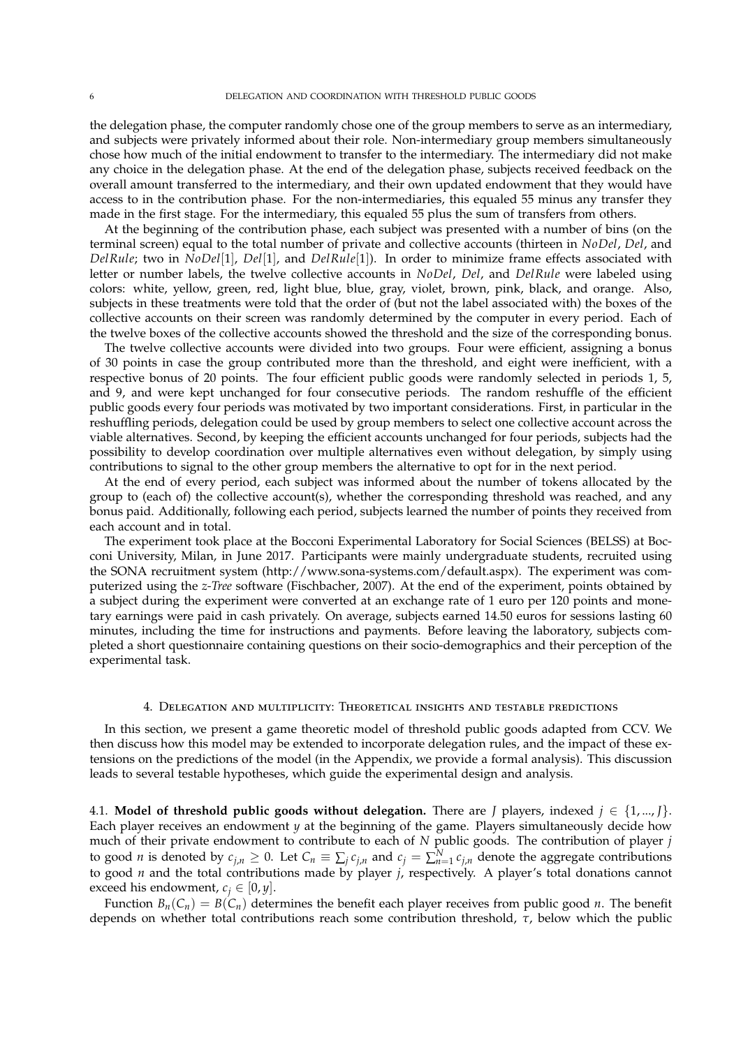the delegation phase, the computer randomly chose one of the group members to serve as an intermediary, and subjects were privately informed about their role. Non-intermediary group members simultaneously chose how much of the initial endowment to transfer to the intermediary. The intermediary did not make any choice in the delegation phase. At the end of the delegation phase, subjects received feedback on the overall amount transferred to the intermediary, and their own updated endowment that they would have access to in the contribution phase. For the non-intermediaries, this equaled 55 minus any transfer they made in the first stage. For the intermediary, this equaled 55 plus the sum of transfers from others.

At the beginning of the contribution phase, each subject was presented with a number of bins (on the terminal screen) equal to the total number of private and collective accounts (thirteen in *NoDel*, *Del*, and *DelRule*; two in *NoDel*[1], *Del*[1], and *DelRule*[1]). In order to minimize frame effects associated with letter or number labels, the twelve collective accounts in *NoDel*, *Del*, and *DelRule* were labeled using colors: white, yellow, green, red, light blue, blue, gray, violet, brown, pink, black, and orange. Also, subjects in these treatments were told that the order of (but not the label associated with) the boxes of the collective accounts on their screen was randomly determined by the computer in every period. Each of the twelve boxes of the collective accounts showed the threshold and the size of the corresponding bonus.

The twelve collective accounts were divided into two groups. Four were efficient, assigning a bonus of 30 points in case the group contributed more than the threshold, and eight were inefficient, with a respective bonus of 20 points. The four efficient public goods were randomly selected in periods 1, 5, and 9, and were kept unchanged for four consecutive periods. The random reshuffle of the efficient public goods every four periods was motivated by two important considerations. First, in particular in the reshuffling periods, delegation could be used by group members to select one collective account across the viable alternatives. Second, by keeping the efficient accounts unchanged for four periods, subjects had the possibility to develop coordination over multiple alternatives even without delegation, by simply using contributions to signal to the other group members the alternative to opt for in the next period.

At the end of every period, each subject was informed about the number of tokens allocated by the group to (each of) the collective account(s), whether the corresponding threshold was reached, and any bonus paid. Additionally, following each period, subjects learned the number of points they received from each account and in total.

The experiment took place at the Bocconi Experimental Laboratory for Social Sciences (BELSS) at Bocconi University, Milan, in June 2017. Participants were mainly undergraduate students, recruited using the SONA recruitment system (http://www.sona-systems.com/default.aspx). The experiment was computerized using the *z-Tree* software (Fischbacher, 2007). At the end of the experiment, points obtained by a subject during the experiment were converted at an exchange rate of 1 euro per 120 points and monetary earnings were paid in cash privately. On average, subjects earned 14.50 euros for sessions lasting 60 minutes, including the time for instructions and payments. Before leaving the laboratory, subjects completed a short questionnaire containing questions on their socio-demographics and their perception of the experimental task.

## 4. Delegation and multiplicity: Theoretical insights and testable predictions

In this section, we present a game theoretic model of threshold public goods adapted from CCV. We then discuss how this model may be extended to incorporate delegation rules, and the impact of these extensions on the predictions of the model (in the Appendix, we provide a formal analysis). This discussion leads to several testable hypotheses, which guide the experimental design and analysis.

4.1. **Model of threshold public goods without delegation.** There are $J$ players, indexed $j \in \{1, ..., J\}$. Each player receives an endowment $y$ at the beginning of the game. Players simultaneously decide how much of their private endowment to contribute to each of $N$ public goods. The contribution of player $j$ to good $n$ is denoted by $c_{j,n} \geq 0$. Let $C_n \equiv \sum_j c_{j,n}$ and $c_j = \sum_{n=1}^{N} c_{j,n}$ denote the aggregate contributions to good $n$ and the total contributions made by player $j$, respectively. A player's total donations cannot exceed his endowment, $c_j \in [0, y]$.

Function $B_n(C_n) = B(C_n)$ determines the benefit each player receives from public good $n$. The benefit depends on whether total contributions reach some contribution threshold, $\tau$, below which the public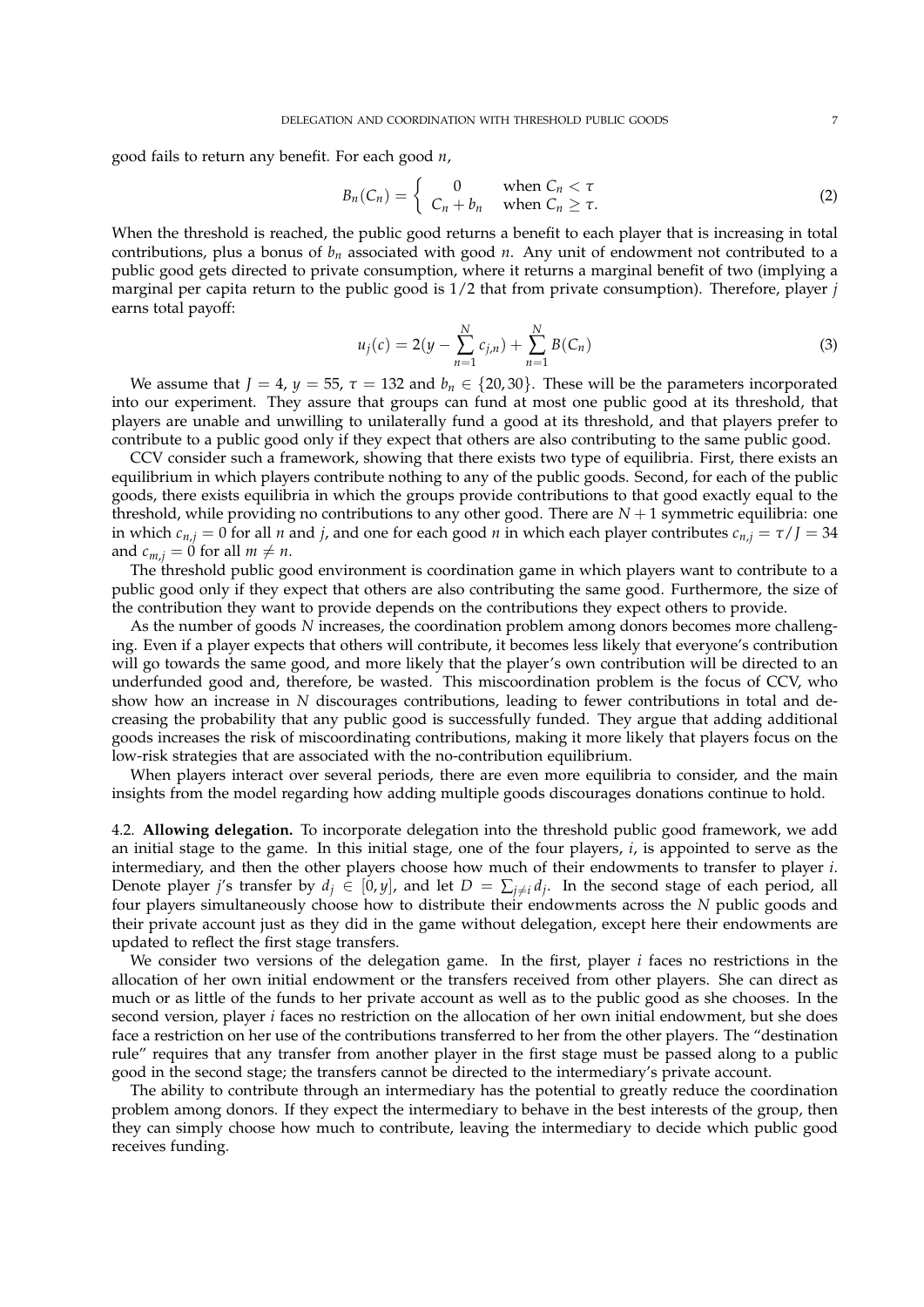good fails to return any benefit. For each good $n$,

$$B_n(C_n) = \begin{cases} 0 & \text{when } C_n < \tau \\ C_n + b_n & \text{when } C_n \geq \tau. \end{cases} \tag{2}$$

When the threshold is reached, the public good returns a benefit to each player that is increasing in total contributions, plus a bonus of $b_n$ associated with good $n$. Any unit of endowment not contributed to a public good gets directed to private consumption, where it returns a marginal benefit of two (implying a marginal per capita return to the public good is 1/2 that from private consumption). Therefore, player $j$ earns total payoff:

$$u_j(c) = 2(y - \sum_{n=1}^{N} c_{j,n}) + \sum_{n=1}^{N} B(C_n) \tag{3}$$

We assume that $J = 4$, $y = 55$, $\tau = 132$ and $b_n \in \{20, 30\}$. These will be the parameters incorporated into our experiment. They assure that groups can fund at most one public good at its threshold, that players are unable and unwilling to unilaterally fund a good at its threshold, and that players prefer to contribute to a public good only if they expect that others are also contributing to the same public good.

CCV consider such a framework, showing that there exists two type of equilibria. First, there exists an equilibrium in which players contribute nothing to any of the public goods. Second, for each of the public goods, there exists equilibria in which the groups provide contributions to that good exactly equal to the threshold, while providing no contributions to any other good. There are $N + 1$ symmetric equilibria: one in which $c_{n,j} = 0$ for all $n$ and $j$, and one for each good $n$ in which each player contributes $c_{n,j} = \tau/J = 34$ and $c_{m,j} = 0$ for all $m \neq n$.

The threshold public good environment is coordination game in which players want to contribute to a public good only if they expect that others are also contributing the same good. Furthermore, the size of the contribution they want to provide depends on the contributions they expect others to provide.

As the number of goods $N$ increases, the coordination problem among donors becomes more challenging. Even if a player expects that others will contribute, it becomes less likely that everyone's contribution will go towards the same good, and more likely that the player's own contribution will be directed to an underfunded good and, therefore, be wasted. This miscoordination problem is the focus of CCV, who show how an increase in $N$ discourages contributions, leading to fewer contributions in total and decreasing the probability that any public good is successfully funded. They argue that adding additional goods increases the risk of miscoordinating contributions, making it more likely that players focus on the low-risk strategies that are associated with the no-contribution equilibrium.

When players interact over several periods, there are even more equilibria to consider, and the main insights from the model regarding how adding multiple goods discourages donations continue to hold.

4.2. **Allowing delegation.** To incorporate delegation into the threshold public good framework, we add an initial stage to the game. In this initial stage, one of the four players, $i$, is appointed to serve as the intermediary, and then the other players choose how much of their endowments to transfer to player $i$. Denote player $j$'s transfer by $d_j \in [0, y]$, and let $D = \sum_{j \neq i} d_j$. In the second stage of each period, all four players simultaneously choose how to distribute their endowments across the $N$ public goods and their private account just as they did in the game without delegation, except here their endowments are updated to reflect the first stage transfers.

We consider two versions of the delegation game. In the first, player $i$ faces no restrictions in the allocation of her own initial endowment or the transfers received from other players. She can direct as much or as little of the funds to her private account as well as to the public good as she chooses. In the second version, player $i$ faces no restriction on the allocation of her own initial endowment, but she does face a restriction on her use of the contributions transferred to her from the other players. The "destination rule" requires that any transfer from another player in the first stage must be passed along to a public good in the second stage; the transfers cannot be directed to the intermediary's private account.

The ability to contribute through an intermediary has the potential to greatly reduce the coordination problem among donors. If they expect the intermediary to behave in the best interests of the group, then they can simply choose how much to contribute, leaving the intermediary to decide which public good receives funding.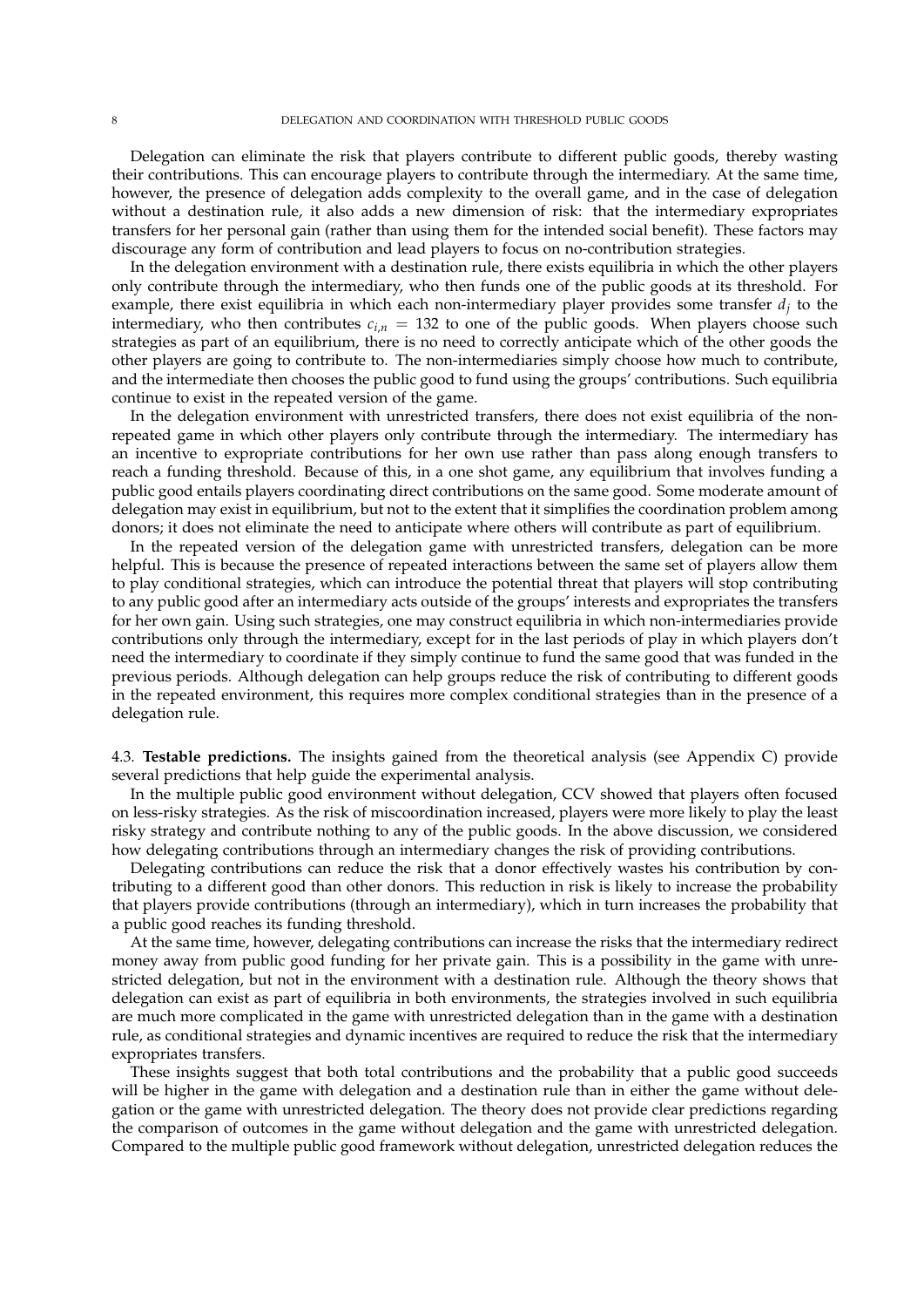Delegation can eliminate the risk that players contribute to different public goods, thereby wasting their contributions. This can encourage players to contribute through the intermediary. At the same time, however, the presence of delegation adds complexity to the overall game, and in the case of delegation without a destination rule, it also adds a new dimension of risk: that the intermediary expropriates transfers for her personal gain (rather than using them for the intended social benefit). These factors may discourage any form of contribution and lead players to focus on no-contribution strategies.

In the delegation environment with a destination rule, there exists equilibria in which the other players only contribute through the intermediary, who then funds one of the public goods at its threshold. For example, there exist equilibria in which each non-intermediary player provides some transfer $d_j$ to the intermediary, who then contributes $c_{i,n} = 132$ to one of the public goods. When players choose such strategies as part of an equilibrium, there is no need to correctly anticipate which of the other goods the other players are going to contribute to. The non-intermediaries simply choose how much to contribute, and the intermediate then chooses the public good to fund using the groups' contributions. Such equilibria continue to exist in the repeated version of the game.

In the delegation environment with unrestricted transfers, there does not exist equilibria of the non-repeated game in which other players only contribute through the intermediary. The intermediary has an incentive to expropriate contributions for her own use rather than pass along enough transfers to reach a funding threshold. Because of this, in a one shot game, any equilibrium that involves funding a public good entails players coordinating direct contributions on the same good. Some moderate amount of delegation may exist in equilibrium, but not to the extent that it simplifies the coordination problem among donors; it does not eliminate the need to anticipate where others will contribute as part of equilibrium.

In the repeated version of the delegation game with unrestricted transfers, delegation can be more helpful. This is because the presence of repeated interactions between the same set of players allow them to play conditional strategies, which can introduce the potential threat that players will stop contributing to any public good after an intermediary acts outside of the groups' interests and expropriates the transfers for her own gain. Using such strategies, one may construct equilibria in which non-intermediaries provide contributions only through the intermediary, except for in the last periods of play in which players don't need the intermediary to coordinate if they simply continue to fund the same good that was funded in the previous periods. Although delegation can help groups reduce the risk of contributing to different goods in the repeated environment, this requires more complex conditional strategies than in the presence of a delegation rule.

### 4.3. **Testable predictions.**

The insights gained from the theoretical analysis (see Appendix C) provide several predictions that help guide the experimental analysis.

In the multiple public good environment without delegation, CCV showed that players often focused on less-risky strategies. As the risk of miscoordination increased, players were more likely to play the least risky strategy and contribute nothing to any of the public goods. In the above discussion, we considered how delegating contributions through an intermediary changes the risk of providing contributions.

Delegating contributions can reduce the risk that a donor effectively wastes his contribution by contributing to a different good than other donors. This reduction in risk is likely to increase the probability that players provide contributions (through an intermediary), which in turn increases the probability that a public good reaches its funding threshold.

At the same time, however, delegating contributions can increase the risks that the intermediary redirect money away from public good funding for her private gain. This is a possibility in the game with unrestricted delegation, but not in the environment with a destination rule. Although the theory shows that delegation can exist as part of equilibria in both environments, the strategies involved in such equilibria are much more complicated in the game with unrestricted delegation than in the game with a destination rule, as conditional strategies and dynamic incentives are required to reduce the risk that the intermediary expropriates transfers.

These insights suggest that both total contributions and the probability that a public good succeeds will be higher in the game with delegation and a destination rule than in either the game without delegation or the game with unrestricted delegation. The theory does not provide clear predictions regarding the comparison of outcomes in the game without delegation and the game with unrestricted delegation. Compared to the multiple public good framework without delegation, unrestricted delegation reduces the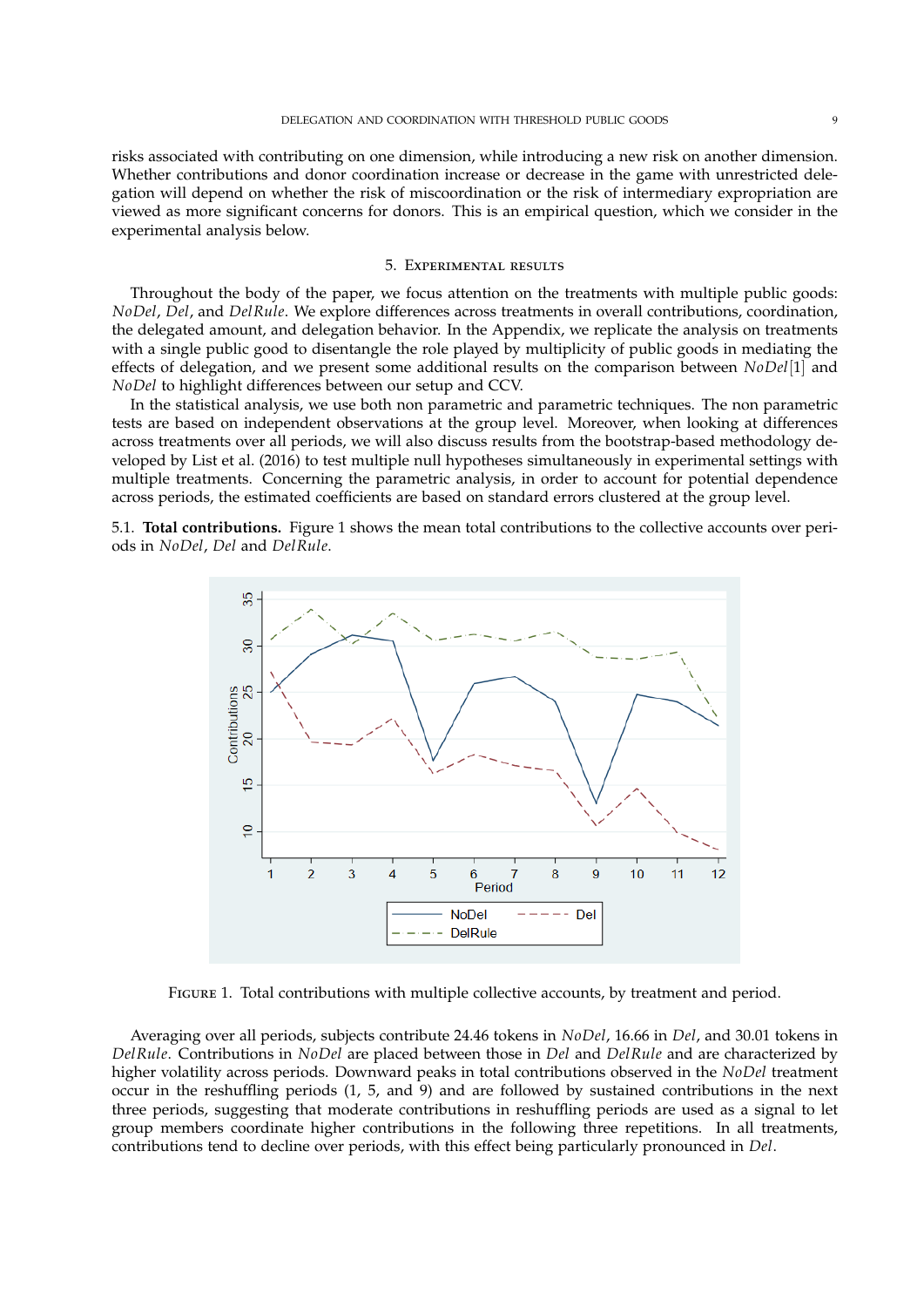risks associated with contributing on one dimension, while introducing a new risk on another dimension. Whether contributions and donor coordination increase or decrease in the game with unrestricted delegation will depend on whether the risk of miscoordination or the risk of intermediary expropriation are viewed as more significant concerns for donors. This is an empirical question, which we consider in the experimental analysis below.

## 5. Experimental results

Throughout the body of the paper, we focus attention on the treatments with multiple public goods: *NoDel*, *Del*, and *DelRule*. We explore differences across treatments in overall contributions, coordination, the delegated amount, and delegation behavior. In the Appendix, we replicate the analysis on treatments with a single public good to disentangle the role played by multiplicity of public goods in mediating the effects of delegation, and we present some additional results on the comparison between *NoDel*[1] and *NoDel* to highlight differences between our setup and CCV.

In the statistical analysis, we use both non parametric and parametric techniques. The non parametric tests are based on independent observations at the group level. Moreover, when looking at differences across treatments over all periods, we will also discuss results from the bootstrap-based methodology developed by List et al. (2016) to test multiple null hypotheses simultaneously in experimental settings with multiple treatments. Concerning the parametric analysis, in order to account for potential dependence across periods, the estimated coefficients are based on standard errors clustered at the group level.

5.1. **Total contributions.** Figure 1 shows the mean total contributions to the collective accounts over periods in *NoDel*, *Del* and *DelRule*.

Figure 1. Total contributions with multiple collective accounts, by treatment and period.

Averaging over all periods, subjects contribute 24.46 tokens in *NoDel*, 16.66 in *Del*, and 30.01 tokens in *DelRule*. Contributions in *NoDel* are placed between those in *Del* and *DelRule* and are characterized by higher volatility across periods. Downward peaks in total contributions observed in the *NoDel* treatment occur in the reshuffling periods (1, 5, and 9) and are followed by sustained contributions in the next three periods, suggesting that moderate contributions in reshuffling periods are used as a signal to let group members coordinate higher contributions in the following three repetitions. In all treatments, contributions tend to decline over periods, with this effect being particularly pronounced in *Del*.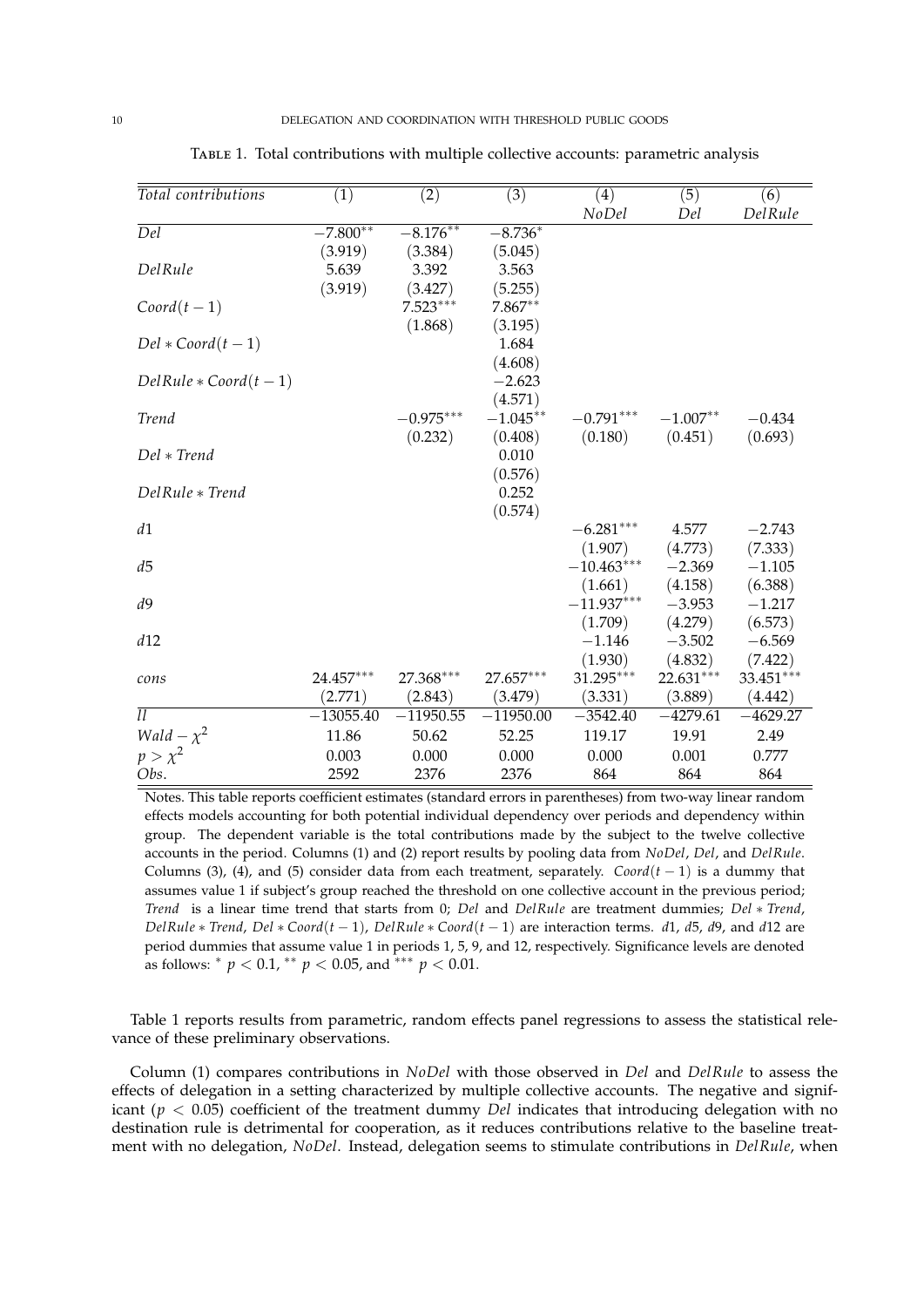TABLE 1. Total contributions with multiple collective accounts: parametric analysis

| *Total contributions* | (1) | (2) | (3) | (4) *NoDel* | (5) *Del* | (6) *DelRule* |
|---|---|---|---|---|---|---|
| *Del* | $-7.800^{**}$ | $-8.176^{**}$ | $-8.736^{*}$ | | | |
| | (3.919) | (3.384) | (5.045) | | | |
| *DelRule* | 5.639 | 3.392 | 3.563 | | | |
| | (3.919) | (3.427) | (5.255) | | | |
| $Coord(t-1)$ | | $7.523^{***}$ | $7.867^{**}$ | | | |
| | | (1.868) | (3.195) | | | |
| $Del * Coord(t-1)$ | | | 1.684 | | | |
| | | | (4.608) | | | |
| $DelRule * Coord(t-1)$ | | | $-2.623$ | | | |
| | | | (4.571) | | | |
| *Trend* | | $-0.975^{***}$ | $-1.045^{**}$ | $-0.791^{***}$ | $-1.007^{**}$ | $-0.434$ |
| | | (0.232) | (0.408) | (0.180) | (0.451) | (0.693) |
| $Del * Trend$ | | | 0.010 | | | |
| | | | (0.576) | | | |
| $DelRule * Trend$ | | | 0.252 | | | |
| | | | (0.574) | | | |
| $d1$ | | | | $-6.281^{***}$ | 4.577 | $-2.743$ |
| | | | | (1.907) | (4.773) | (7.333) |
| $d5$ | | | | $-10.463^{***}$ | $-2.369$ | $-1.105$ |
| | | | | (1.661) | (4.158) | (6.388) |
| $d9$ | | | | $-11.937^{***}$ | $-3.953$ | $-1.217$ |
| | | | | (1.709) | (4.279) | (6.573) |
| $d12$ | | | | $-1.146$ | $-3.502$ | $-6.569$ |
| | | | | (1.930) | (4.832) | (7.422) |
| *cons* | $24.457^{***}$ | $27.368^{***}$ | $27.657^{***}$ | $31.295^{***}$ | $22.631^{***}$ | $33.451^{***}$ |
| | (2.771) | (2.843) | (3.479) | (3.331) | (3.889) | (4.442) |
| *ll* | $-13055.40$ | $-11950.55$ | $-11950.00$ | $-3542.40$ | $-4279.61$ | $-4629.27$ |
| $Wald-\chi^2$ | 11.86 | 50.62 | 52.25 | 119.17 | 19.91 | 2.49 |
| $p > \chi^2$ | 0.003 | 0.000 | 0.000 | 0.000 | 0.001 | 0.777 |
| *Obs.* | 2592 | 2376 | 2376 | 864 | 864 | 864 |

Notes. This table reports coefficient estimates (standard errors in parentheses) from two-way linear random effects models accounting for both potential individual dependency over periods and dependency within group. The dependent variable is the total contributions made by the subject to the twelve collective accounts in the period. Columns (1) and (2) report results by pooling data from *NoDel*, *Del*, and *DelRule*. Columns (3), (4), and (5) consider data from each treatment, separately. $Coord(t-1)$ is a dummy that assumes value 1 if subject's group reached the threshold on one collective account in the previous period; *Trend* is a linear time trend that starts from 0; *Del* and *DelRule* are treatment dummies; $Del * Trend$, $DelRule * Trend$, $Del * Coord(t-1)$, $DelRule * Coord(t-1)$ are interaction terms. $d1$, $d5$, $d9$, and $d12$ are period dummies that assume value 1 in periods 1, 5, 9, and 12, respectively. Significance levels are denoted as follows: $^{*}$ $p < 0.1$, $^{**}$ $p < 0.05$, and $^{***}$ $p < 0.01$.

Table 1 reports results from parametric, random effects panel regressions to assess the statistical relevance of these preliminary observations.

Column (1) compares contributions in *NoDel* with those observed in *Del* and *DelRule* to assess the effects of delegation in a setting characterized by multiple collective accounts. The negative and significant ($p < 0.05$) coefficient of the treatment dummy *Del* indicates that introducing delegation with no destination rule is detrimental for cooperation, as it reduces contributions relative to the baseline treatment with no delegation, *NoDel*. Instead, delegation seems to stimulate contributions in *DelRule*, when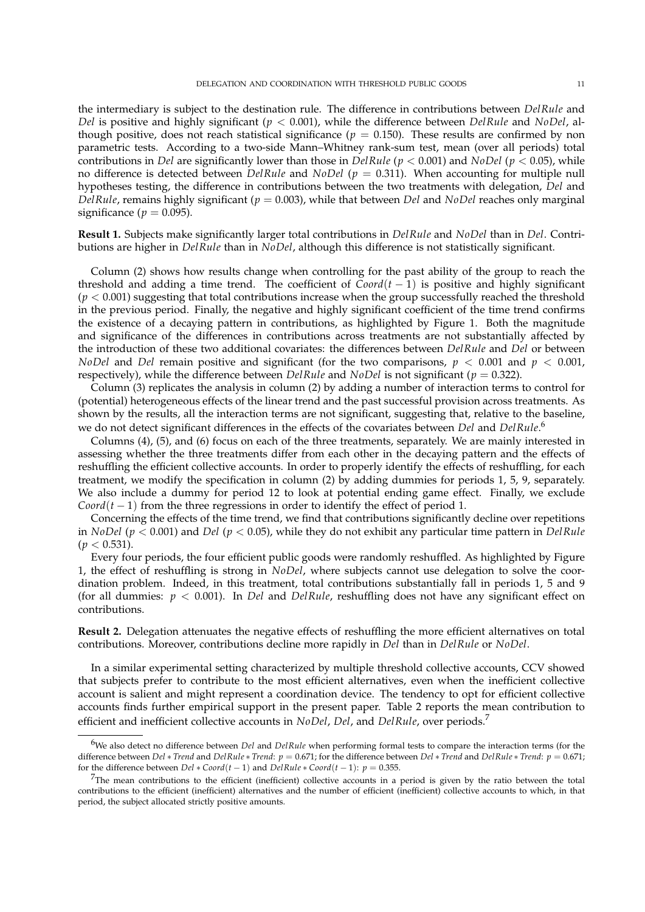the intermediary is subject to the destination rule. The difference in contributions between *DelRule* and *Del* is positive and highly significant ($p < 0.001$), while the difference between *DelRule* and *NoDel*, although positive, does not reach statistical significance ($p = 0.150$). These results are confirmed by non parametric tests. According to a two-side Mann–Whitney rank-sum test, mean (over all periods) total contributions in *Del* are significantly lower than those in *DelRule* ($p < 0.001$) and *NoDel* ($p < 0.05$), while no difference is detected between *DelRule* and *NoDel* ($p = 0.311$). When accounting for multiple null hypotheses testing, the difference in contributions between the two treatments with delegation, *Del* and *DelRule*, remains highly significant ($p = 0.003$), while that between *Del* and *NoDel* reaches only marginal significance ($p = 0.095$).

**Result 1.** Subjects make significantly larger total contributions in *DelRule* and *NoDel* than in *Del*. Contributions are higher in *DelRule* than in *NoDel*, although this difference is not statistically significant.

Column (2) shows how results change when controlling for the past ability of the group to reach the threshold and adding a time trend. The coefficient of $Coord(t-1)$ is positive and highly significant ($p < 0.001$) suggesting that total contributions increase when the group successfully reached the threshold in the previous period. Finally, the negative and highly significant coefficient of the time trend confirms the existence of a decaying pattern in contributions, as highlighted by Figure 1. Both the magnitude and significance of the differences in contributions across treatments are not substantially affected by the introduction of these two additional covariates: the differences between *DelRule* and *Del* or between *NoDel* and *Del* remain positive and significant (for the two comparisons, $p < 0.001$ and $p < 0.001$, respectively), while the difference between *DelRule* and *NoDel* is not significant ($p = 0.322$).

Column (3) replicates the analysis in column (2) by adding a number of interaction terms to control for (potential) heterogeneous effects of the linear trend and the past successful provision across treatments. As shown by the results, all the interaction terms are not significant, suggesting that, relative to the baseline, we do not detect significant differences in the effects of the covariates between *Del* and *DelRule*.[6]

Columns (4), (5), and (6) focus on each of the three treatments, separately. We are mainly interested in assessing whether the three treatments differ from each other in the decaying pattern and the effects of reshuffling the efficient collective accounts. In order to properly identify the effects of reshuffling, for each treatment, we modify the specification in column (2) by adding dummies for periods 1, 5, 9, separately. We also include a dummy for period 12 to look at potential ending game effect. Finally, we exclude $Coord(t-1)$ from the three regressions in order to identify the effect of period 1.

Concerning the effects of the time trend, we find that contributions significantly decline over repetitions in *NoDel* ($p < 0.001$) and *Del* ($p < 0.05$), while they do not exhibit any particular time pattern in *DelRule* ($p < 0.531$).

Every four periods, the four efficient public goods were randomly reshuffled. As highlighted by Figure 1, the effect of reshuffling is strong in *NoDel*, where subjects cannot use delegation to solve the coordination problem. Indeed, in this treatment, total contributions substantially fall in periods 1, 5 and 9 (for all dummies: $p < 0.001$). In *Del* and *DelRule*, reshuffling does not have any significant effect on contributions.

**Result 2.** Delegation attenuates the negative effects of reshuffling the more efficient alternatives on total contributions. Moreover, contributions decline more rapidly in *Del* than in *DelRule* or *NoDel*.

In a similar experimental setting characterized by multiple threshold collective accounts, CCV showed that subjects prefer to contribute to the most efficient alternatives, even when the inefficient collective account is salient and might represent a coordination device. The tendency to opt for efficient collective accounts finds further empirical support in the present paper. Table 2 reports the mean contribution to efficient and inefficient collective accounts in *NoDel*, *Del*, and *DelRule*, over periods.[7]

---

[6] We also detect no difference between *Del* and *DelRule* when performing formal tests to compare the interaction terms (for the difference between $Del * Trend$ and $DelRule * Trend$: $p = 0.671$; for the difference between $Del * Trend$ and $DelRule * Trend$: $p = 0.671$; for the difference between $Del * Coord(t-1)$ and $DelRule * Coord(t-1)$: $p = 0.355$.

[7] The mean contributions to the efficient (inefficient) collective accounts in a period is given by the ratio between the total contributions to the efficient (inefficient) alternatives and the number of efficient (inefficient) collective accounts to which, in that period, the subject allocated strictly positive amounts.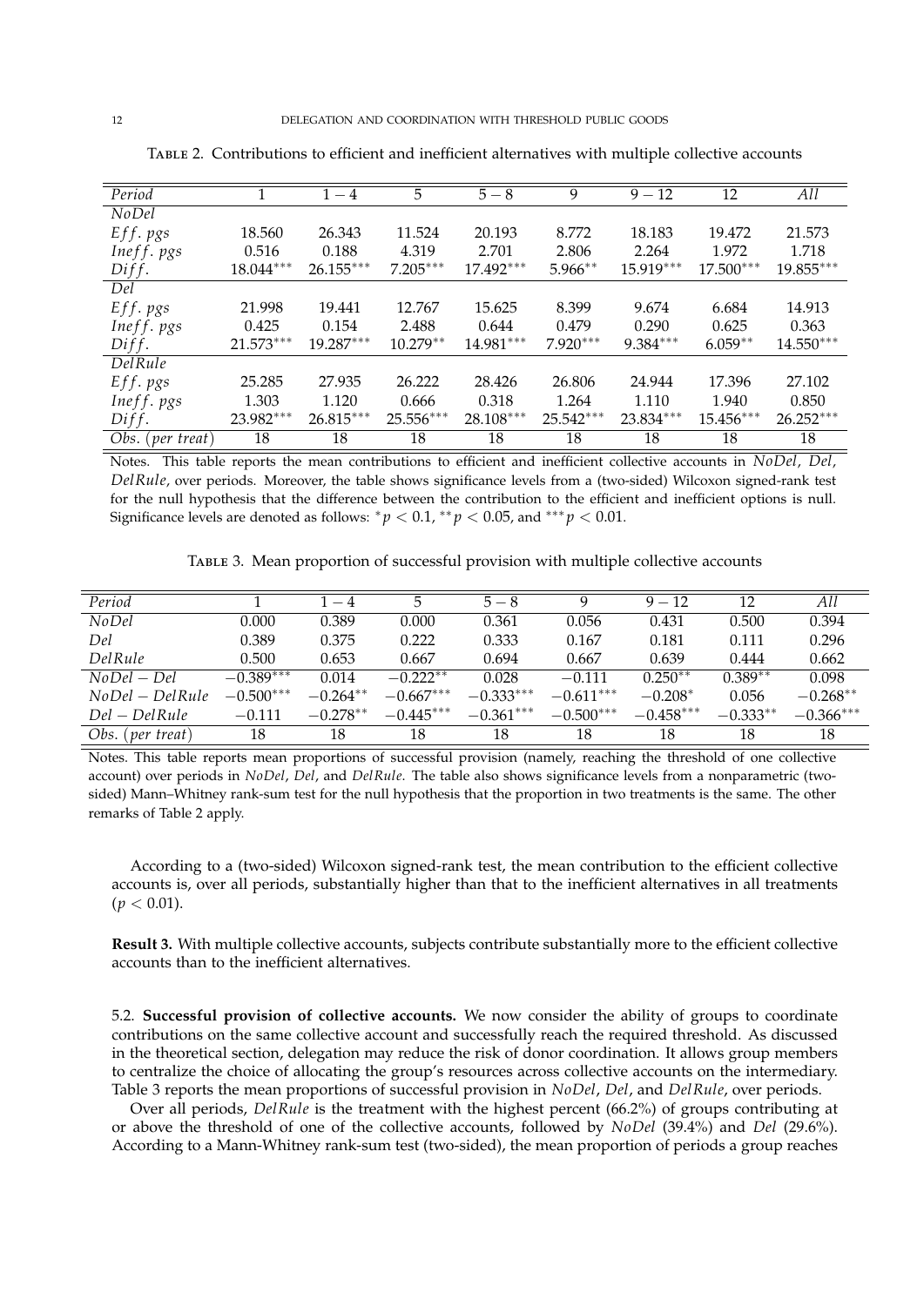Table 2. Contributions to efficient and inefficient alternatives with multiple collective accounts

| *Period* | 1 | $1-4$ | 5 | $5-8$ | 9 | $9-12$ | 12 | *All* |
|---|---|---|---|---|---|---|---|---|
| *NoDel* | | | | | | | | |
| *Eff. pgs* | 18.560 | 26.343 | 11.524 | 20.193 | 8.772 | 18.183 | 19.472 | 21.573 |
| *Ineff. pgs* | 0.516 | 0.188 | 4.319 | 2.701 | 2.806 | 2.264 | 1.972 | 1.718 |
| *Diff.* | $18.044^{***}$ | $26.155^{***}$ | $7.205^{***}$ | $17.492^{***}$ | $5.966^{**}$ | $15.919^{***}$ | $17.500^{***}$ | $19.855^{***}$ |
| *Del* | | | | | | | | |
| *Eff. pgs* | 21.998 | 19.441 | 12.767 | 15.625 | 8.399 | 9.674 | 6.684 | 14.913 |
| *Ineff. pgs* | 0.425 | 0.154 | 2.488 | 0.644 | 0.479 | 0.290 | 0.625 | 0.363 |
| *Diff.* | $21.573^{***}$ | $19.287^{***}$ | $10.279^{**}$ | $14.981^{***}$ | $7.920^{***}$ | $9.384^{***}$ | $6.059^{**}$ | $14.550^{***}$ |
| *DelRule* | | | | | | | | |
| *Eff. pgs* | 25.285 | 27.935 | 26.222 | 28.426 | 26.806 | 24.944 | 17.396 | 27.102 |
| *Ineff. pgs* | 1.303 | 1.120 | 0.666 | 0.318 | 1.264 | 1.110 | 1.940 | 0.850 |
| *Diff.* | $23.982^{***}$ | $26.815^{***}$ | $25.556^{***}$ | $28.108^{***}$ | $25.542^{***}$ | $23.834^{***}$ | $15.456^{***}$ | $26.252^{***}$ |
| *Obs. (per treat)* | 18 | 18 | 18 | 18 | 18 | 18 | 18 | 18 |

Notes. This table reports the mean contributions to efficient and inefficient collective accounts in *NoDel*, *Del*, *DelRule*, over periods. Moreover, the table shows significance levels from a (two-sided) Wilcoxon signed-rank test for the null hypothesis that the difference between the contribution to the efficient and inefficient options is null. Significance levels are denoted as follows: $^{*}p < 0.1$, $^{**}p < 0.05$, and $^{***}p < 0.01$.

Table 3. Mean proportion of successful provision with multiple collective accounts

| *Period* | 1 | $1-4$ | 5 | $5-8$ | 9 | $9-12$ | 12 | *All* |
|---|---|---|---|---|---|---|---|---|
| *NoDel* | 0.000 | 0.389 | 0.000 | 0.361 | 0.056 | 0.431 | 0.500 | 0.394 |
| *Del* | 0.389 | 0.375 | 0.222 | 0.333 | 0.167 | 0.181 | 0.111 | 0.296 |
| *DelRule* | 0.500 | 0.653 | 0.667 | 0.694 | 0.667 | 0.639 | 0.444 | 0.662 |
| *NoDel − Del* | $-0.389^{***}$ | 0.014 | $-0.222^{**}$ | 0.028 | $-0.111$ | $0.250^{**}$ | $0.389^{**}$ | 0.098 |
| *NoDel − DelRule* | $-0.500^{***}$ | $-0.264^{**}$ | $-0.667^{***}$ | $-0.333^{***}$ | $-0.611^{***}$ | $-0.208^{*}$ | 0.056 | $-0.268^{**}$ |
| *Del − DelRule* | $-0.111$ | $-0.278^{**}$ | $-0.445^{***}$ | $-0.361^{***}$ | $-0.500^{***}$ | $-0.458^{***}$ | $-0.333^{**}$ | $-0.366^{***}$ |
| *Obs. (per treat)* | 18 | 18 | 18 | 18 | 18 | 18 | 18 | 18 |

Notes. This table reports mean proportions of successful provision (namely, reaching the threshold of one collective account) over periods in *NoDel*, *Del*, and *DelRule*. The table also shows significance levels from a nonparametric (two-sided) Mann–Whitney rank-sum test for the null hypothesis that the proportion in two treatments is the same. The other remarks of Table 2 apply.

According to a (two-sided) Wilcoxon signed-rank test, the mean contribution to the efficient collective accounts is, over all periods, substantially higher than that to the inefficient alternatives in all treatments ($p < 0.01$).

**Result 3.** With multiple collective accounts, subjects contribute substantially more to the efficient collective accounts than to the inefficient alternatives.

5.2. **Successful provision of collective accounts.** We now consider the ability of groups to coordinate contributions on the same collective account and successfully reach the required threshold. As discussed in the theoretical section, delegation may reduce the risk of donor coordination. It allows group members to centralize the choice of allocating the group's resources across collective accounts on the intermediary. Table 3 reports the mean proportions of successful provision in *NoDel*, *Del*, and *DelRule*, over periods.

Over all periods, *DelRule* is the treatment with the highest percent (66.2%) of groups contributing at or above the threshold of one of the collective accounts, followed by *NoDel* (39.4%) and *Del* (29.6%). According to a Mann-Whitney rank-sum test (two-sided), the mean proportion of periods a group reaches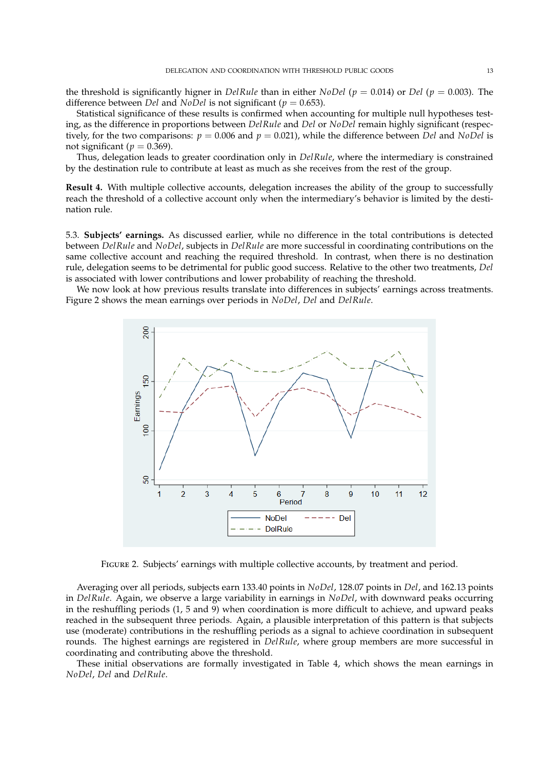the threshold is significantly higner in *DelRule* than in either *NoDel* ($p = 0.014$) or *Del* ($p = 0.003$). The difference between *Del* and *NoDel* is not significant ($p = 0.653$).

Statistical significance of these results is confirmed when accounting for multiple null hypotheses testing, as the difference in proportions between *DelRule* and *Del* or *NoDel* remain highly significant (respectively, for the two comparisons: $p = 0.006$ and $p = 0.021$), while the difference between *Del* and *NoDel* is not significant ($p = 0.369$).

Thus, delegation leads to greater coordination only in *DelRule*, where the intermediary is constrained by the destination rule to contribute at least as much as she receives from the rest of the group.

**Result 4.** With multiple collective accounts, delegation increases the ability of the group to successfully reach the threshold of a collective account only when the intermediary's behavior is limited by the destination rule.

5.3. **Subjects' earnings.** As discussed earlier, while no difference in the total contributions is detected between *DelRule* and *NoDel*, subjects in *DelRule* are more successful in coordinating contributions on the same collective account and reaching the required threshold. In contrast, when there is no destination rule, delegation seems to be detrimental for public good success. Relative to the other two treatments, *Del* is associated with lower contributions and lower probability of reaching the threshold.

We now look at how previous results translate into differences in subjects' earnings across treatments. Figure 2 shows the mean earnings over periods in *NoDel*, *Del* and *DelRule*.

FIGURE 2. Subjects' earnings with multiple collective accounts, by treatment and period.

Averaging over all periods, subjects earn 133.40 points in *NoDel*, 128.07 points in *Del*, and 162.13 points in *DelRule*. Again, we observe a large variability in earnings in *NoDel*, with downward peaks occurring in the reshuffling periods (1, 5 and 9) when coordination is more difficult to achieve, and upward peaks reached in the subsequent three periods. Again, a plausible interpretation of this pattern is that subjects use (moderate) contributions in the reshuffling periods as a signal to achieve coordination in subsequent rounds. The highest earnings are registered in *DelRule*, where group members are more successful in coordinating and contributing above the threshold.

These initial observations are formally investigated in Table 4, which shows the mean earnings in *NoDel*, *Del* and *DelRule*.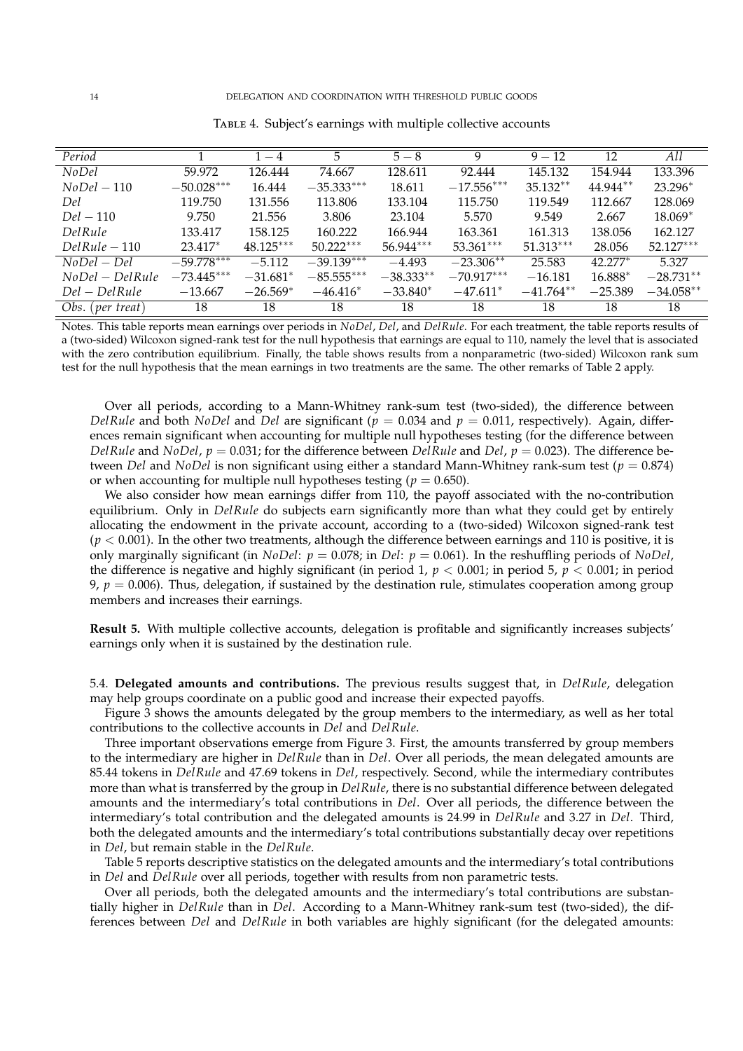TABLE 4. Subject's earnings with multiple collective accounts

| *Period* | 1 | $1-4$ | 5 | $5-8$ | 9 | $9-12$ | 12 | *All* |
|---|---|---|---|---|---|---|---|---|
| *NoDel* | 59.972 | 126.444 | 74.667 | 128.611 | 92.444 | 145.132 | 154.944 | 133.396 |
| *NoDel* $-110$ | $-50.028^{***}$ | 16.444 | $-35.333^{***}$ | 18.611 | $-17.556^{***}$ | $35.132^{**}$ | $44.944^{**}$ | $23.296^{*}$ |
| *Del* | 119.750 | 131.556 | 113.806 | 133.104 | 115.750 | 119.549 | 112.667 | 128.069 |
| *Del* $-110$ | 9.750 | 21.556 | 3.806 | 23.104 | 5.570 | 9.549 | 2.667 | $18.069^{*}$ |
| *DelRule* | 133.417 | 158.125 | 160.222 | 166.944 | 163.361 | 161.313 | 138.056 | 162.127 |
| *DelRule* $-110$ | $23.417^{*}$ | $48.125^{***}$ | $50.222^{***}$ | $56.944^{***}$ | $53.361^{***}$ | $51.313^{***}$ | 28.056 | $52.127^{***}$ |
| *NoDel* $-$ *Del* | $-59.778^{***}$ | $-5.112$ | $-39.139^{***}$ | $-4.493$ | $-23.306^{**}$ | 25.583 | $42.277^{*}$ | 5.327 |
| *NoDel* $-$ *DelRule* | $-73.445^{***}$ | $-31.681^{*}$ | $-85.555^{***}$ | $-38.333^{**}$ | $-70.917^{***}$ | $-16.181$ | $16.888^{*}$ | $-28.731^{**}$ |
| *Del* $-$ *DelRule* | $-13.667$ | $-26.569^{*}$ | $-46.416^{*}$ | $-33.840^{*}$ | $-47.611^{*}$ | $-41.764^{**}$ | $-25.389$ | $-34.058^{**}$ |
| *Obs. (per treat)* | 18 | 18 | 18 | 18 | 18 | 18 | 18 | 18 |

Notes. This table reports mean earnings over periods in *NoDel*, *Del*, and *DelRule*. For each treatment, the table reports results of a (two-sided) Wilcoxon signed-rank test for the null hypothesis that earnings are equal to 110, namely the level that is associated with the zero contribution equilibrium. Finally, the table shows results from a nonparametric (two-sided) Wilcoxon rank sum test for the null hypothesis that the mean earnings in two treatments are the same. The other remarks of Table 2 apply.

Over all periods, according to a Mann-Whitney rank-sum test (two-sided), the difference between *DelRule* and both *NoDel* and *Del* are significant ($p = 0.034$ and $p = 0.011$, respectively). Again, differences remain significant when accounting for multiple null hypotheses testing (for the difference between *DelRule* and *NoDel*, $p = 0.031$; for the difference between *DelRule* and *Del*, $p = 0.023$). The difference between *Del* and *NoDel* is non significant using either a standard Mann-Whitney rank-sum test ($p = 0.874$) or when accounting for multiple null hypotheses testing ($p = 0.650$).

We also consider how mean earnings differ from 110, the payoff associated with the no-contribution equilibrium. Only in *DelRule* do subjects earn significantly more than what they could get by entirely allocating the endowment in the private account, according to a (two-sided) Wilcoxon signed-rank test ($p < 0.001$). In the other two treatments, although the difference between earnings and 110 is positive, it is only marginally significant (in *NoDel*: $p = 0.078$; in *Del*: $p = 0.061$). In the reshuffling periods of *NoDel*, the difference is negative and highly significant (in period 1, $p < 0.001$; in period 5, $p < 0.001$; in period 9, $p = 0.006$). Thus, delegation, if sustained by the destination rule, stimulates cooperation among group members and increases their earnings.

**Result 5.** With multiple collective accounts, delegation is profitable and significantly increases subjects' earnings only when it is sustained by the destination rule.

5.4. **Delegated amounts and contributions.** The previous results suggest that, in *DelRule*, delegation may help groups coordinate on a public good and increase their expected payoffs.

Figure 3 shows the amounts delegated by the group members to the intermediary, as well as her total contributions to the collective accounts in *Del* and *DelRule*.

Three important observations emerge from Figure 3. First, the amounts transferred by group members to the intermediary are higher in *DelRule* than in *Del*. Over all periods, the mean delegated amounts are 85.44 tokens in *DelRule* and 47.69 tokens in *Del*, respectively. Second, while the intermediary contributes more than what is transferred by the group in *DelRule*, there is no substantial difference between delegated amounts and the intermediary's total contributions in *Del*. Over all periods, the difference between the intermediary's total contribution and the delegated amounts is 24.99 in *DelRule* and 3.27 in *Del*. Third, both the delegated amounts and the intermediary's total contributions substantially decay over repetitions in *Del*, but remain stable in the *DelRule*.

Table 5 reports descriptive statistics on the delegated amounts and the intermediary's total contributions in *Del* and *DelRule* over all periods, together with results from non parametric tests.

Over all periods, both the delegated amounts and the intermediary's total contributions are substantially higher in *DelRule* than in *Del*. According to a Mann-Whitney rank-sum test (two-sided), the differences between *Del* and *DelRule* in both variables are highly significant (for the delegated amounts: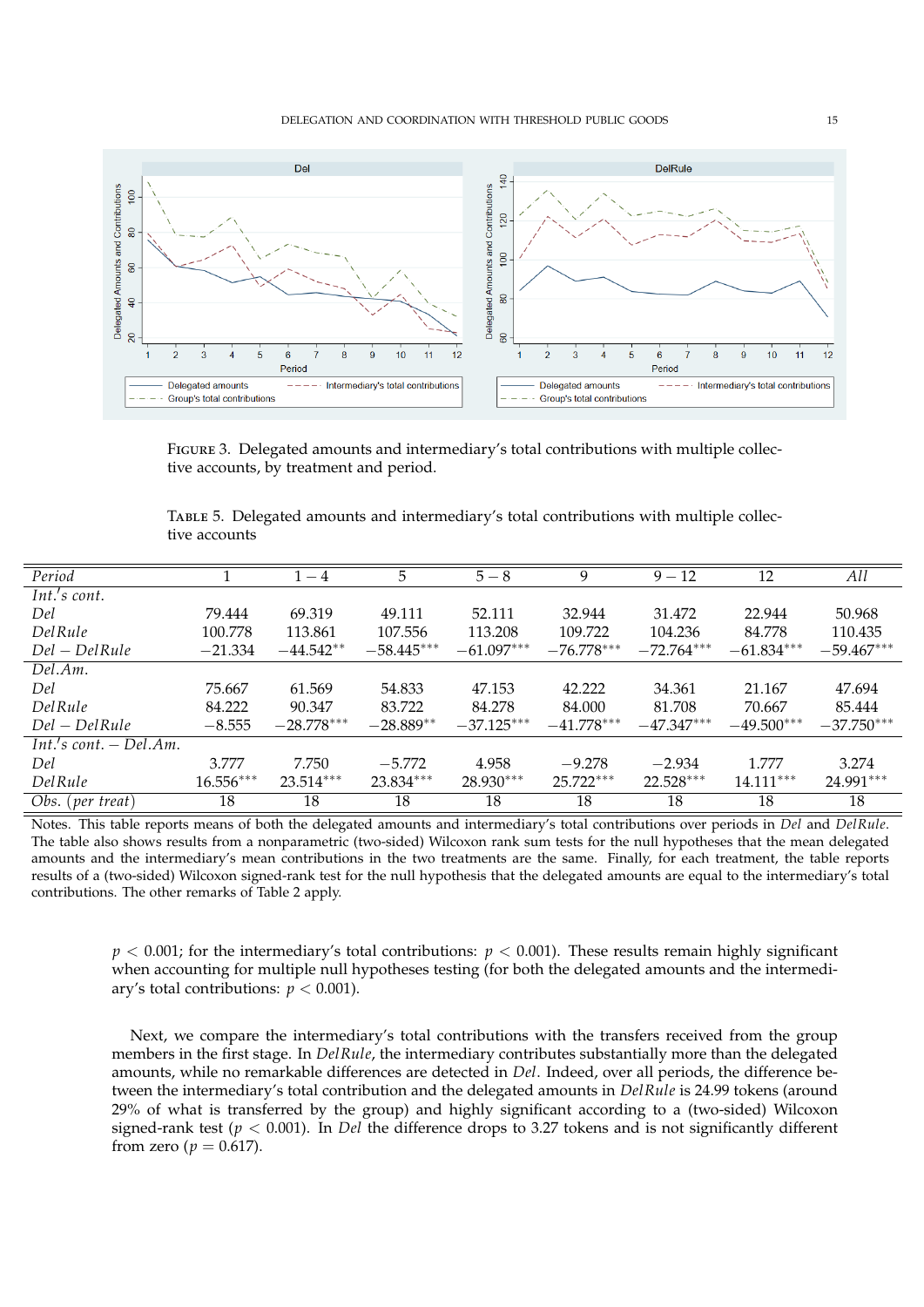Figure 3. Delegated amounts and intermediary's total contributions with multiple collective accounts, by treatment and period.

Table 5. Delegated amounts and intermediary's total contributions with multiple collective accounts

| *Period* | 1 | 1 − 4 | 5 | 5 − 8 | 9 | 9 − 12 | 12 | *All* |
|---|---|---|---|---|---|---|---|---|
| *Int.'s cont.* | | | | | | | | |
| *Del* | 79.444 | 69.319 | 49.111 | 52.111 | 32.944 | 31.472 | 22.944 | 50.968 |
| *DelRule* | 100.778 | 113.861 | 107.556 | 113.208 | 109.722 | 104.236 | 84.778 | 110.435 |
| *Del − DelRule* | −21.334 | −44.542** | −58.445*** | −61.097*** | −76.778*** | −72.764*** | −61.834*** | −59.467*** |
| *Del.Am.* | | | | | | | | |
| *Del* | 75.667 | 61.569 | 54.833 | 47.153 | 42.222 | 34.361 | 21.167 | 47.694 |
| *DelRule* | 84.222 | 90.347 | 83.722 | 84.278 | 84.000 | 81.708 | 70.667 | 85.444 |
| *Del − DelRule* | −8.555 | −28.778*** | −28.889** | −37.125*** | −41.778*** | −47.347*** | −49.500*** | −37.750*** |
| *Int.'s cont. − Del.Am.* | | | | | | | | |
| *Del* | 3.777 | 7.750 | −5.772 | 4.958 | −9.278 | −2.934 | 1.777 | 3.274 |
| *DelRule* | 16.556*** | 23.514*** | 23.834*** | 28.930*** | 25.722*** | 22.528*** | 14.111*** | 24.991*** |
| *Obs. (per treat)* | 18 | 18 | 18 | 18 | 18 | 18 | 18 | 18 |

Notes. This table reports means of both the delegated amounts and intermediary's total contributions over periods in *Del* and *DelRule*. The table also shows results from a nonparametric (two-sided) Wilcoxon rank sum tests for the null hypotheses that the mean delegated amounts and the intermediary's mean contributions in the two treatments are the same. Finally, for each treatment, the table reports results of a (two-sided) Wilcoxon signed-rank test for the null hypothesis that the delegated amounts are equal to the intermediary's total contributions. The other remarks of Table 2 apply.

$p < 0.001$; for the intermediary's total contributions: $p < 0.001$). These results remain highly significant when accounting for multiple null hypotheses testing (for both the delegated amounts and the intermediary's total contributions: $p < 0.001$).

Next, we compare the intermediary's total contributions with the transfers received from the group members in the first stage. In *DelRule*, the intermediary contributes substantially more than the delegated amounts, while no remarkable differences are detected in *Del*. Indeed, over all periods, the difference between the intermediary's total contribution and the delegated amounts in *DelRule* is 24.99 tokens (around 29% of what is transferred by the group) and highly significant according to a (two-sided) Wilcoxon signed-rank test ($p < 0.001$). In *Del* the difference drops to 3.27 tokens and is not significantly different from zero ($p = 0.617$).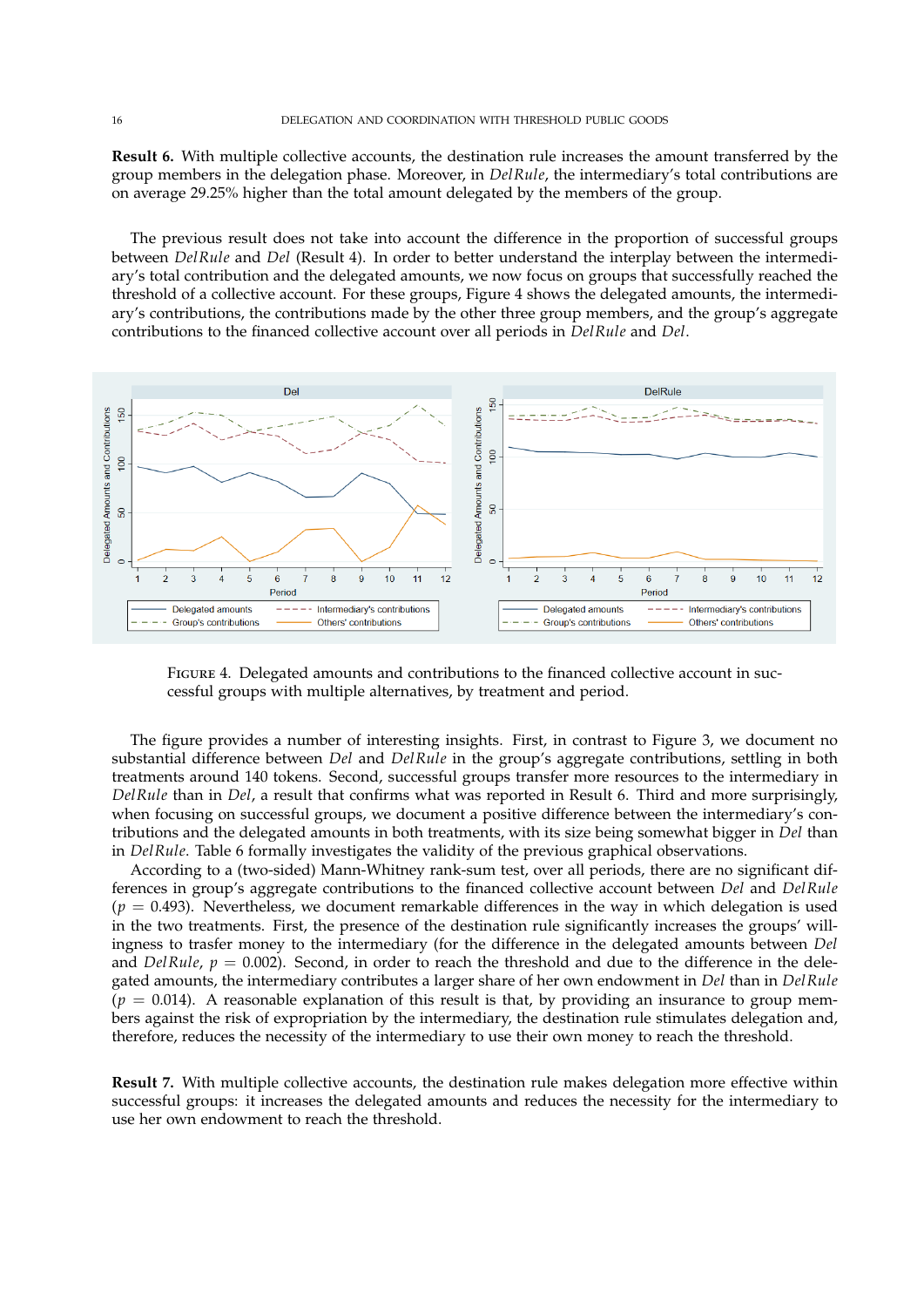**Result 6.** With multiple collective accounts, the destination rule increases the amount transferred by the group members in the delegation phase. Moreover, in *DelRule*, the intermediary's total contributions are on average 29.25% higher than the total amount delegated by the members of the group.

The previous result does not take into account the difference in the proportion of successful groups between *DelRule* and *Del* (Result 4). In order to better understand the interplay between the intermediary's total contribution and the delegated amounts, we now focus on groups that successfully reached the threshold of a collective account. For these groups, Figure 4 shows the delegated amounts, the intermediary's contributions, the contributions made by the other three group members, and the group's aggregate contributions to the financed collective account over all periods in *DelRule* and *Del*.

FIGURE 4. Delegated amounts and contributions to the financed collective account in successful groups with multiple alternatives, by treatment and period.

The figure provides a number of interesting insights. First, in contrast to Figure 3, we document no substantial difference between *Del* and *DelRule* in the group's aggregate contributions, settling in both treatments around 140 tokens. Second, successful groups transfer more resources to the intermediary in *DelRule* than in *Del*, a result that confirms what was reported in Result 6. Third and more surprisingly, when focusing on successful groups, we document a positive difference between the intermediary's contributions and the delegated amounts in both treatments, with its size being somewhat bigger in *Del* than in *DelRule*. Table 6 formally investigates the validity of the previous graphical observations.

According to a (two-sided) Mann-Whitney rank-sum test, over all periods, there are no significant differences in group's aggregate contributions to the financed collective account between *Del* and *DelRule* ($p = 0.493$). Nevertheless, we document remarkable differences in the way in which delegation is used in the two treatments. First, the presence of the destination rule significantly increases the groups' willingness to trasfer money to the intermediary (for the difference in the delegated amounts between *Del* and *DelRule*, $p = 0.002$). Second, in order to reach the threshold and due to the difference in the delegated amounts, the intermediary contributes a larger share of her own endowment in *Del* than in *DelRule* ($p = 0.014$). A reasonable explanation of this result is that, by providing an insurance to group members against the risk of expropriation by the intermediary, the destination rule stimulates delegation and, therefore, reduces the necessity of the intermediary to use their own money to reach the threshold.

**Result 7.** With multiple collective accounts, the destination rule makes delegation more effective within successful groups: it increases the delegated amounts and reduces the necessity for the intermediary to use her own endowment to reach the threshold.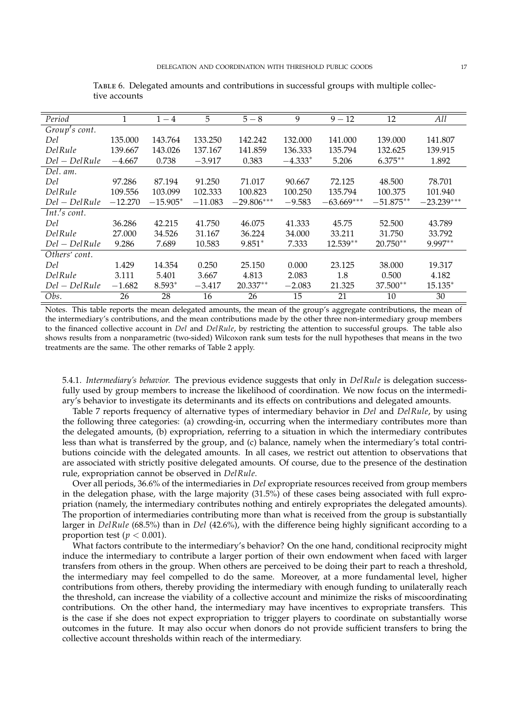Table 6. Delegated amounts and contributions in successful groups with multiple collective accounts

| *Period* | 1 | $1-4$ | 5 | $5-8$ | 9 | $9-12$ | 12 | *All* |
|---|---|---|---|---|---|---|---|---|
| *Group's cont.* | | | | | | | | |
| *Del* | 135.000 | 143.764 | 133.250 | 142.242 | 132.000 | 141.000 | 139.000 | 141.807 |
| *DelRule* | 139.667 | 143.026 | 137.167 | 141.859 | 136.333 | 135.794 | 132.625 | 139.915 |
| *Del* − *DelRule* | −4.667 | 0.738 | −3.917 | 0.383 | $-4.333^{*}$ | 5.206 | $6.375^{**}$ | 1.892 |
| *Del. am.* | | | | | | | | |
| *Del* | 97.286 | 87.194 | 91.250 | 71.017 | 90.667 | 72.125 | 48.500 | 78.701 |
| *DelRule* | 109.556 | 103.099 | 102.333 | 100.823 | 100.250 | 135.794 | 100.375 | 101.940 |
| *Del* − *DelRule* | −12.270 | $-15.905^{*}$ | −11.083 | $-29.806^{***}$ | −9.583 | $-63.669^{***}$ | $-51.875^{**}$ | $-23.239^{***}$ |
| *Int.'s cont.* | | | | | | | | |
| *Del* | 36.286 | 42.215 | 41.750 | 46.075 | 41.333 | 45.75 | 52.500 | 43.789 |
| *DelRule* | 27.000 | 34.526 | 31.167 | 36.224 | 34.000 | 33.211 | 31.750 | 33.792 |
| *Del* − *DelRule* | 9.286 | 7.689 | 10.583 | $9.851^{*}$ | 7.333 | $12.539^{**}$ | $20.750^{**}$ | $9.997^{**}$ |
| *Others' cont.* | | | | | | | | |
| *Del* | 1.429 | 14.354 | 0.250 | 25.150 | 0.000 | 23.125 | 38.000 | 19.317 |
| *DelRule* | 3.111 | 5.401 | 3.667 | 4.813 | 2.083 | 1.8 | 0.500 | 4.182 |
| *Del* − *DelRule* | −1.682 | $8.593^{*}$ | −3.417 | $20.337^{**}$ | −2.083 | 21.325 | $37.500^{**}$ | $15.135^{*}$ |
| *Obs.* | 26 | 28 | 16 | 26 | 15 | 21 | 10 | 30 |

Notes. This table reports the mean delegated amounts, the mean of the group's aggregate contributions, the mean of the intermediary's contributions, and the mean contributions made by the other three non-intermediary group members to the financed collective account in *Del* and *DelRule*, by restricting the attention to successful groups. The table also shows results from a nonparametric (two-sided) Wilcoxon rank sum tests for the null hypotheses that means in the two treatments are the same. The other remarks of Table 2 apply.

5.4.1. *Intermediary's behavior.* The previous evidence suggests that only in *DelRule* is delegation successfully used by group members to increase the likelihood of coordination. We now focus on the intermediary's behavior to investigate its determinants and its effects on contributions and delegated amounts.

Table 7 reports frequency of alternative types of intermediary behavior in *Del* and *DelRule*, by using the following three categories: (a) crowding-in, occurring when the intermediary contributes more than the delegated amounts, (b) expropriation, referring to a situation in which the intermediary contributes less than what is transferred by the group, and (c) balance, namely when the intermediary's total contributions coincide with the delegated amounts. In all cases, we restrict out attention to observations that are associated with strictly positive delegated amounts. Of course, due to the presence of the destination rule, expropriation cannot be observed in *DelRule*.

Over all periods, 36.6% of the intermediaries in *Del* expropriate resources received from group members in the delegation phase, with the large majority (31.5%) of these cases being associated with full expropriation (namely, the intermediary contributes nothing and entirely expropriates the delegated amounts). The proportion of intermediaries contributing more than what is received from the group is substantially larger in *DelRule* (68.5%) than in *Del* (42.6%), with the difference being highly significant according to a proportion test ($p < 0.001$).

What factors contribute to the intermediary's behavior? On the one hand, conditional reciprocity might induce the intermediary to contribute a larger portion of their own endowment when faced with larger transfers from others in the group. When others are perceived to be doing their part to reach a threshold, the intermediary may feel compelled to do the same. Moreover, at a more fundamental level, higher contributions from others, thereby providing the intermediary with enough funding to unilaterally reach the threshold, can increase the viability of a collective account and minimize the risks of miscoordinating contributions. On the other hand, the intermediary may have incentives to expropriate transfers. This is the case if she does not expect expropriation to trigger players to coordinate on substantially worse outcomes in the future. It may also occur when donors do not provide sufficient transfers to bring the collective account thresholds within reach of the intermediary.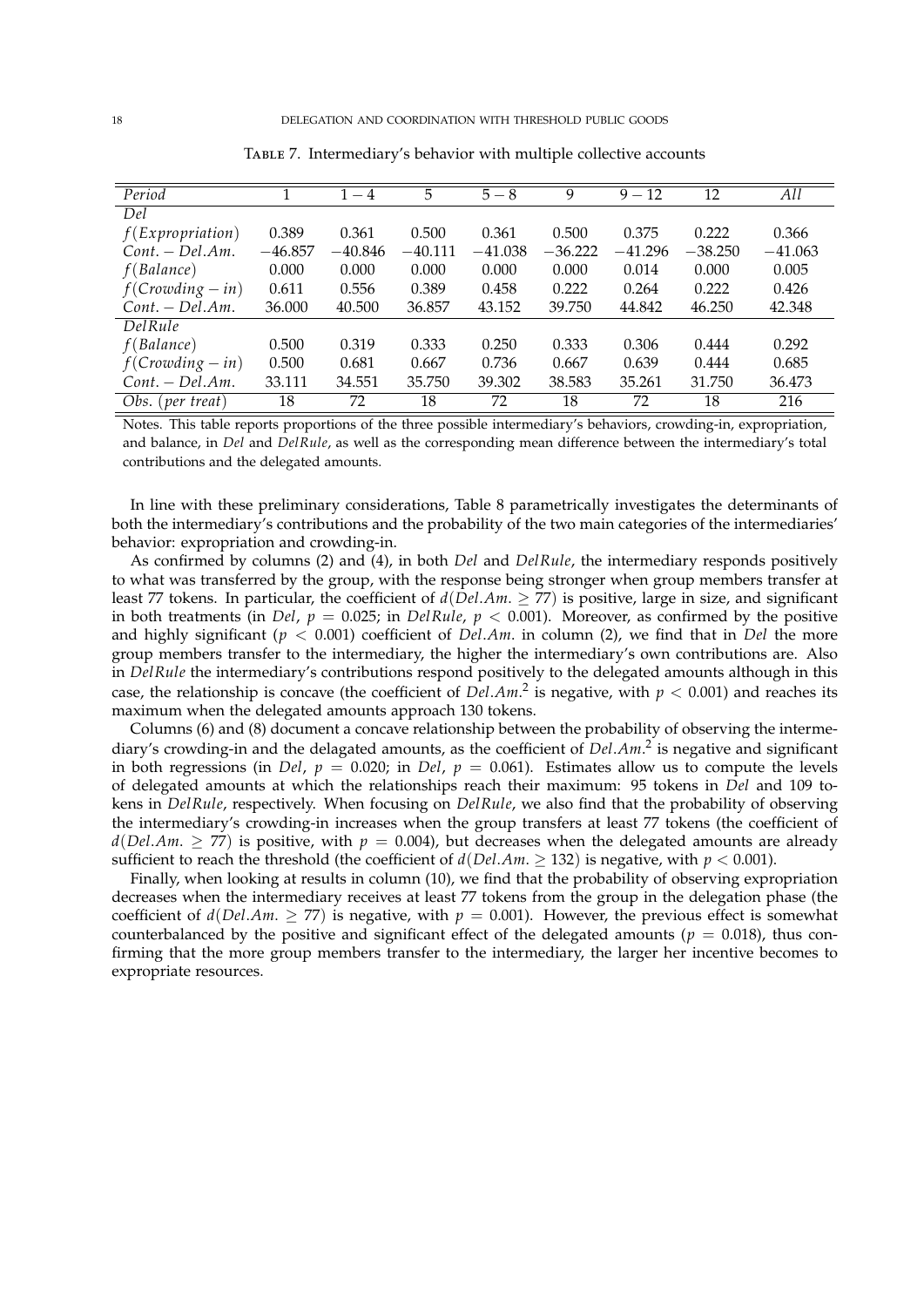Table 7. Intermediary's behavior with multiple collective accounts

| *Period* | 1 | $1-4$ | 5 | $5-8$ | 9 | $9-12$ | 12 | *All* |
|---|---|---|---|---|---|---|---|---|
| *Del* | | | | | | | | |
| $f(Expropriation)$ | 0.389 | 0.361 | 0.500 | 0.361 | 0.500 | 0.375 | 0.222 | 0.366 |
| $Cont. - Del.Am.$ | $-46.857$ | $-40.846$ | $-40.111$ | $-41.038$ | $-36.222$ | $-41.296$ | $-38.250$ | $-41.063$ |
| $f(Balance)$ | 0.000 | 0.000 | 0.000 | 0.000 | 0.000 | 0.014 | 0.000 | 0.005 |
| $f(Crowding-in)$ | 0.611 | 0.556 | 0.389 | 0.458 | 0.222 | 0.264 | 0.222 | 0.426 |
| $Cont. - Del.Am.$ | 36.000 | 40.500 | 36.857 | 43.152 | 39.750 | 44.842 | 46.250 | 42.348 |
| *DelRule* | | | | | | | | |
| $f(Balance)$ | 0.500 | 0.319 | 0.333 | 0.250 | 0.333 | 0.306 | 0.444 | 0.292 |
| $f(Crowding-in)$ | 0.500 | 0.681 | 0.667 | 0.736 | 0.667 | 0.639 | 0.444 | 0.685 |
| $Cont. - Del.Am.$ | 33.111 | 34.551 | 35.750 | 39.302 | 38.583 | 35.261 | 31.750 | 36.473 |
| *Obs. (per treat)* | 18 | 72 | 18 | 72 | 18 | 72 | 18 | 216 |

Notes. This table reports proportions of the three possible intermediary's behaviors, crowding-in, expropriation, and balance, in *Del* and *DelRule*, as well as the corresponding mean difference between the intermediary's total contributions and the delegated amounts.

In line with these preliminary considerations, Table 8 parametrically investigates the determinants of both the intermediary's contributions and the probability of the two main categories of the intermediaries' behavior: expropriation and crowding-in.

As confirmed by columns (2) and (4), in both *Del* and *DelRule*, the intermediary responds positively to what was transferred by the group, with the response being stronger when group members transfer at least 77 tokens. In particular, the coefficient of $d(Del.Am. \geq 77)$ is positive, large in size, and significant in both treatments (in *Del*, $p = 0.025$; in *DelRule*, $p < 0.001$). Moreover, as confirmed by the positive and highly significant ($p < 0.001$) coefficient of $Del.Am.$ in column (2), we find that in *Del* the more group members transfer to the intermediary, the higher the intermediary's own contributions are. Also in *DelRule* the intermediary's contributions respond positively to the delegated amounts although in this case, the relationship is concave (the coefficient of $Del.Am.^2$ is negative, with $p < 0.001$) and reaches its maximum when the delegated amounts approach 130 tokens.

Columns (6) and (8) document a concave relationship between the probability of observing the intermediary's crowding-in and the delagated amounts, as the coefficient of $Del.Am.^2$ is negative and significant in both regressions (in *Del*, $p = 0.020$; in *Del*, $p = 0.061$). Estimates allow us to compute the levels of delegated amounts at which the relationships reach their maximum: 95 tokens in *Del* and 109 tokens in *DelRule*, respectively. When focusing on *DelRule*, we also find that the probability of observing the intermediary's crowding-in increases when the group transfers at least 77 tokens (the coefficient of $d(Del.Am. \geq 77)$ is positive, with $p = 0.004$), but decreases when the delegated amounts are already sufficient to reach the threshold (the coefficient of $d(Del.Am. \geq 132)$ is negative, with $p < 0.001$).

Finally, when looking at results in column (10), we find that the probability of observing expropriation decreases when the intermediary receives at least 77 tokens from the group in the delegation phase (the coefficient of $d(Del.Am. \geq 77)$ is negative, with $p = 0.001$). However, the previous effect is somewhat counterbalanced by the positive and significant effect of the delegated amounts ($p = 0.018$), thus confirming that the more group members transfer to the intermediary, the larger her incentive becomes to expropriate resources.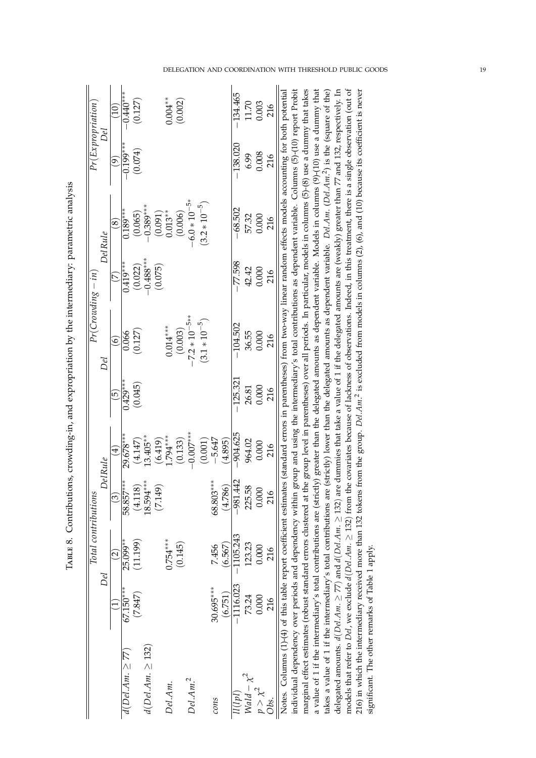TABLE 8. Contributions, crowding-in, and expropriation by the intermediary: parametric analysis

| | Total contributions | | | | $Pr(Crowding-in)$ | | | | $Pr(Expropriation)$ | |
|---|---|---|---|---|---|---|---|---|---|---|
| | $Del$ | | $DelRule$ | | $Del$ | | $DelRule$ | | $Del$ | |
| | (1) | (2) | (3) | (4) | (5) | (6) | (7) | (8) | (9) | (10) |
| $d(Del.Am. \geq 77)$ | 67.150*** | 25.099** | 58.857*** | 29.678*** | 0.429*** | 0.066 | 0.419*** | 0.189*** | −0.199*** | −0.440*** |
| | (7.847) | (11.199) | (4.118) | (4.147) | (0.045) | (0.127) | (0.022) | (0.065) | (0.074) | (0.127) |
| $d(Del.Am. \geq 132)$ | | | 18.594*** | 13.405** | | | −0.488*** | −0.389*** | | |
| | | | (7.149) | (6.419) | | | (0.075) | (0.091) | | |
| $Del.Am.$ | | 0.754*** | | 1.794*** | | 0.014*** | | 0.013** | | 0.004** |
| | | (0.145) | | (0.133) | | (0.003) | | (0.006) | | (0.002) |
| $Del.Am.^2$ | | | | −0.007*** | | $-7.2*10^{-5}$** | | $-6.0*10^{-5}$* | | |
| | | | | (0.001) | | $(3.1*10^{-5})$ | | $(3.2*10^{-5})$ | | |
| $cons$ | 30.695*** | 7.456 | 68.803*** | −5.647 | | | | | | |
| | (6.751) | (6.567) | (4.786) | (4.895) | | | | | | |
| $ll(lpl)$ | −1116.023 | −1105.243 | −981.442 | −904.625 | −125.321 | −104.502 | −77.598 | −68.502 | −138.020 | −134.465 |
| $Wald-\chi^2$ | 73.24 | 123.23 | 225.58 | 964.02 | 26.81 | 36.55 | 42.42 | 57.32 | 6.99 | 11.70 |
| $p > \chi^2$ | 0.000 | 0.000 | 0.000 | 0.000 | 0.000 | 0.000 | 0.000 | 0.000 | 0.008 | 0.003 |
| $Obs.$ | 216 | 216 | 216 | 216 | 216 | 216 | 216 | 216 | 216 | 216 |

Notes. Columns (1)-(4) of this table report coefficient estimates (standard errors in parentheses) from two-way linear random effects models accounting for both potential individual dependency over periods and dependency within group and using the intermediary's total contributions as dependent variable. Columns (5)-(10) report Probit marginal effect estimates (robust standard errors clustered at the group level in parentheses) over all periods. In particular, models in columns (5)-(8) use a dummy that takes a value of 1 if the intermediary's total contributions are (strictly) greater than the delegated amounts as dependent variable. Models in columns (9)-(10) use a dummy that takes a value of 1 if the intermediary's total contributions are (strictly) lower than the delegated amounts as dependent variable. $Del.Am.$ ($Del.Am.^2$) is the (square of the) delegated amounts. $d(Del.Am. \geq 77)$ and $d(Del.Am. \geq 132)$ are dummies that take a value of 1 if the delegated amounts are (weakly) greater than 77 and 132, respectively. In models that refer to $Del$, we exclude $d(Del.Am. \geq 132)$ from the covariates because of lackness of observations. Indeed, in this treatment, there is a single observation (out of 216) in which the intermediary received more than 132 tokens from the group. $Del.Am.^2$ is excluded from models in columns (2), (6), and (10) because its coefficient is never significant. The other remarks of Table 1 apply.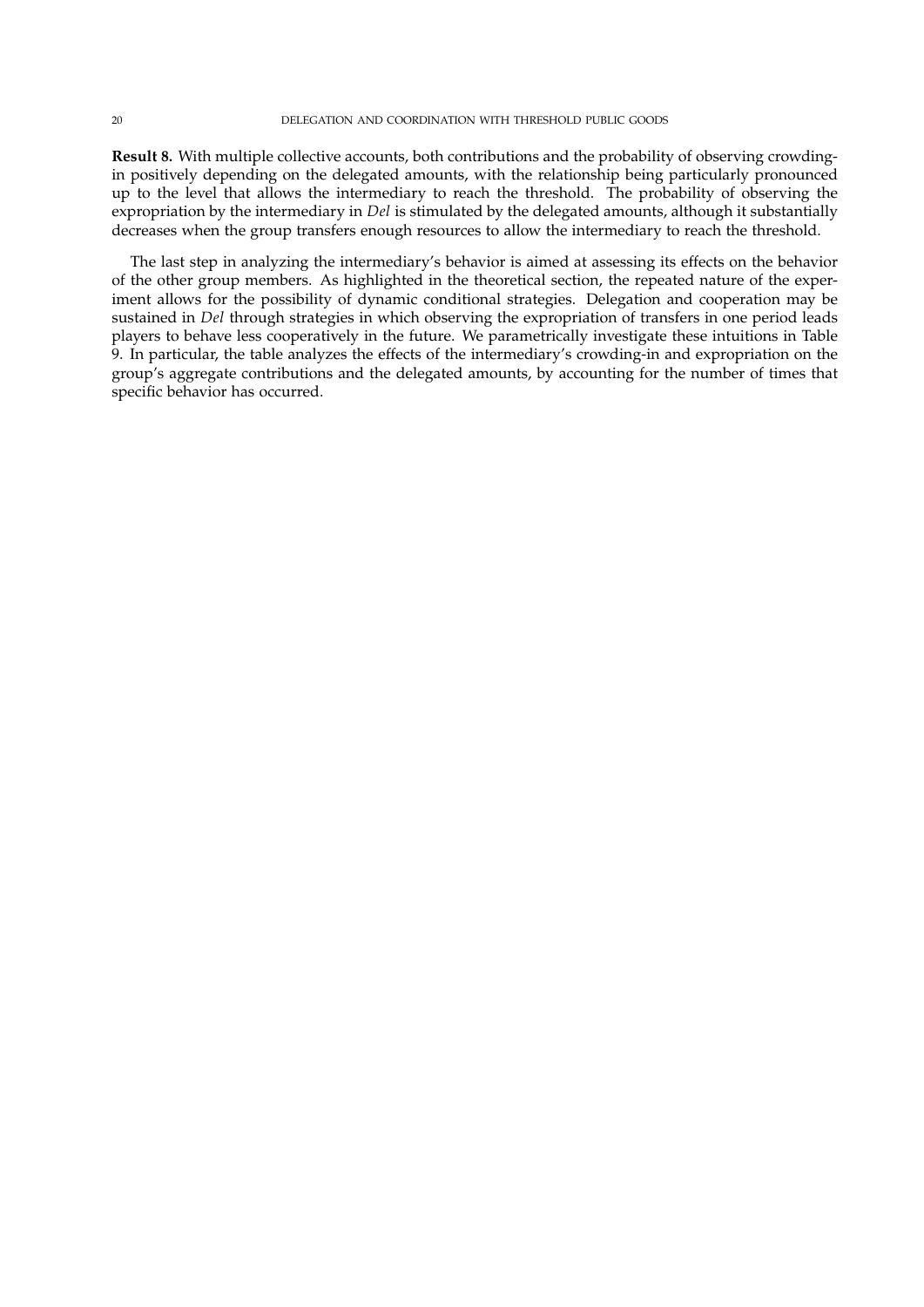**Result 8.** With multiple collective accounts, both contributions and the probability of observing crowding-in positively depending on the delegated amounts, with the relationship being particularly pronounced up to the level that allows the intermediary to reach the threshold. The probability of observing the expropriation by the intermediary in *Del* is stimulated by the delegated amounts, although it substantially decreases when the group transfers enough resources to allow the intermediary to reach the threshold.

The last step in analyzing the intermediary's behavior is aimed at assessing its effects on the behavior of the other group members. As highlighted in the theoretical section, the repeated nature of the experiment allows for the possibility of dynamic conditional strategies. Delegation and cooperation may be sustained in *Del* through strategies in which observing the expropriation of transfers in one period leads players to behave less cooperatively in the future. We parametrically investigate these intuitions in Table 9. In particular, the table analyzes the effects of the intermediary's crowding-in and expropriation on the group's aggregate contributions and the delegated amounts, by accounting for the number of times that specific behavior has occurred.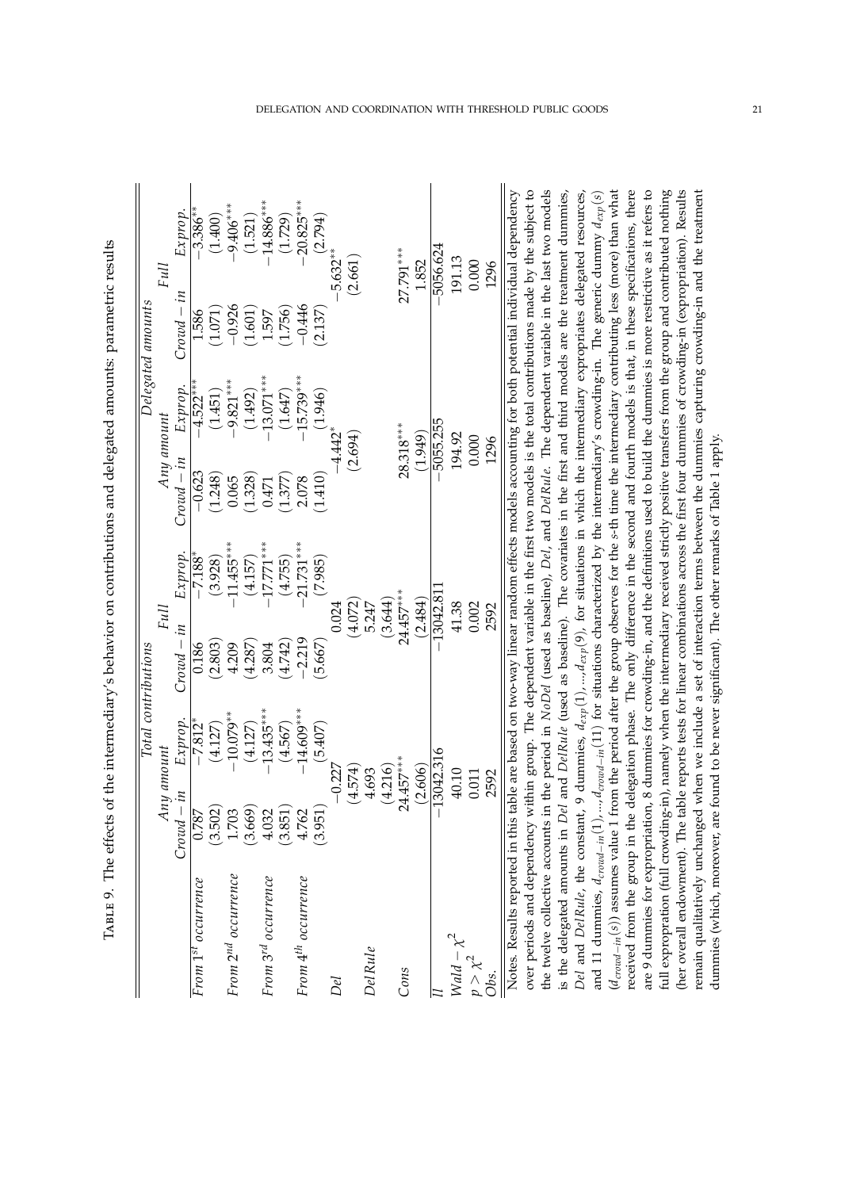TABLE 9. The effects of the intermediary's behavior on contributions and delegated amounts: parametric results

| | Total contributions | | | | Delegated amounts | | | |
|---|---|---|---|---|---|---|---|---|
| | Any amount | | Full | | Any amount | | Full | |
| | $Crowd-in$ | $Exprop.$ | $Crowd-in$ | $Exprop.$ | $Crowd-in$ | $Exprop.$ | $Crowd-in$ | $Exprop.$ |
| From $1^{st}$ occurrence | 0.787 | $-7.812^{*}$ | 0.186 | $-7.188^{*}$ | $-0.623$ | $-4.522^{***}$ | 1.586 | $-3.386^{**}$ |
| | (3.502) | (4.127) | (2.803) | (3.928) | (1.248) | (1.451) | (1.071) | (1.400) |
| From $2^{nd}$ occurrence | 1.703 | $-10.079^{**}$ | 4.209 | $-11.455^{***}$ | 0.065 | $-9.821^{***}$ | $-0.926$ | $-9.406^{***}$ |
| | (3.669) | (4.127) | (4.287) | (4.157) | (1.328) | (1.492) | (1.601) | (1.521) |
| From $3^{rd}$ occurrence | 4.032 | $-13.435^{***}$ | 3.804 | $-17.771^{***}$ | 0.471 | $-13.071^{***}$ | 1.597 | $-14.886^{***}$ |
| | (3.851) | (4.567) | (4.742) | (4.755) | (1.377) | (1.647) | (1.756) | (1.729) |
| From $4^{th}$ occurrence | 4.762 | $-14.609^{***}$ | $-2.219$ | $-21.731^{***}$ | 2.078 | $-15.739^{***}$ | $-0.446$ | $-20.825^{***}$ |
| | (3.951) | (5.407) | (5.667) | (7.985) | (1.410) | (1.946) | (2.137) | (2.794) |
| $Del$ | $-0.227$ | | 0.024 | | $-4.442^{*}$ | | $-5.632^{**}$ | |
| | (4.574) | | (4.072) | | (2.694) | | (2.661) | |
| $DelRule$ | 4.693 | | 5.247 | | | | | |
| | (4.216) | | (3.644) | | | | | |
| $Cons$ | $24.457^{***}$ | | $24.457^{***}$ | | $28.318^{***}$ | | $27.791^{***}$ | |
| | (2.606) | | (2.484) | | (1.949) | | 1.852 | |
| $ll$ | $-13042.316$ | | $-13042.811$ | | $-5055.255$ | | $-5056.624$ | |
| $Wald-\chi^2$ | 40.10 | | 41.38 | | 194.92 | | 191.13 | |
| $p>\chi^2$ | 0.011 | | 0.002 | | 0.000 | | 0.000 | |
| $Obs.$ | 2592 | | 2592 | | 1296 | | 1296 | |

Notes. Results reported in this table are based on two-way linear random effects models accounting for both potential individual dependency over periods and dependency within group. The dependent variable in the first two models is the total contributions made by the subject to the twelve collective accounts in the period in $NoDel$ (used as baseline), $Del$, and $DelRule$. The dependent variable in the last two models is the delegated amounts in $Del$ and $DelRule$ (used as baseline). The covariates in the first and third models are the treatment dummies, $Del$ and $DelRule$, the constant, 9 dummies, $d_{exp}(1),...,d_{exp}(9)$, for situations in which the intermediary expropriates delegated resources, and 11 dummies, $d_{crowd-in}(1),...,d_{crowd-in}(11)$ for situations characterized by the intermediary's crowding-in. The generic dummy $d_{exp}(s)$ $(d_{crowd-in}(s))$ assumes value 1 from the period after the group observes for the $s$-th time the intermediary contributing less (more) than what received from the group in the delegation phase. The only difference in the second and fourth models is that, in these specifications, there are 9 dummies for expropriation, 8 dummies for crowding-in, and the definitions used to build the dummies is more restrictive as it refers to full expropriation (full crowding-in), namely when the intermediary received strictly positive transfers from the group and contributed nothing (her overall endowment). The table reports tests for linear combinations across the first four dummies of crowding-in (expropriation). Results remain qualitatively unchanged when we include a set of interaction terms between the dummies capturing crowding-in and the treatment dummies (which, moreover, are found to be never significant). The other remarks of Table 1 apply.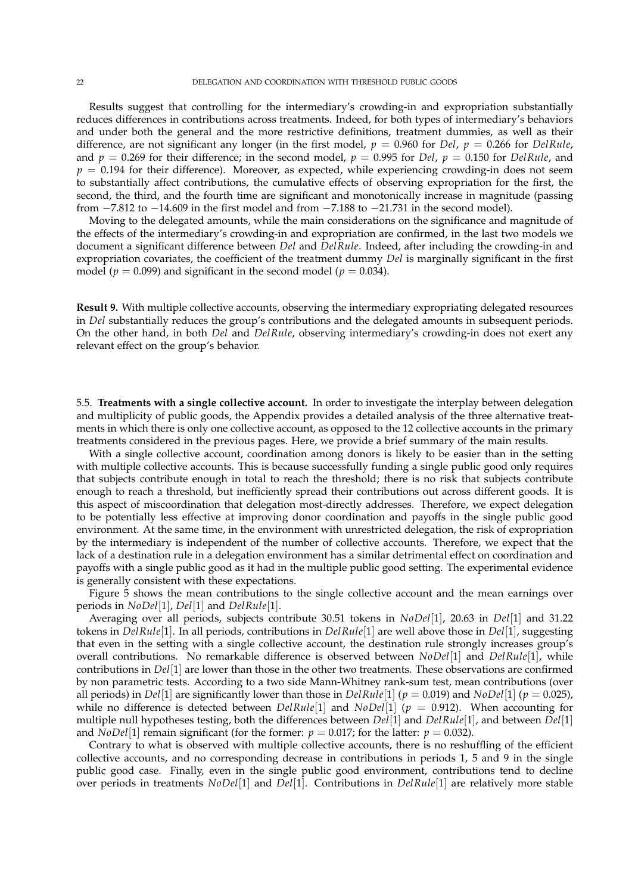Results suggest that controlling for the intermediary's crowding-in and expropriation substantially reduces differences in contributions across treatments. Indeed, for both types of intermediary's behaviors and under both the general and the more restrictive definitions, treatment dummies, as well as their difference, are not significant any longer (in the first model, $p = 0.960$ for *Del*, $p = 0.266$ for *DelRule*, and $p = 0.269$ for their difference; in the second model, $p = 0.995$ for *Del*, $p = 0.150$ for *DelRule*, and $p = 0.194$ for their difference). Moreover, as expected, while experiencing crowding-in does not seem to substantially affect contributions, the cumulative effects of observing expropriation for the first, the second, the third, and the fourth time are significant and monotonically increase in magnitude (passing from $-7.812$ to $-14.609$ in the first model and from $-7.188$ to $-21.731$ in the second model).

Moving to the delegated amounts, while the main considerations on the significance and magnitude of the effects of the intermediary's crowding-in and expropriation are confirmed, in the last two models we document a significant difference between *Del* and *DelRule*. Indeed, after including the crowding-in and expropriation covariates, the coefficient of the treatment dummy *Del* is marginally significant in the first model ($p = 0.099$) and significant in the second model ($p = 0.034$).

**Result 9.** With multiple collective accounts, observing the intermediary expropriating delegated resources in *Del* substantially reduces the group's contributions and the delegated amounts in subsequent periods. On the other hand, in both *Del* and *DelRule*, observing intermediary's crowding-in does not exert any relevant effect on the group's behavior.

5.5. **Treatments with a single collective account.** In order to investigate the interplay between delegation and multiplicity of public goods, the Appendix provides a detailed analysis of the three alternative treatments in which there is only one collective account, as opposed to the 12 collective accounts in the primary treatments considered in the previous pages. Here, we provide a brief summary of the main results.

With a single collective account, coordination among donors is likely to be easier than in the setting with multiple collective accounts. This is because successfully funding a single public good only requires that subjects contribute enough in total to reach the threshold; there is no risk that subjects contribute enough to reach a threshold, but inefficiently spread their contributions out across different goods. It is this aspect of miscoordination that delegation most-directly addresses. Therefore, we expect delegation to be potentially less effective at improving donor coordination and payoffs in the single public good environment. At the same time, in the environment with unrestricted delegation, the risk of expropriation by the intermediary is independent of the number of collective accounts. Therefore, we expect that the lack of a destination rule in a delegation environment has a similar detrimental effect on coordination and payoffs with a single public good as it had in the multiple public good setting. The experimental evidence is generally consistent with these expectations.

Figure 5 shows the mean contributions to the single collective account and the mean earnings over periods in *NoDel*[1], *Del*[1] and *DelRule*[1].

Averaging over all periods, subjects contribute 30.51 tokens in *NoDel*[1], 20.63 in *Del*[1] and 31.22 tokens in *DelRule*[1]. In all periods, contributions in *DelRule*[1] are well above those in *Del*[1], suggesting that even in the setting with a single collective account, the destination rule strongly increases group's overall contributions. No remarkable difference is observed between *NoDel*[1] and *DelRule*[1], while contributions in *Del*[1] are lower than those in the other two treatments. These observations are confirmed by non parametric tests. According to a two side Mann-Whitney rank-sum test, mean contributions (over all periods) in *Del*[1] are significantly lower than those in *DelRule*[1] ($p = 0.019$) and *NoDel*[1] ($p = 0.025$), while no difference is detected between *DelRule*[1] and *NoDel*[1] ($p = 0.912$). When accounting for multiple null hypotheses testing, both the differences between *Del*[1] and *DelRule*[1], and between *Del*[1] and *NoDel*[1] remain significant (for the former: $p = 0.017$; for the latter: $p = 0.032$).

Contrary to what is observed with multiple collective accounts, there is no reshuffling of the efficient collective accounts, and no corresponding decrease in contributions in periods 1, 5 and 9 in the single public good case. Finally, even in the single public good environment, contributions tend to decline over periods in treatments *NoDel*[1] and *Del*[1]. Contributions in *DelRule*[1] are relatively more stable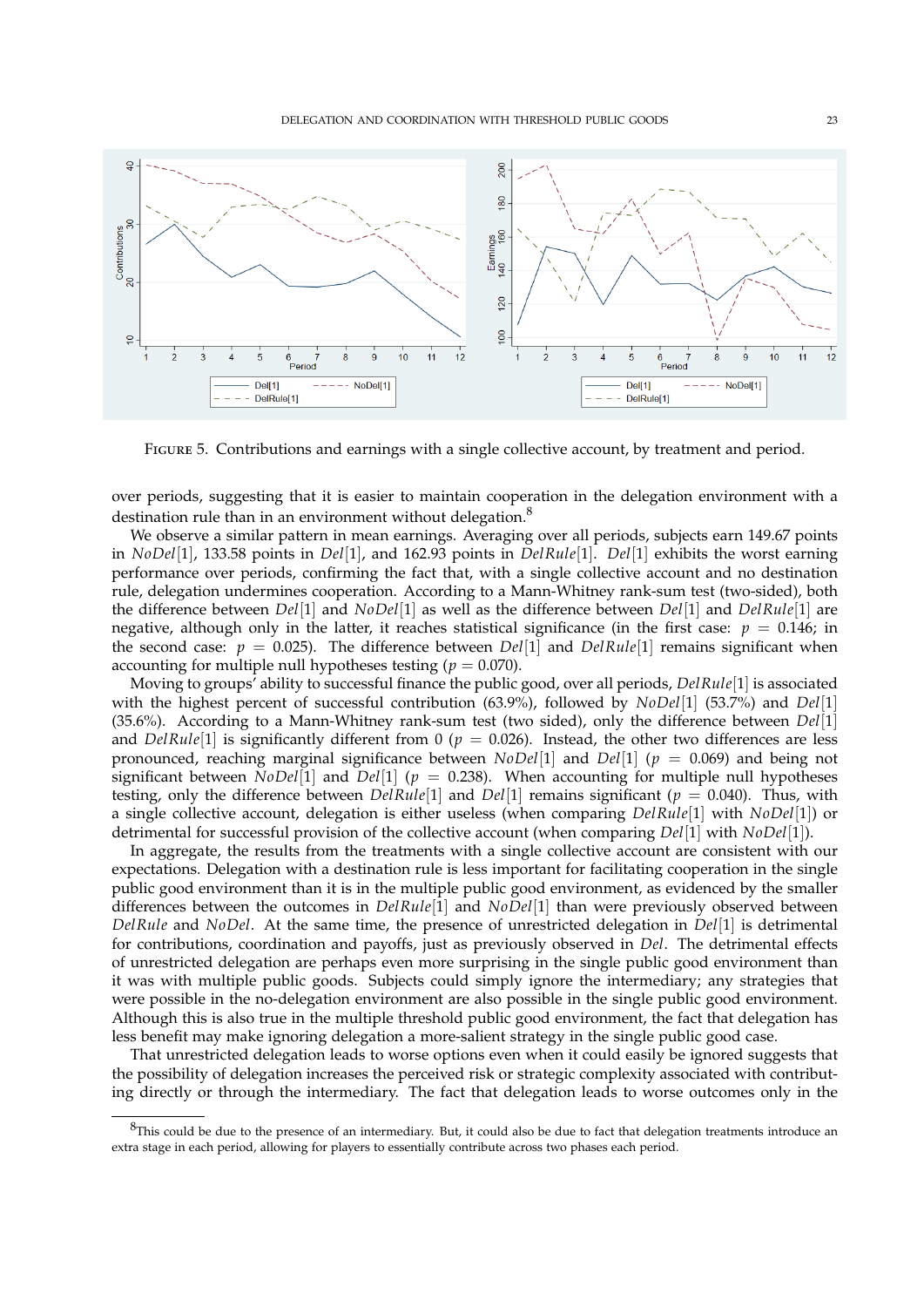FIGURE 5. Contributions and earnings with a single collective account, by treatment and period.

over periods, suggesting that it is easier to maintain cooperation in the delegation environment with a destination rule than in an environment without delegation.[8]

We observe a similar pattern in mean earnings. Averaging over all periods, subjects earn 149.67 points in *NoDel*[1], 133.58 points in *Del*[1], and 162.93 points in *DelRule*[1]. *Del*[1] exhibits the worst earning performance over periods, confirming the fact that, with a single collective account and no destination rule, delegation undermines cooperation. According to a Mann-Whitney rank-sum test (two-sided), both the difference between *Del*[1] and *NoDel*[1] as well as the difference between *Del*[1] and *DelRule*[1] are negative, although only in the latter, it reaches statistical significance (in the first case: $p = 0.146$; in the second case: $p = 0.025$). The difference between *Del*[1] and *DelRule*[1] remains significant when accounting for multiple null hypotheses testing ($p = 0.070$).

Moving to groups' ability to successful finance the public good, over all periods, *DelRule*[1] is associated with the highest percent of successful contribution (63.9%), followed by *NoDel*[1] (53.7%) and *Del*[1] (35.6%). According to a Mann-Whitney rank-sum test (two sided), only the difference between *Del*[1] and *DelRule*[1] is significantly different from 0 ($p = 0.026$). Instead, the other two differences are less pronounced, reaching marginal significance between *NoDel*[1] and *Del*[1] ($p = 0.069$) and being not significant between *NoDel*[1] and *Del*[1] ($p = 0.238$). When accounting for multiple null hypotheses testing, only the difference between *DelRule*[1] and *Del*[1] remains significant ($p = 0.040$). Thus, with a single collective account, delegation is either useless (when comparing *DelRule*[1] with *NoDel*[1]) or detrimental for successful provision of the collective account (when comparing *Del*[1] with *NoDel*[1]).

In aggregate, the results from the treatments with a single collective account are consistent with our expectations. Delegation with a destination rule is less important for facilitating cooperation in the single public good environment than it is in the multiple public good environment, as evidenced by the smaller differences between the outcomes in *DelRule*[1] and *NoDel*[1] than were previously observed between *DelRule* and *NoDel*. At the same time, the presence of unrestricted delegation in *Del*[1] is detrimental for contributions, coordination and payoffs, just as previously observed in *Del*. The detrimental effects of unrestricted delegation are perhaps even more surprising in the single public good environment than it was with multiple public goods. Subjects could simply ignore the intermediary; any strategies that were possible in the no-delegation environment are also possible in the single public good environment. Although this is also true in the multiple threshold public good environment, the fact that delegation has less benefit may make ignoring delegation a more-salient strategy in the single public good case.

That unrestricted delegation leads to worse options even when it could easily be ignored suggests that the possibility of delegation increases the perceived risk or strategic complexity associated with contributing directly or through the intermediary. The fact that delegation leads to worse outcomes only in the

[8]This could be due to the presence of an intermediary. But, it could also be due to fact that delegation treatments introduce an extra stage in each period, allowing for players to essentially contribute across two phases each period.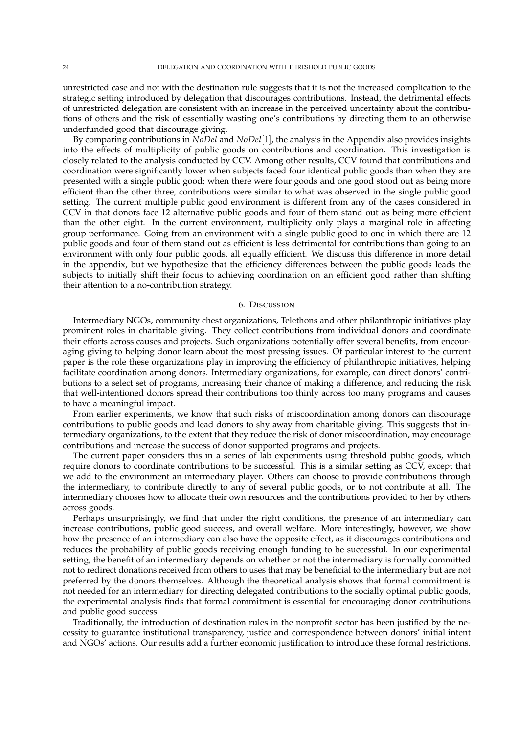unrestricted case and not with the destination rule suggests that it is not the increased complication to the strategic setting introduced by delegation that discourages contributions. Instead, the detrimental effects of unrestricted delegation are consistent with an increase in the perceived uncertainty about the contributions of others and the risk of essentially wasting one's contributions by directing them to an otherwise underfunded good that discourage giving.

By comparing contributions in *NoDel* and *NoDel*[1], the analysis in the Appendix also provides insights into the effects of multiplicity of public goods on contributions and coordination. This investigation is closely related to the analysis conducted by CCV. Among other results, CCV found that contributions and coordination were significantly lower when subjects faced four identical public goods than when they are presented with a single public good; when there were four goods and one good stood out as being more efficient than the other three, contributions were similar to what was observed in the single public good setting. The current multiple public good environment is different from any of the cases considered in CCV in that donors face 12 alternative public goods and four of them stand out as being more efficient than the other eight. In the current environment, multiplicity only plays a marginal role in affecting group performance. Going from an environment with a single public good to one in which there are 12 public goods and four of them stand out as efficient is less detrimental for contributions than going to an environment with only four public goods, all equally efficient. We discuss this difference in more detail in the appendix, but we hypothesize that the efficiency differences between the public goods leads the subjects to initially shift their focus to achieving coordination on an efficient good rather than shifting their attention to a no-contribution strategy.

## 6. Discussion

Intermediary NGOs, community chest organizations, Telethons and other philanthropic initiatives play prominent roles in charitable giving. They collect contributions from individual donors and coordinate their efforts across causes and projects. Such organizations potentially offer several benefits, from encouraging giving to helping donor learn about the most pressing issues. Of particular interest to the current paper is the role these organizations play in improving the efficiency of philanthropic initiatives, helping facilitate coordination among donors. Intermediary organizations, for example, can direct donors' contributions to a select set of programs, increasing their chance of making a difference, and reducing the risk that well-intentioned donors spread their contributions too thinly across too many programs and causes to have a meaningful impact.

From earlier experiments, we know that such risks of miscoordination among donors can discourage contributions to public goods and lead donors to shy away from charitable giving. This suggests that intermediary organizations, to the extent that they reduce the risk of donor miscoordination, may encourage contributions and increase the success of donor supported programs and projects.

The current paper considers this in a series of lab experiments using threshold public goods, which require donors to coordinate contributions to be successful. This is a similar setting as CCV, except that we add to the environment an intermediary player. Others can choose to provide contributions through the intermediary, to contribute directly to any of several public goods, or to not contribute at all. The intermediary chooses how to allocate their own resources and the contributions provided to her by others across goods.

Perhaps unsurprisingly, we find that under the right conditions, the presence of an intermediary can increase contributions, public good success, and overall welfare. More interestingly, however, we show how the presence of an intermediary can also have the opposite effect, as it discourages contributions and reduces the probability of public goods receiving enough funding to be successful. In our experimental setting, the benefit of an intermediary depends on whether or not the intermediary is formally committed not to redirect donations received from others to uses that may be beneficial to the intermediary but are not preferred by the donors themselves. Although the theoretical analysis shows that formal commitment is not needed for an intermediary for directing delegated contributions to the socially optimal public goods, the experimental analysis finds that formal commitment is essential for encouraging donor contributions and public good success.

Traditionally, the introduction of destination rules in the nonprofit sector has been justified by the necessity to guarantee institutional transparency, justice and correspondence between donors' initial intent and NGOs' actions. Our results add a further economic justification to introduce these formal restrictions.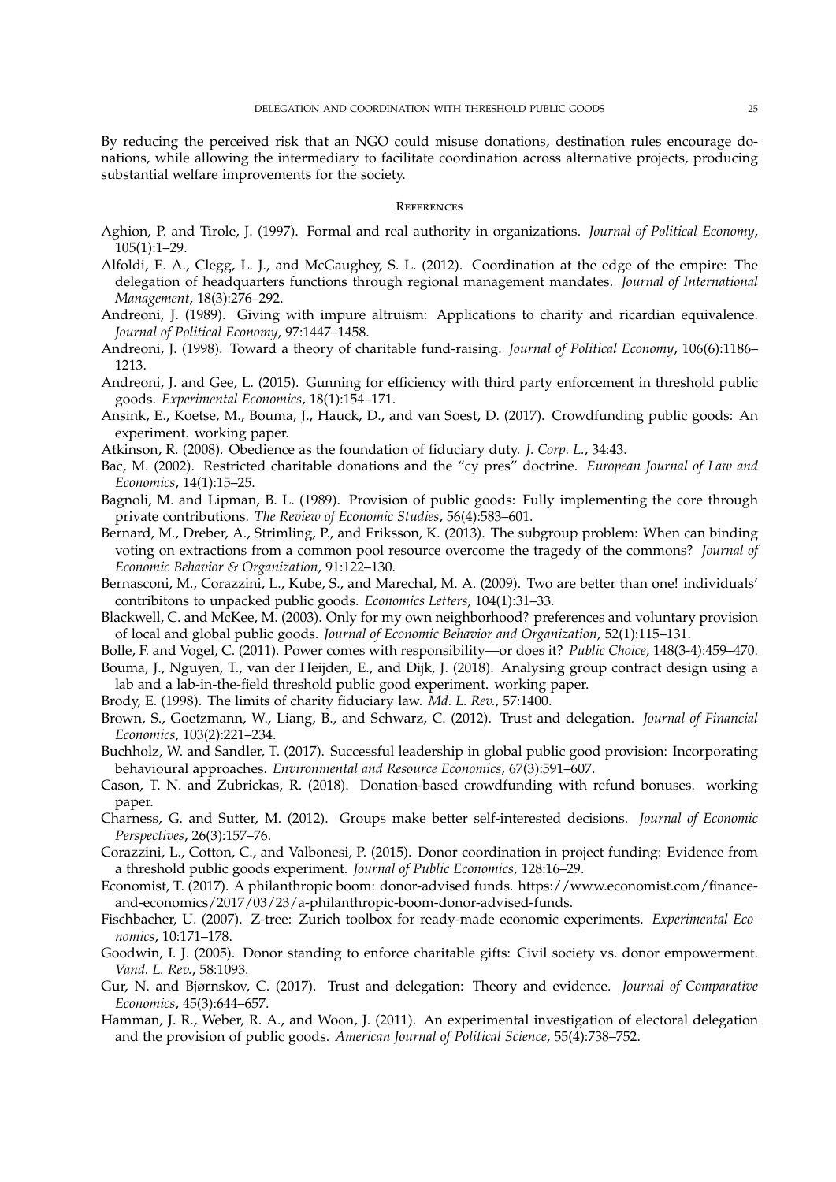By reducing the perceived risk that an NGO could misuse donations, destination rules encourage donations, while allowing the intermediary to facilitate coordination across alternative projects, producing substantial welfare improvements for the society.

## References

Aghion, P. and Tirole, J. (1997). Formal and real authority in organizations. *Journal of Political Economy*, 105(1):1–29.

Alfoldi, E. A., Clegg, L. J., and McGaughey, S. L. (2012). Coordination at the edge of the empire: The delegation of headquarters functions through regional management mandates. *Journal of International Management*, 18(3):276–292.

Andreoni, J. (1989). Giving with impure altruism: Applications to charity and ricardian equivalence. *Journal of Political Economy*, 97:1447–1458.

Andreoni, J. (1998). Toward a theory of charitable fund-raising. *Journal of Political Economy*, 106(6):1186–1213.

Andreoni, J. and Gee, L. (2015). Gunning for efficiency with third party enforcement in threshold public goods. *Experimental Economics*, 18(1):154–171.

Ansink, E., Koetse, M., Bouma, J., Hauck, D., and van Soest, D. (2017). Crowdfunding public goods: An experiment. working paper.

Atkinson, R. (2008). Obedience as the foundation of fiduciary duty. *J. Corp. L.*, 34:43.

Bac, M. (2002). Restricted charitable donations and the "cy pres" doctrine. *European Journal of Law and Economics*, 14(1):15–25.

Bagnoli, M. and Lipman, B. L. (1989). Provision of public goods: Fully implementing the core through private contributions. *The Review of Economic Studies*, 56(4):583–601.

Bernard, M., Dreber, A., Strimling, P., and Eriksson, K. (2013). The subgroup problem: When can binding voting on extractions from a common pool resource overcome the tragedy of the commons? *Journal of Economic Behavior & Organization*, 91:122–130.

Bernasconi, M., Corazzini, L., Kube, S., and Marechal, M. A. (2009). Two are better than one! individuals' contribitons to unpacked public goods. *Economics Letters*, 104(1):31–33.

Blackwell, C. and McKee, M. (2003). Only for my own neighborhood? preferences and voluntary provision of local and global public goods. *Journal of Economic Behavior and Organization*, 52(1):115–131.

Bolle, F. and Vogel, C. (2011). Power comes with responsibility—or does it? *Public Choice*, 148(3-4):459–470.

Bouma, J., Nguyen, T., van der Heijden, E., and Dijk, J. (2018). Analysing group contract design using a lab and a lab-in-the-field threshold public good experiment. working paper.

Brody, E. (1998). The limits of charity fiduciary law. *Md. L. Rev.*, 57:1400.

Brown, S., Goetzmann, W., Liang, B., and Schwarz, C. (2012). Trust and delegation. *Journal of Financial Economics*, 103(2):221–234.

Buchholz, W. and Sandler, T. (2017). Successful leadership in global public good provision: Incorporating behavioural approaches. *Environmental and Resource Economics*, 67(3):591–607.

Cason, T. N. and Zubrickas, R. (2018). Donation-based crowdfunding with refund bonuses. working paper.

Charness, G. and Sutter, M. (2012). Groups make better self-interested decisions. *Journal of Economic Perspectives*, 26(3):157–76.

Corazzini, L., Cotton, C., and Valbonesi, P. (2015). Donor coordination in project funding: Evidence from a threshold public goods experiment. *Journal of Public Economics*, 128:16–29.

Economist, T. (2017). A philanthropic boom: donor-advised funds. https://www.economist.com/finance-and-economics/2017/03/23/a-philanthropic-boom-donor-advised-funds.

Fischbacher, U. (2007). Z-tree: Zurich toolbox for ready-made economic experiments. *Experimental Economics*, 10:171–178.

Goodwin, I. J. (2005). Donor standing to enforce charitable gifts: Civil society vs. donor empowerment. *Vand. L. Rev.*, 58:1093.

Gur, N. and Bjørnskov, C. (2017). Trust and delegation: Theory and evidence. *Journal of Comparative Economics*, 45(3):644–657.

Hamman, J. R., Weber, R. A., and Woon, J. (2011). An experimental investigation of electoral delegation and the provision of public goods. *American Journal of Political Science*, 55(4):738–752.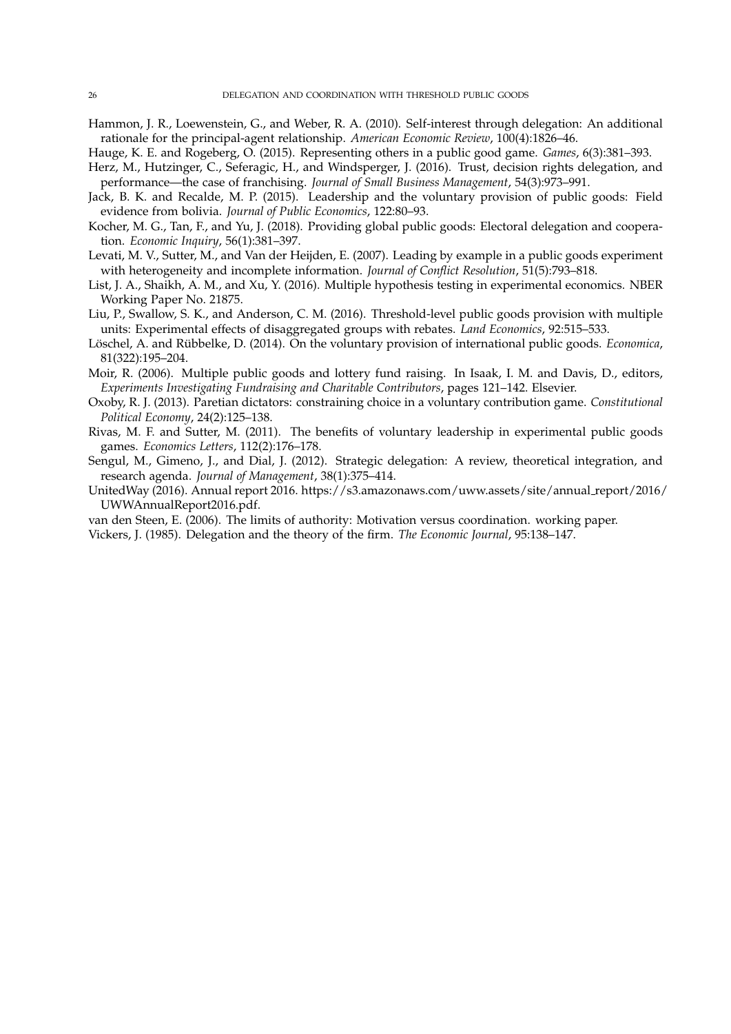Hammon, J. R., Loewenstein, G., and Weber, R. A. (2010). Self-interest through delegation: An additional rationale for the principal-agent relationship. *American Economic Review*, 100(4):1826–46.

Hauge, K. E. and Rogeberg, O. (2015). Representing others in a public good game. *Games*, 6(3):381–393.

Herz, M., Hutzinger, C., Seferagic, H., and Windsperger, J. (2016). Trust, decision rights delegation, and performance—the case of franchising. *Journal of Small Business Management*, 54(3):973–991.

Jack, B. K. and Recalde, M. P. (2015). Leadership and the voluntary provision of public goods: Field evidence from bolivia. *Journal of Public Economics*, 122:80–93.

Kocher, M. G., Tan, F., and Yu, J. (2018). Providing global public goods: Electoral delegation and cooperation. *Economic Inquiry*, 56(1):381–397.

Levati, M. V., Sutter, M., and Van der Heijden, E. (2007). Leading by example in a public goods experiment with heterogeneity and incomplete information. *Journal of Conflict Resolution*, 51(5):793–818.

List, J. A., Shaikh, A. M., and Xu, Y. (2016). Multiple hypothesis testing in experimental economics. NBER Working Paper No. 21875.

Liu, P., Swallow, S. K., and Anderson, C. M. (2016). Threshold-level public goods provision with multiple units: Experimental effects of disaggregated groups with rebates. *Land Economics*, 92:515–533.

Löschel, A. and Rübbelke, D. (2014). On the voluntary provision of international public goods. *Economica*, 81(322):195–204.

Moir, R. (2006). Multiple public goods and lottery fund raising. In Isaak, I. M. and Davis, D., editors, *Experiments Investigating Fundraising and Charitable Contributors*, pages 121–142. Elsevier.

Oxoby, R. J. (2013). Paretian dictators: constraining choice in a voluntary contribution game. *Constitutional Political Economy*, 24(2):125–138.

Rivas, M. F. and Sutter, M. (2011). The benefits of voluntary leadership in experimental public goods games. *Economics Letters*, 112(2):176–178.

Sengul, M., Gimeno, J., and Dial, J. (2012). Strategic delegation: A review, theoretical integration, and research agenda. *Journal of Management*, 38(1):375–414.

UnitedWay (2016). Annual report 2016. https://s3.amazonaws.com/uww.assets/site/annual_report/2016/UWWAnnualReport2016.pdf.

van den Steen, E. (2006). The limits of authority: Motivation versus coordination. working paper.

Vickers, J. (1985). Delegation and the theory of the firm. *The Economic Journal*, 95:138–147.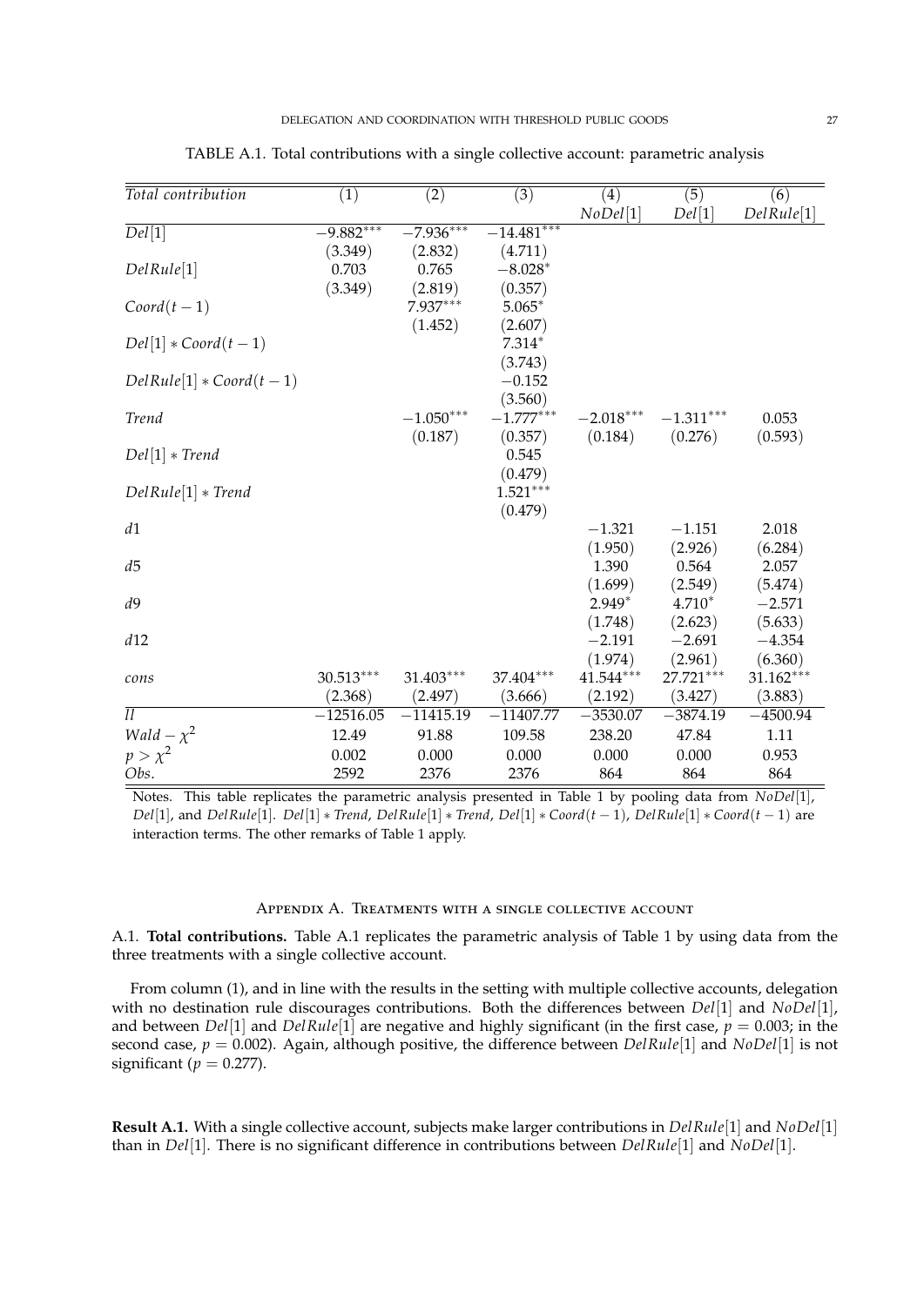TABLE A.1. Total contributions with a single collective account: parametric analysis

| *Total contribution* | (1) | (2) | (3) | (4) | (5) | (6) |
|---|---|---|---|---|---|---|
| | | | | *NoDel*[1] | *Del*[1] | *DelRule*[1] |
| *Del*[1] | $-9.882^{***}$ | $-7.936^{***}$ | $-14.481^{***}$ | | | |
| | (3.349) | (2.832) | (4.711) | | | |
| *DelRule*[1] | 0.703 | 0.765 | $-8.028^{*}$ | | | |
| | (3.349) | (2.819) | (0.357) | | | |
| $Coord(t-1)$ | | $7.937^{***}$ | $5.065^{*}$ | | | |
| | | (1.452) | (2.607) | | | |
| $Del[1]*Coord(t-1)$ | | | $7.314^{*}$ | | | |
| | | | (3.743) | | | |
| $DelRule[1]*Coord(t-1)$ | | | $-0.152$ | | | |
| | | | (3.560) | | | |
| *Trend* | | $-1.050^{***}$ | $-1.777^{***}$ | $-2.018^{***}$ | $-1.311^{***}$ | 0.053 |
| | | (0.187) | (0.357) | (0.184) | (0.276) | (0.593) |
| $Del[1]*Trend$ | | | 0.545 | | | |
| | | | (0.479) | | | |
| $DelRule[1]*Trend$ | | | $1.521^{***}$ | | | |
| | | | (0.479) | | | |
| $d1$ | | | | $-1.321$ | $-1.151$ | 2.018 |
| | | | | (1.950) | (2.926) | (6.284) |
| $d5$ | | | | 1.390 | 0.564 | 2.057 |
| | | | | (1.699) | (2.549) | (5.474) |
| $d9$ | | | | $2.949^{*}$ | $4.710^{*}$ | $-2.571$ |
| | | | | (1.748) | (2.623) | (5.633) |
| $d12$ | | | | $-2.191$ | $-2.691$ | $-4.354$ |
| | | | | (1.974) | (2.961) | (6.360) |
| *cons* | $30.513^{***}$ | $31.403^{***}$ | $37.404^{***}$ | $41.544^{***}$ | $27.721^{***}$ | $31.162^{***}$ |
| | (2.368) | (2.497) | (3.666) | (2.192) | (3.427) | (3.883) |
| *ll* | $-12516.05$ | $-11415.19$ | $-11407.77$ | $-3530.07$ | $-3874.19$ | $-4500.94$ |
| $Wald-\chi^2$ | 12.49 | 91.88 | 109.58 | 238.20 | 47.84 | 1.11 |
| $p>\chi^2$ | 0.002 | 0.000 | 0.000 | 0.000 | 0.000 | 0.953 |
| *Obs.* | 2592 | 2376 | 2376 | 864 | 864 | 864 |

Notes. This table replicates the parametric analysis presented in Table 1 by pooling data from *NoDel*[1], *Del*[1], and *DelRule*[1]. $Del[1]*Trend$, $DelRule[1]*Trend$, $Del[1]*Coord(t-1)$, $DelRule[1]*Coord(t-1)$ are interaction terms. The other remarks of Table 1 apply.

## Appendix A. Treatments with a single collective account

A.1. **Total contributions.** Table A.1 replicates the parametric analysis of Table 1 by using data from the three treatments with a single collective account.

From column (1), and in line with the results in the setting with multiple collective accounts, delegation with no destination rule discourages contributions. Both the differences between *Del*[1] and *NoDel*[1], and between *Del*[1] and *DelRule*[1] are negative and highly significant (in the first case, $p=0.003$; in the second case, $p=0.002$). Again, although positive, the difference between *DelRule*[1] and *NoDel*[1] is not significant ($p=0.277$).

**Result A.1.** With a single collective account, subjects make larger contributions in *DelRule*[1] and *NoDel*[1] than in *Del*[1]. There is no significant difference in contributions between *DelRule*[1] and *NoDel*[1].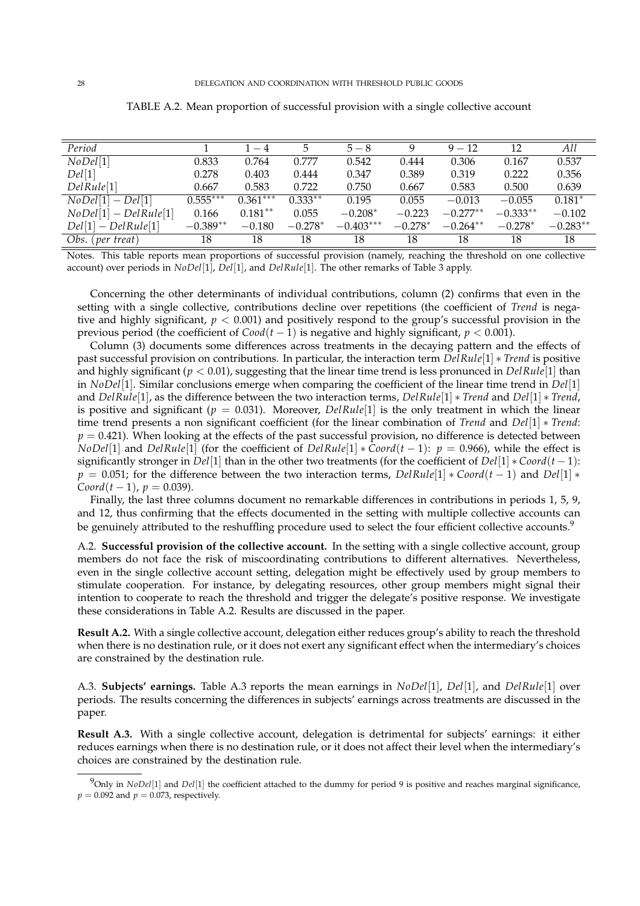TABLE A.2. Mean proportion of successful provision with a single collective account

| *Period* | 1 | $1-4$ | 5 | $5-8$ | 9 | $9-12$ | 12 | *All* |
|---|---|---|---|---|---|---|---|---|
| $NoDel[1]$ | 0.833 | 0.764 | 0.777 | 0.542 | 0.444 | 0.306 | 0.167 | 0.537 |
| $Del[1]$ | 0.278 | 0.403 | 0.444 | 0.347 | 0.389 | 0.319 | 0.222 | 0.356 |
| $DelRule[1]$ | 0.667 | 0.583 | 0.722 | 0.750 | 0.667 | 0.583 | 0.500 | 0.639 |
| $NoDel[1]-Del[1]$ | $0.555^{***}$ | $0.361^{***}$ | $0.333^{**}$ | 0.195 | 0.055 | $-0.013$ | $-0.055$ | $0.181^{*}$ |
| $NoDel[1]-DelRule[1]$ | 0.166 | $0.181^{**}$ | 0.055 | $-0.208^{*}$ | $-0.223$ | $-0.277^{**}$ | $-0.333^{**}$ | $-0.102$ |
| $Del[1]-DelRule[1]$ | $-0.389^{**}$ | $-0.180$ | $-0.278^{*}$ | $-0.403^{***}$ | $-0.278^{*}$ | $-0.264^{**}$ | $-0.278^{*}$ | $-0.283^{**}$ |
| *Obs. (per treat)* | 18 | 18 | 18 | 18 | 18 | 18 | 18 | 18 |

Notes. This table reports mean proportions of successful provision (namely, reaching the threshold on one collective account) over periods in $NoDel[1]$, $Del[1]$, and $DelRule[1]$. The other remarks of Table 3 apply.

Concerning the other determinants of individual contributions, column (2) confirms that even in the setting with a single collective, contributions decline over repetitions (the coefficient of *Trend* is negative and highly significant, $p < 0.001$) and positively respond to the group's successful provision in the previous period (the coefficient of $Cood(t-1)$ is negative and highly significant, $p < 0.001$).

Column (3) documents some differences across treatments in the decaying pattern and the effects of past successful provision on contributions. In particular, the interaction term $DelRule[1] * Trend$ is positive and highly significant ($p < 0.01$), suggesting that the linear time trend is less pronounced in $DelRule[1]$ than in $NoDel[1]$. Similar conclusions emerge when comparing the coefficient of the linear time trend in $Del[1]$ and $DelRule[1]$, as the difference between the two interaction terms, $DelRule[1] * Trend$ and $Del[1] * Trend$, is positive and significant ($p = 0.031$). Moreover, $DelRule[1]$ is the only treatment in which the linear time trend presents a non significant coefficient (for the linear combination of *Trend* and $Del[1] * Trend$: $p = 0.421$). When looking at the effects of the past successful provision, no difference is detected between $NoDel[1]$ and $DelRule[1]$ (for the coefficient of $DelRule[1] * Coord(t-1)$: $p = 0.966$), while the effect is significantly stronger in $Del[1]$ than in the other two treatments (for the coefficient of $Del[1] * Coord(t-1)$: $p = 0.051$; for the difference between the two interaction terms, $DelRule[1] * Coord(t-1)$ and $Del[1] * Coord(t-1)$, $p = 0.039$).

Finally, the last three columns document no remarkable differences in contributions in periods 1, 5, 9, and 12, thus confirming that the effects documented in the setting with multiple collective accounts can be genuinely attributed to the reshuffling procedure used to select the four efficient collective accounts.[9]

A.2. **Successful provision of the collective account.** In the setting with a single collective account, group members do not face the risk of miscoordinating contributions to different alternatives. Nevertheless, even in the single collective account setting, delegation might be effectively used by group members to stimulate cooperation. For instance, by delegating resources, other group members might signal their intention to cooperate to reach the threshold and trigger the delegate's positive response. We investigate these considerations in Table A.2. Results are discussed in the paper.

**Result A.2.** With a single collective account, delegation either reduces group's ability to reach the threshold when there is no destination rule, or it does not exert any significant effect when the intermediary's choices are constrained by the destination rule.

A.3. **Subjects' earnings.** Table A.3 reports the mean earnings in $NoDel[1]$, $Del[1]$, and $DelRule[1]$ over periods. The results concerning the differences in subjects' earnings across treatments are discussed in the paper.

**Result A.3.** With a single collective account, delegation is detrimental for subjects' earnings: it either reduces earnings when there is no destination rule, or it does not affect their level when the intermediary's choices are constrained by the destination rule.

[9] Only in $NoDel[1]$ and $Del[1]$ the coefficient attached to the dummy for period 9 is positive and reaches marginal significance, $p = 0.092$ and $p = 0.073$, respectively.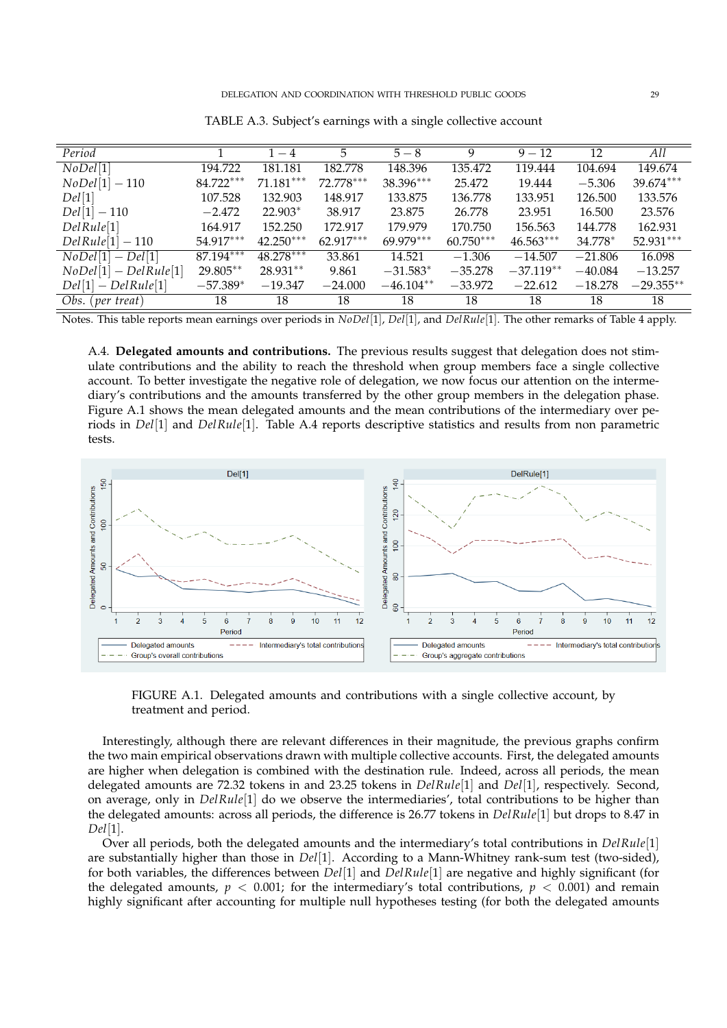TABLE A.3. Subject's earnings with a single collective account

| *Period* | 1 | 1 − 4 | 5 | 5 − 8 | 9 | 9 − 12 | 12 | *All* |
|---|---|---|---|---|---|---|---|---|
| $NoDel[1]$ | 194.722 | 181.181 | 182.778 | 148.396 | 135.472 | 119.444 | 104.694 | 149.674 |
| $NoDel[1] - 110$ | $84.722^{***}$ | $71.181^{***}$ | $72.778^{***}$ | $38.396^{***}$ | 25.472 | 19.444 | −5.306 | $39.674^{***}$ |
| $Del[1]$ | 107.528 | 132.903 | 148.917 | 133.875 | 136.778 | 133.951 | 126.500 | 133.576 |
| $Del[1] - 110$ | −2.472 | $22.903^{*}$ | 38.917 | 23.875 | 26.778 | 23.951 | 16.500 | 23.576 |
| $DelRule[1]$ | 164.917 | 152.250 | 172.917 | 179.979 | 170.750 | 156.563 | 144.778 | 162.931 |
| $DelRule[1] - 110$ | $54.917^{***}$ | $42.250^{***}$ | $62.917^{***}$ | $69.979^{***}$ | $60.750^{***}$ | $46.563^{***}$ | $34.778^{*}$ | $52.931^{***}$ |
| $NoDel[1] - Del[1]$ | $87.194^{***}$ | $48.278^{***}$ | 33.861 | 14.521 | −1.306 | −14.507 | −21.806 | 16.098 |
| $NoDel[1] - DelRule[1]$ | $29.805^{**}$ | $28.931^{**}$ | 9.861 | $-31.583^{*}$ | −35.278 | $-37.119^{**}$ | −40.084 | −13.257 |
| $Del[1] - DelRule[1]$ | $-57.389^{*}$ | −19.347 | −24.000 | $-46.104^{**}$ | −33.972 | −22.612 | −18.278 | $-29.355^{**}$ |
| *Obs. (per treat)* | 18 | 18 | 18 | 18 | 18 | 18 | 18 | 18 |

Notes. This table reports mean earnings over periods in $NoDel[1]$, $Del[1]$, and $DelRule[1]$. The other remarks of Table 4 apply.

A.4. **Delegated amounts and contributions.** The previous results suggest that delegation does not stimulate contributions and the ability to reach the threshold when group members face a single collective account. To better investigate the negative role of delegation, we now focus our attention on the intermediary's contributions and the amounts transferred by the other group members in the delegation phase. Figure A.1 shows the mean delegated amounts and the mean contributions of the intermediary over periods in $Del[1]$ and $DelRule[1]$. Table A.4 reports descriptive statistics and results from non parametric tests.

FIGURE A.1. Delegated amounts and contributions with a single collective account, by treatment and period.

Interestingly, although there are relevant differences in their magnitude, the previous graphs confirm the two main empirical observations drawn with multiple collective accounts. First, the delegated amounts are higher when delegation is combined with the destination rule. Indeed, across all periods, the mean delegated amounts are 72.32 tokens in and 23.25 tokens in $DelRule[1]$ and $Del[1]$, respectively. Second, on average, only in $DelRule[1]$ do we observe the intermediaries', total contributions to be higher than the delegated amounts: across all periods, the difference is 26.77 tokens in $DelRule[1]$ but drops to 8.47 in $Del[1]$.

Over all periods, both the delegated amounts and the intermediary's total contributions in $DelRule[1]$ are substantially higher than those in $Del[1]$. According to a Mann-Whitney rank-sum test (two-sided), for both variables, the differences between $Del[1]$ and $DelRule[1]$ are negative and highly significant (for the delegated amounts, $p < 0.001$; for the intermediary's total contributions, $p < 0.001$) and remain highly significant after accounting for multiple null hypotheses testing (for both the delegated amounts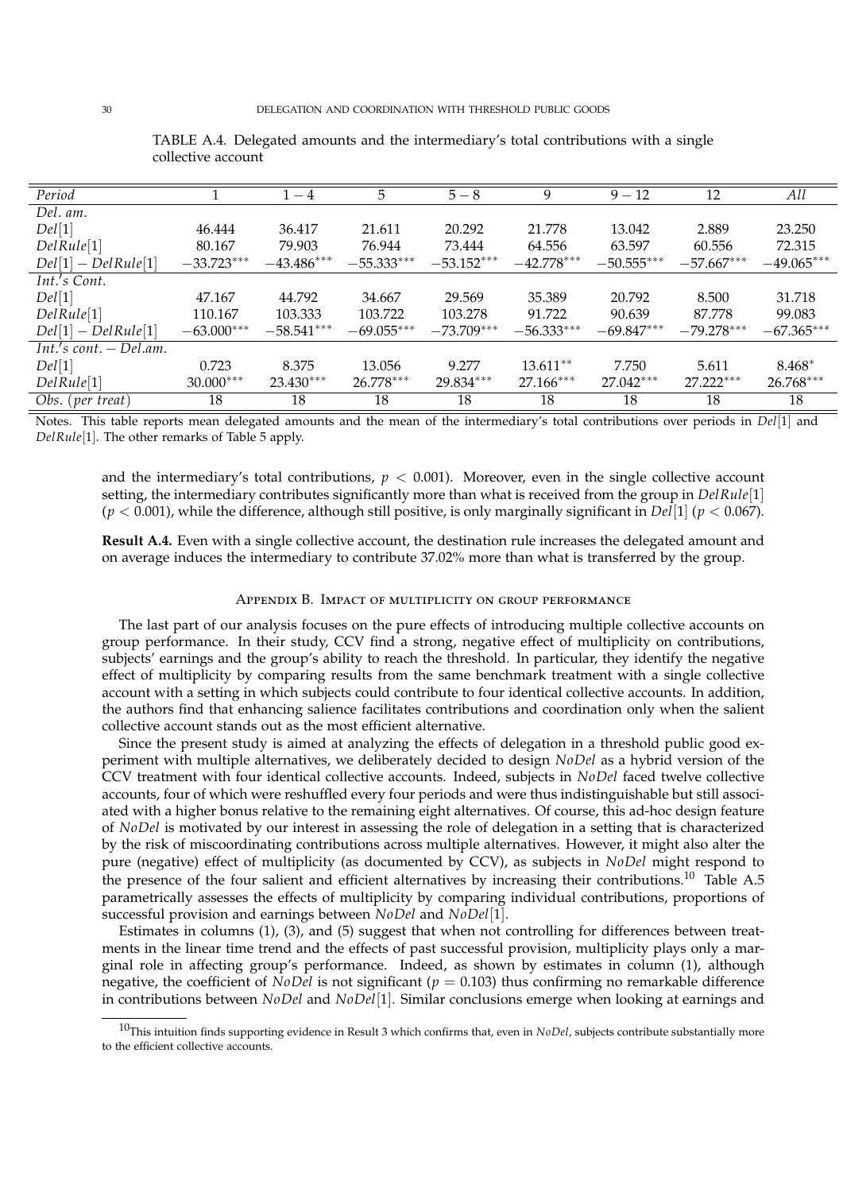TABLE A.4. Delegated amounts and the intermediary's total contributions with a single collective account

| *Period* | 1 | $1-4$ | 5 | $5-8$ | 9 | $9-12$ | 12 | *All* |
|---|---|---|---|---|---|---|---|---|
| *Del. am.* | | | | | | | | |
| $Del[1]$ | 46.444 | 36.417 | 21.611 | 20.292 | 21.778 | 13.042 | 2.889 | 23.250 |
| $DelRule[1]$ | 80.167 | 79.903 | 76.944 | 73.444 | 64.556 | 63.597 | 60.556 | 72.315 |
| $Del[1]-DelRule[1]$ | $-33.723^{***}$ | $-43.486^{***}$ | $-55.333^{***}$ | $-53.152^{***}$ | $-42.778^{***}$ | $-50.555^{***}$ | $-57.667^{***}$ | $-49.065^{***}$ |
| *Int.'s Cont.* | | | | | | | | |
| $Del[1]$ | 47.167 | 44.792 | 34.667 | 29.569 | 35.389 | 20.792 | 8.500 | 31.718 |
| $DelRule[1]$ | 110.167 | 103.333 | 103.722 | 103.278 | 91.722 | 90.639 | 87.778 | 99.083 |
| $Del[1]-DelRule[1]$ | $-63.000^{***}$ | $-58.541^{***}$ | $-69.055^{***}$ | $-73.709^{***}$ | $-56.333^{***}$ | $-69.847^{***}$ | $-79.278^{***}$ | $-67.365^{***}$ |
| *Int.'s cont. − Del.am.* | | | | | | | | |
| $Del[1]$ | 0.723 | 8.375 | 13.056 | 9.277 | $13.611^{**}$ | 7.750 | 5.611 | $8.468^{*}$ |
| $DelRule[1]$ | $30.000^{***}$ | $23.430^{***}$ | $26.778^{***}$ | $29.834^{***}$ | $27.166^{***}$ | $27.042^{***}$ | $27.222^{***}$ | $26.768^{***}$ |
| *Obs. (per treat)* | 18 | 18 | 18 | 18 | 18 | 18 | 18 | 18 |

Notes. This table reports mean delegated amounts and the mean of the intermediary's total contributions over periods in *Del*[1] and *DelRule*[1]. The other remarks of Table 5 apply.

and the intermediary's total contributions, $p < 0.001$). Moreover, even in the single collective account setting, the intermediary contributes significantly more than what is received from the group in $DelRule[1]$ ($p < 0.001$), while the difference, although still positive, is only marginally significant in $Del[1]$ ($p < 0.067$).

**Result A.4.** Even with a single collective account, the destination rule increases the delegated amount and on average induces the intermediary to contribute 37.02% more than what is transferred by the group.

## Appendix B. Impact of multiplicity on group performance

The last part of our analysis focuses on the pure effects of introducing multiple collective accounts on group performance. In their study, CCV find a strong, negative effect of multiplicity on contributions, subjects' earnings and the group's ability to reach the threshold. In particular, they identify the negative effect of multiplicity by comparing results from the same benchmark treatment with a single collective account with a setting in which subjects could contribute to four identical collective accounts. In addition, the authors find that enhancing salience facilitates contributions and coordination only when the salient collective account stands out as the most efficient alternative.

Since the present study is aimed at analyzing the effects of delegation in a threshold public good experiment with multiple alternatives, we deliberately decided to design *NoDel* as a hybrid version of the CCV treatment with four identical collective accounts. Indeed, subjects in *NoDel* faced twelve collective accounts, four of which were reshuffled every four periods and were thus indistinguishable but still associated with a higher bonus relative to the remaining eight alternatives. Of course, this ad-hoc design feature of *NoDel* is motivated by our interest in assessing the role of delegation in a setting that is characterized by the risk of miscoordinating contributions across multiple alternatives. However, it might also alter the pure (negative) effect of multiplicity (as documented by CCV), as subjects in *NoDel* might respond to the presence of the four salient and efficient alternatives by increasing their contributions.[10] Table A.5 parametrically assesses the effects of multiplicity by comparing individual contributions, proportions of successful provision and earnings between *NoDel* and $NoDel[1]$.

Estimates in columns (1), (3), and (5) suggest that when not controlling for differences between treatments in the linear time trend and the effects of past successful provision, multiplicity plays only a marginal role in affecting group's performance. Indeed, as shown by estimates in column (1), although negative, the coefficient of *NoDel* is not significant ($p = 0.103$) thus confirming no remarkable difference in contributions between *NoDel* and $NoDel[1]$. Similar conclusions emerge when looking at earnings and

[10] This intuition finds supporting evidence in Result 3 which confirms that, even in *NoDel*, subjects contribute substantially more to the efficient collective accounts.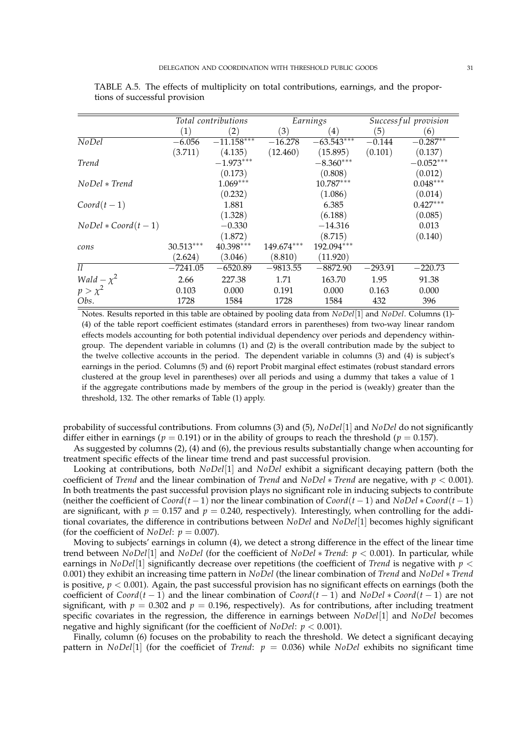TABLE A.5. The effects of multiplicity on total contributions, earnings, and the proportions of successful provision

| | *Total contributions* | | *Earnings* | | *Successful provision* | |
|---|---|---|---|---|---|---|
| | (1) | (2) | (3) | (4) | (5) | (6) |
| *NoDel* | −6.056 | −11.158*** | −16.278 | −63.543*** | −0.144 | −0.287** |
| | (3.711) | (4.135) | (12.460) | (15.895) | (0.101) | (0.137) |
| *Trend* | | −1.973*** | | −8.360*** | | −0.052*** |
| | | (0.173) | | (0.808) | | (0.012) |
| *NoDel* ∗ *Trend* | | 1.069*** | | 10.787*** | | 0.048*** |
| | | (0.232) | | (1.086) | | (0.014) |
| $Coord(t-1)$ | | 1.881 | | 6.385 | | 0.427*** |
| | | (1.328) | | (6.188) | | (0.085) |
| $NoDel * Coord(t-1)$ | | −0.330 | | −14.316 | | 0.013 |
| | | (1.872) | | (8.715) | | (0.140) |
| *cons* | 30.513*** | 40.398*** | 149.674*** | 192.094*** | | |
| | (2.624) | (3.046) | (8.810) | (11.920) | | |
| *ll* | −7241.05 | −6520.89 | −9813.55 | −8872.90 | −293.91 | −220.73 |
| $Wald-\chi^2$ | 2.66 | 227.38 | 1.71 | 163.70 | 1.95 | 91.38 |
| $p>\chi^2$ | 0.103 | 0.000 | 0.191 | 0.000 | 0.163 | 0.000 |
| *Obs.* | 1728 | 1584 | 1728 | 1584 | 432 | 396 |

Notes. Results reported in this table are obtained by pooling data from *NoDel*[1] and *NoDel*. Columns (1)-(4) of the table report coefficient estimates (standard errors in parentheses) from two-way linear random effects models accounting for both potential individual dependency over periods and dependency within-group. The dependent variable in columns (1) and (2) is the overall contribution made by the subject to the twelve collective accounts in the period. The dependent variable in columns (3) and (4) is subject's earnings in the period. Columns (5) and (6) report Probit marginal effect estimates (robust standard errors clustered at the group level in parentheses) over all periods and using a dummy that takes a value of 1 if the aggregate contributions made by members of the group in the period is (weakly) greater than the threshold, 132. The other remarks of Table (1) apply.

probability of successful contributions. From columns (3) and (5), *NoDel*[1] and *NoDel* do not significantly differ either in earnings ($p = 0.191$) or in the ability of groups to reach the threshold ($p = 0.157$).

As suggested by columns (2), (4) and (6), the previous results substantially change when accounting for treatment specific effects of the linear time trend and past successful provision.

Looking at contributions, both *NoDel*[1] and *NoDel* exhibit a significant decaying pattern (both the coefficient of *Trend* and the linear combination of *Trend* and *NoDel* ∗ *Trend* are negative, with $p < 0.001$). In both treatments the past successful provision plays no significant role in inducing subjects to contribute (neither the coefficient of $Coord(t-1)$ nor the linear combination of $Coord(t-1)$ and $NoDel * Coord(t-1)$ are significant, with $p = 0.157$ and $p = 0.240$, respectively). Interestingly, when controlling for the additional covariates, the difference in contributions between *NoDel* and *NoDel*[1] becomes highly significant (for the coefficient of *NoDel*: $p = 0.007$).

Moving to subjects' earnings in column (4), we detect a strong difference in the effect of the linear time trend between *NoDel*[1] and *NoDel* (for the coefficient of *NoDel* ∗ *Trend*: $p < 0.001$). In particular, while earnings in *NoDel*[1] significantly decrease over repetitions (the coefficient of *Trend* is negative with $p < 0.001$) they exhibit an increasing time pattern in *NoDel* (the linear combination of *Trend* and *NoDel* ∗ *Trend* is positive, $p < 0.001$). Again, the past successful provision has no significant effects on earnings (both the coefficient of $Coord(t-1)$ and the linear combination of $Coord(t-1)$ and $NoDel * Coord(t-1)$ are not significant, with $p = 0.302$ and $p = 0.196$, respectively). As for contributions, after including treatment specific covariates in the regression, the difference in earnings between *NoDel*[1] and *NoDel* becomes negative and highly significant (for the coefficient of *NoDel*: $p < 0.001$).

Finally, column (6) focuses on the probability to reach the threshold. We detect a significant decaying pattern in *NoDel*[1] (for the coefficiet of *Trend*: $p = 0.036$) while *NoDel* exhibits no significant time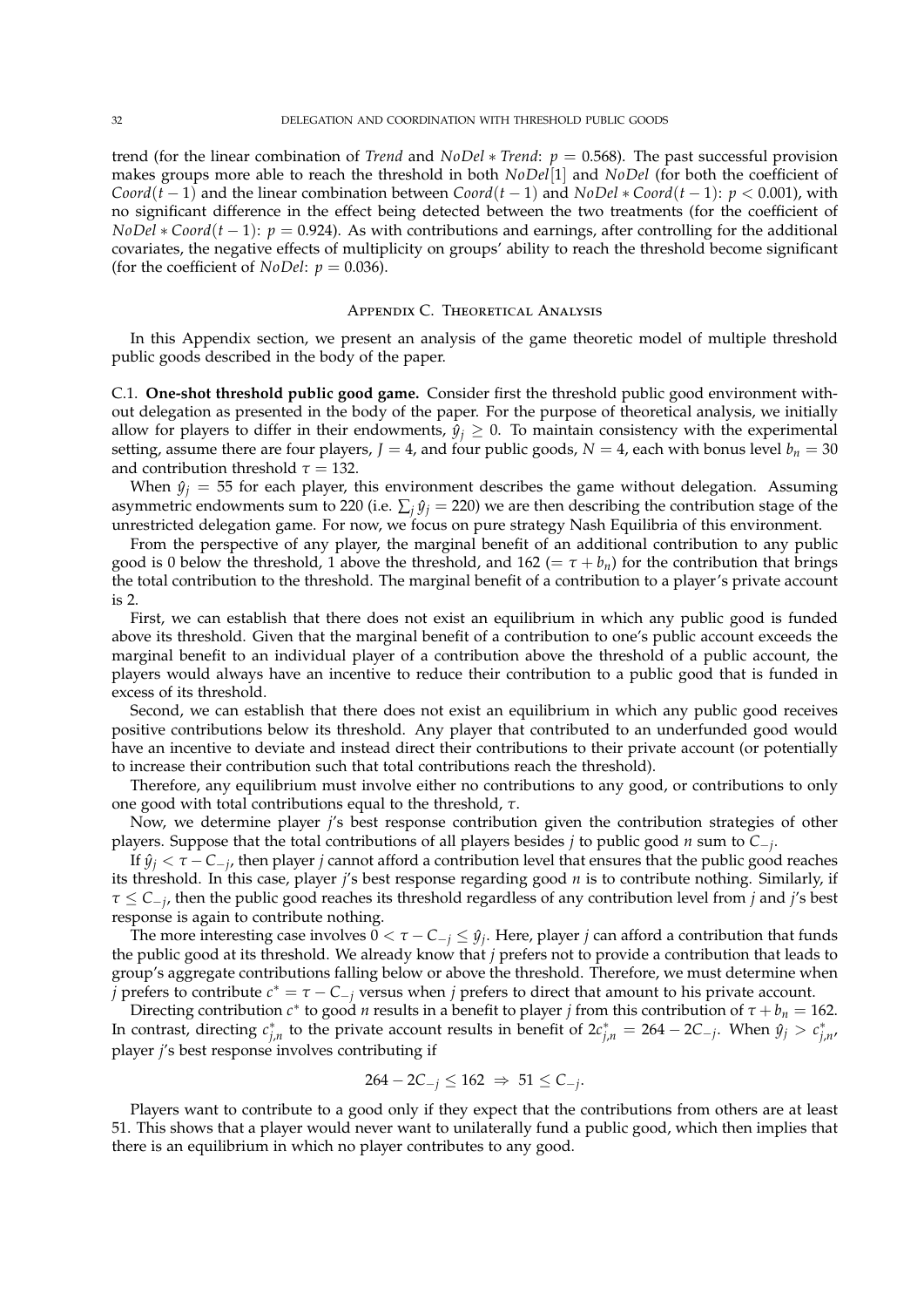trend (for the linear combination of *Trend* and *NoDel* ∗ *Trend*: $p = 0.568$). The past successful provision makes groups more able to reach the threshold in both *NoDel*[1] and *NoDel* (for both the coefficient of $Coord(t-1)$ and the linear combination between $Coord(t-1)$ and $NoDel * Coord(t-1)$: $p < 0.001$), with no significant difference in the effect being detected between the two treatments (for the coefficient of $NoDel * Coord(t-1)$: $p = 0.924$). As with contributions and earnings, after controlling for the additional covariates, the negative effects of multiplicity on groups' ability to reach the threshold become significant (for the coefficient of *NoDel*: $p = 0.036$).

## Appendix C. Theoretical Analysis

In this Appendix section, we present an analysis of the game theoretic model of multiple threshold public goods described in the body of the paper.

### C.1. One-shot threshold public good game.

Consider first the threshold public good environment without delegation as presented in the body of the paper. For the purpose of theoretical analysis, we initially allow for players to differ in their endowments, $\hat{y}_j \geq 0$. To maintain consistency with the experimental setting, assume there are four players, $J = 4$, and four public goods, $N = 4$, each with bonus level $b_n = 30$ and contribution threshold $\tau = 132$.

When $\hat{y}_j = 55$ for each player, this environment describes the game without delegation. Assuming asymmetric endowments sum to 220 (i.e. $\sum_j \hat{y}_j = 220$) we are then describing the contribution stage of the unrestricted delegation game. For now, we focus on pure strategy Nash Equilibria of this environment.

From the perspective of any player, the marginal benefit of an additional contribution to any public good is 0 below the threshold, 1 above the threshold, and 162 ($= \tau + b_n$) for the contribution that brings the total contribution to the threshold. The marginal benefit of a contribution to a player's private account is 2.

First, we can establish that there does not exist an equilibrium in which any public good is funded above its threshold. Given that the marginal benefit of a contribution to one's public account exceeds the marginal benefit to an individual player of a contribution above the threshold of a public account, the players would always have an incentive to reduce their contribution to a public good that is funded in excess of its threshold.

Second, we can establish that there does not exist an equilibrium in which any public good receives positive contributions below its threshold. Any player that contributed to an underfunded good would have an incentive to deviate and instead direct their contributions to their private account (or potentially to increase their contribution such that total contributions reach the threshold).

Therefore, any equilibrium must involve either no contributions to any good, or contributions to only one good with total contributions equal to the threshold, $\tau$.

Now, we determine player $j$'s best response contribution given the contribution strategies of other players. Suppose that the total contributions of all players besides $j$ to public good $n$ sum to $C_{-j}$.

If $\hat{y}_j < \tau - C_{-j}$, then player $j$ cannot afford a contribution level that ensures that the public good reaches its threshold. In this case, player $j$'s best response regarding good $n$ is to contribute nothing. Similarly, if $\tau \leq C_{-j}$, then the public good reaches its threshold regardless of any contribution level from $j$ and $j$'s best response is again to contribute nothing.

The more interesting case involves $0 < \tau - C_{-j} \leq \hat{y}_j$. Here, player $j$ can afford a contribution that funds the public good at its threshold. We already know that $j$ prefers not to provide a contribution that leads to group's aggregate contributions falling below or above the threshold. Therefore, we must determine when $j$ prefers to contribute $c^* = \tau - C_{-j}$ versus when $j$ prefers to direct that amount to his private account.

Directing contribution $c^*$ to good $n$ results in a benefit to player $j$ from this contribution of $\tau + b_n = 162$. In contrast, directing $c^*_{j,n}$ to the private account results in benefit of $2c^*_{j,n} = 264 - 2C_{-j}$. When $\hat{y}_j > c^*_{j,n}$, player $j$'s best response involves contributing if

$$264 - 2C_{-j} \leq 162 \;\Rightarrow\; 51 \leq C_{-j}.$$

Players want to contribute to a good only if they expect that the contributions from others are at least 51. This shows that a player would never want to unilaterally fund a public good, which then implies that there is an equilibrium in which no player contributes to any good.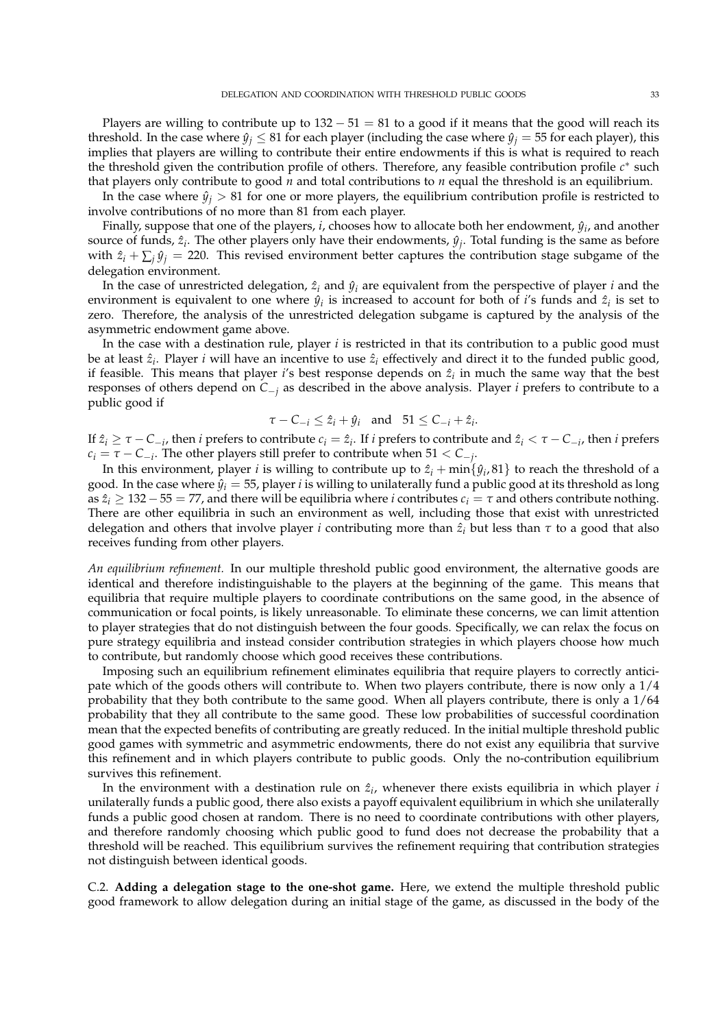Players are willing to contribute up to $132 - 51 = 81$ to a good if it means that the good will reach its threshold. In the case where $\hat{y}_j \leq 81$ for each player (including the case where $\hat{y}_j = 55$ for each player), this implies that players are willing to contribute their entire endowments if this is what is required to reach the threshold given the contribution profile of others. Therefore, any feasible contribution profile $c^*$ such that players only contribute to good $n$ and total contributions to $n$ equal the threshold is an equilibrium.

In the case where $\hat{y}_j > 81$ for one or more players, the equilibrium contribution profile is restricted to involve contributions of no more than 81 from each player.

Finally, suppose that one of the players, $i$, chooses how to allocate both her endowment, $\hat{y}_i$, and another source of funds, $\hat{z}_i$. The other players only have their endowments, $\hat{y}_j$. Total funding is the same as before with $\hat{z}_i + \sum_j \hat{y}_j = 220$. This revised environment better captures the contribution stage subgame of the delegation environment.

In the case of unrestricted delegation, $\hat{z}_i$ and $\hat{y}_i$ are equivalent from the perspective of player $i$ and the environment is equivalent to one where $\hat{y}_i$ is increased to account for both of $i$'s funds and $\hat{z}_i$ is set to zero. Therefore, the analysis of the unrestricted delegation subgame is captured by the analysis of the asymmetric endowment game above.

In the case with a destination rule, player $i$ is restricted in that its contribution to a public good must be at least $\hat{z}_i$. Player $i$ will have an incentive to use $\hat{z}_i$ effectively and direct it to the funded public good, if feasible. This means that player $i$'s best response depends on $\hat{z}_i$ in much the same way that the best responses of others depend on $C_{-j}$ as described in the above analysis. Player $i$ prefers to contribute to a public good if

$$\tau - C_{-i} \leq \hat{z}_i + \hat{y}_i \quad \text{and} \quad 51 \leq C_{-i} + \hat{z}_i.$$

If $\hat{z}_i \geq \tau - C_{-i}$, then $i$ prefers to contribute $c_i = \hat{z}_i$. If $i$ prefers to contribute and $\hat{z}_i < \tau - C_{-i}$, then $i$ prefers $c_i = \tau - C_{-i}$. The other players still prefer to contribute when $51 < C_{-j}$.

In this environment, player $i$ is willing to contribute up to $\hat{z}_i + \min\{\hat{y}_i, 81\}$ to reach the threshold of a good. In the case where $\hat{y}_i = 55$, player $i$ is willing to unilaterally fund a public good at its threshold as long as $\hat{z}_i \geq 132 - 55 = 77$, and there will be equilibria where $i$ contributes $c_i = \tau$ and others contribute nothing. There are other equilibria in such an environment as well, including those that exist with unrestricted delegation and others that involve player $i$ contributing more than $\hat{z}_i$ but less than $\tau$ to a good that also receives funding from other players.

*An equilibrium refinement.* In our multiple threshold public good environment, the alternative goods are identical and therefore indistinguishable to the players at the beginning of the game. This means that equilibria that require multiple players to coordinate contributions on the same good, in the absence of communication or focal points, is likely unreasonable. To eliminate these concerns, we can limit attention to player strategies that do not distinguish between the four goods. Specifically, we can relax the focus on pure strategy equilibria and instead consider contribution strategies in which players choose how much to contribute, but randomly choose which good receives these contributions.

Imposing such an equilibrium refinement eliminates equilibria that require players to correctly anticipate which of the goods others will contribute to. When two players contribute, there is now only a $1/4$ probability that they both contribute to the same good. When all players contribute, there is only a $1/64$ probability that they all contribute to the same good. These low probabilities of successful coordination mean that the expected benefits of contributing are greatly reduced. In the initial multiple threshold public good games with symmetric and asymmetric endowments, there do not exist any equilibria that survive this refinement and in which players contribute to public goods. Only the no-contribution equilibrium survives this refinement.

In the environment with a destination rule on $\hat{z}_i$, whenever there exists equilibria in which player $i$ unilaterally funds a public good, there also exists a payoff equivalent equilibrium in which she unilaterally funds a public good chosen at random. There is no need to coordinate contributions with other players, and therefore randomly choosing which public good to fund does not decrease the probability that a threshold will be reached. This equilibrium survives the refinement requiring that contribution strategies not distinguish between identical goods.

C.2. **Adding a delegation stage to the one-shot game.** Here, we extend the multiple threshold public good framework to allow delegation during an initial stage of the game, as discussed in the body of the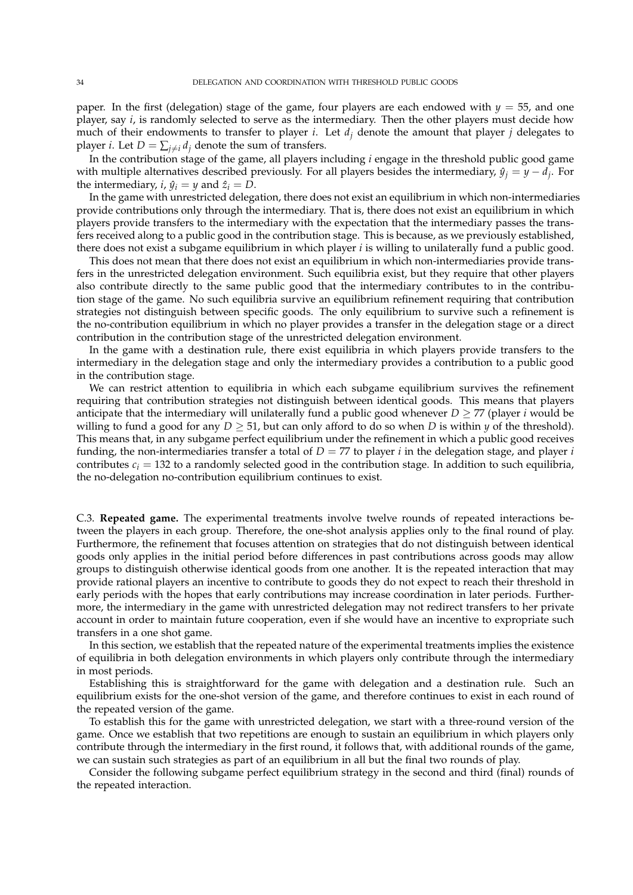paper. In the first (delegation) stage of the game, four players are each endowed with $y = 55$, and one player, say $i$, is randomly selected to serve as the intermediary. Then the other players must decide how much of their endowments to transfer to player $i$. Let $d_j$ denote the amount that player $j$ delegates to player $i$. Let $D = \sum_{j \neq i} d_j$ denote the sum of transfers.

In the contribution stage of the game, all players including $i$ engage in the threshold public good game with multiple alternatives described previously. For all players besides the intermediary, $\hat{y}_j = y - d_j$. For the intermediary, $i$, $\hat{y}_i = y$ and $\hat{z}_i = D$.

In the game with unrestricted delegation, there does not exist an equilibrium in which non-intermediaries provide contributions only through the intermediary. That is, there does not exist an equilibrium in which players provide transfers to the intermediary with the expectation that the intermediary passes the transfers received along to a public good in the contribution stage. This is because, as we previously established, there does not exist a subgame equilibrium in which player $i$ is willing to unilaterally fund a public good.

This does not mean that there does not exist an equilibrium in which non-intermediaries provide transfers in the unrestricted delegation environment. Such equilibria exist, but they require that other players also contribute directly to the same public good that the intermediary contributes to in the contribution stage of the game. No such equilibria survive an equilibrium refinement requiring that contribution strategies not distinguish between specific goods. The only equilibrium to survive such a refinement is the no-contribution equilibrium in which no player provides a transfer in the delegation stage or a direct contribution in the contribution stage of the unrestricted delegation environment.

In the game with a destination rule, there exist equilibria in which players provide transfers to the intermediary in the delegation stage and only the intermediary provides a contribution to a public good in the contribution stage.

We can restrict attention to equilibria in which each subgame equilibrium survives the refinement requiring that contribution strategies not distinguish between identical goods. This means that players anticipate that the intermediary will unilaterally fund a public good whenever $D \geq 77$ (player $i$ would be willing to fund a good for any $D \geq 51$, but can only afford to do so when $D$ is within $y$ of the threshold). This means that, in any subgame perfect equilibrium under the refinement in which a public good receives funding, the non-intermediaries transfer a total of $D = 77$ to player $i$ in the delegation stage, and player $i$ contributes $c_i = 132$ to a randomly selected good in the contribution stage. In addition to such equilibria, the no-delegation no-contribution equilibrium continues to exist.

C.3. **Repeated game.** The experimental treatments involve twelve rounds of repeated interactions between the players in each group. Therefore, the one-shot analysis applies only to the final round of play. Furthermore, the refinement that focuses attention on strategies that do not distinguish between identical goods only applies in the initial period before differences in past contributions across goods may allow groups to distinguish otherwise identical goods from one another. It is the repeated interaction that may provide rational players an incentive to contribute to goods they do not expect to reach their threshold in early periods with the hopes that early contributions may increase coordination in later periods. Furthermore, the intermediary in the game with unrestricted delegation may not redirect transfers to her private account in order to maintain future cooperation, even if she would have an incentive to expropriate such transfers in a one shot game.

In this section, we establish that the repeated nature of the experimental treatments implies the existence of equilibria in both delegation environments in which players only contribute through the intermediary in most periods.

Establishing this is straightforward for the game with delegation and a destination rule. Such an equilibrium exists for the one-shot version of the game, and therefore continues to exist in each round of the repeated version of the game.

To establish this for the game with unrestricted delegation, we start with a three-round version of the game. Once we establish that two repetitions are enough to sustain an equilibrium in which players only contribute through the intermediary in the first round, it follows that, with additional rounds of the game, we can sustain such strategies as part of an equilibrium in all but the final two rounds of play.

Consider the following subgame perfect equilibrium strategy in the second and third (final) rounds of the repeated interaction.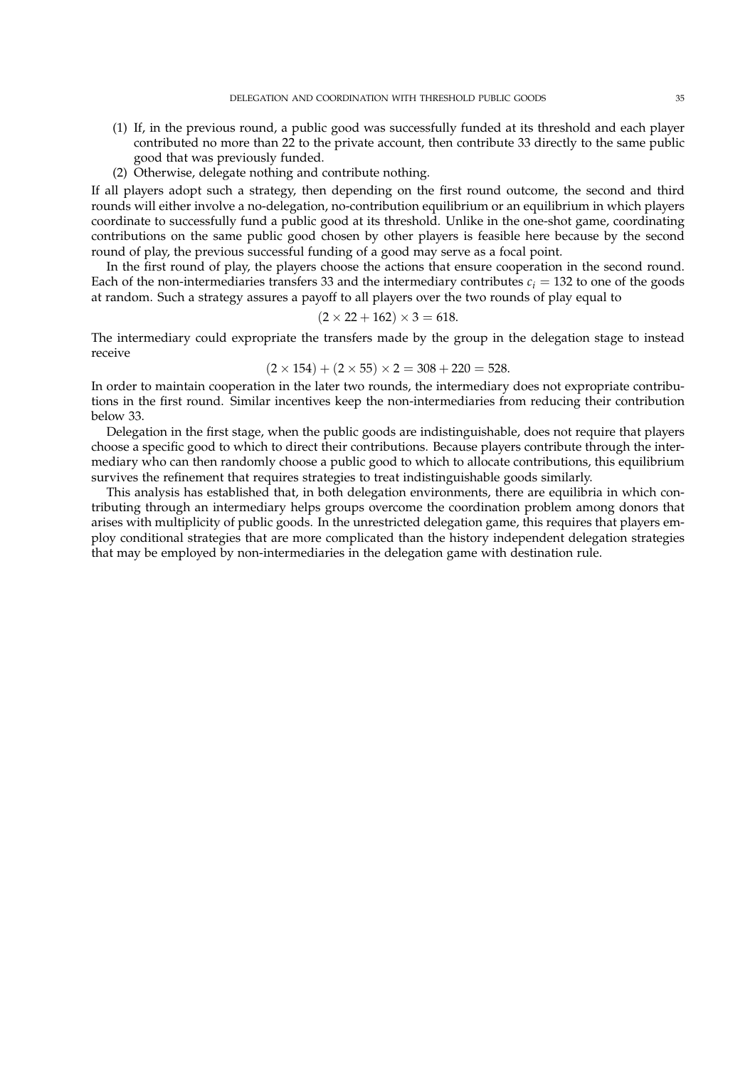(1) If, in the previous round, a public good was successfully funded at its threshold and each player contributed no more than 22 to the private account, then contribute 33 directly to the same public good that was previously funded.

(2) Otherwise, delegate nothing and contribute nothing.

If all players adopt such a strategy, then depending on the first round outcome, the second and third rounds will either involve a no-delegation, no-contribution equilibrium or an equilibrium in which players coordinate to successfully fund a public good at its threshold. Unlike in the one-shot game, coordinating contributions on the same public good chosen by other players is feasible here because by the second round of play, the previous successful funding of a good may serve as a focal point.

In the first round of play, the players choose the actions that ensure cooperation in the second round. Each of the non-intermediaries transfers 33 and the intermediary contributes $c_i = 132$ to one of the goods at random. Such a strategy assures a payoff to all players over the two rounds of play equal to

$$(2 \times 22 + 162) \times 3 = 618.$$

The intermediary could expropriate the transfers made by the group in the delegation stage to instead receive

$$(2 \times 154) + (2 \times 55) \times 2 = 308 + 220 = 528.$$

In order to maintain cooperation in the later two rounds, the intermediary does not expropriate contributions in the first round. Similar incentives keep the non-intermediaries from reducing their contribution below 33.

Delegation in the first stage, when the public goods are indistinguishable, does not require that players choose a specific good to which to direct their contributions. Because players contribute through the intermediary who can then randomly choose a public good to which to allocate contributions, this equilibrium survives the refinement that requires strategies to treat indistinguishable goods similarly.

This analysis has established that, in both delegation environments, there are equilibria in which contributing through an intermediary helps groups overcome the coordination problem among donors that arises with multiplicity of public goods. In the unrestricted delegation game, this requires that players employ conditional strategies that are more complicated than the history independent delegation strategies that may be employed by non-intermediaries in the delegation game with destination rule.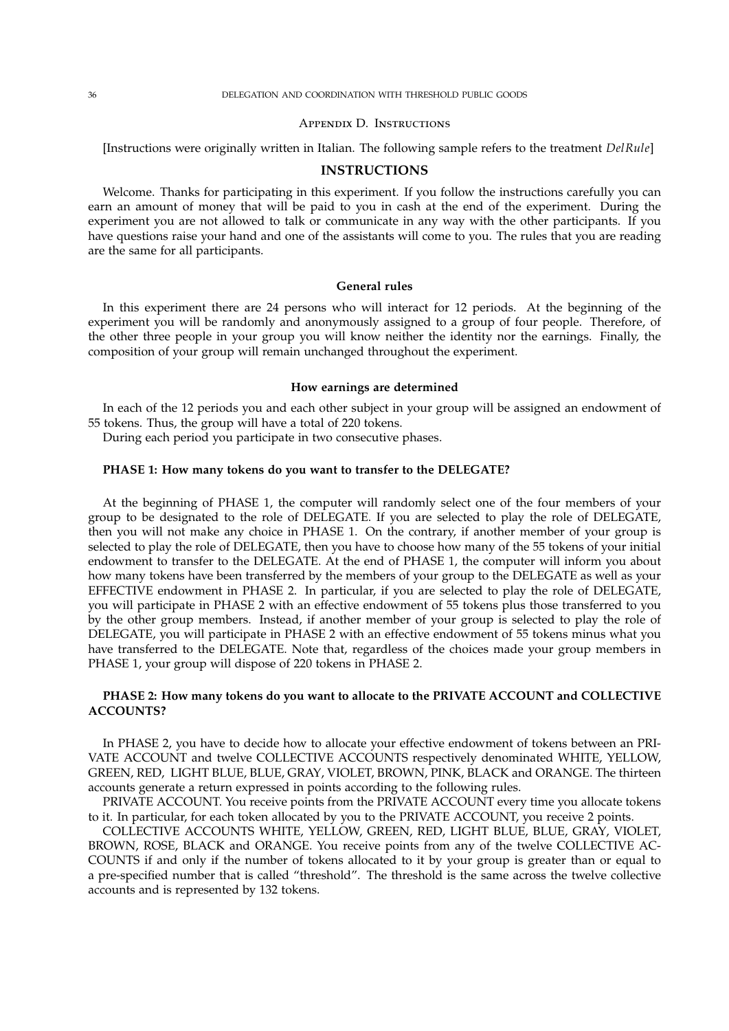## Appendix D. Instructions

[Instructions were originally written in Italian. The following sample refers to the treatment *DelRule*]

### INSTRUCTIONS

Welcome. Thanks for participating in this experiment. If you follow the instructions carefully you can earn an amount of money that will be paid to you in cash at the end of the experiment. During the experiment you are not allowed to talk or communicate in any way with the other participants. If you have questions raise your hand and one of the assistants will come to you. The rules that you are reading are the same for all participants.

#### General rules

In this experiment there are 24 persons who will interact for 12 periods. At the beginning of the experiment you will be randomly and anonymously assigned to a group of four people. Therefore, of the other three people in your group you will know neither the identity nor the earnings. Finally, the composition of your group will remain unchanged throughout the experiment.

#### How earnings are determined

In each of the 12 periods you and each other subject in your group will be assigned an endowment of 55 tokens. Thus, the group will have a total of 220 tokens.

During each period you participate in two consecutive phases.

#### PHASE 1: How many tokens do you want to transfer to the DELEGATE?

At the beginning of PHASE 1, the computer will randomly select one of the four members of your group to be designated to the role of DELEGATE. If you are selected to play the role of DELEGATE, then you will not make any choice in PHASE 1. On the contrary, if another member of your group is selected to play the role of DELEGATE, then you have to choose how many of the 55 tokens of your initial endowment to transfer to the DELEGATE. At the end of PHASE 1, the computer will inform you about how many tokens have been transferred by the members of your group to the DELEGATE as well as your EFFECTIVE endowment in PHASE 2. In particular, if you are selected to play the role of DELEGATE, you will participate in PHASE 2 with an effective endowment of 55 tokens plus those transferred to you by the other group members. Instead, if another member of your group is selected to play the role of DELEGATE, you will participate in PHASE 2 with an effective endowment of 55 tokens minus what you have transferred to the DELEGATE. Note that, regardless of the choices made your group members in PHASE 1, your group will dispose of 220 tokens in PHASE 2.

#### PHASE 2: How many tokens do you want to allocate to the PRIVATE ACCOUNT and COLLECTIVE ACCOUNTS?

In PHASE 2, you have to decide how to allocate your effective endowment of tokens between an PRIVATE ACCOUNT and twelve COLLECTIVE ACCOUNTS respectively denominated WHITE, YELLOW, GREEN, RED, LIGHT BLUE, BLUE, GRAY, VIOLET, BROWN, PINK, BLACK and ORANGE. The thirteen accounts generate a return expressed in points according to the following rules.

PRIVATE ACCOUNT. You receive points from the PRIVATE ACCOUNT every time you allocate tokens to it. In particular, for each token allocated by you to the PRIVATE ACCOUNT, you receive 2 points.

COLLECTIVE ACCOUNTS WHITE, YELLOW, GREEN, RED, LIGHT BLUE, BLUE, GRAY, VIOLET, BROWN, ROSE, BLACK and ORANGE. You receive points from any of the twelve COLLECTIVE ACCOUNTS if and only if the number of tokens allocated to it by your group is greater than or equal to a pre-specified number that is called "threshold". The threshold is the same across the twelve collective accounts and is represented by 132 tokens.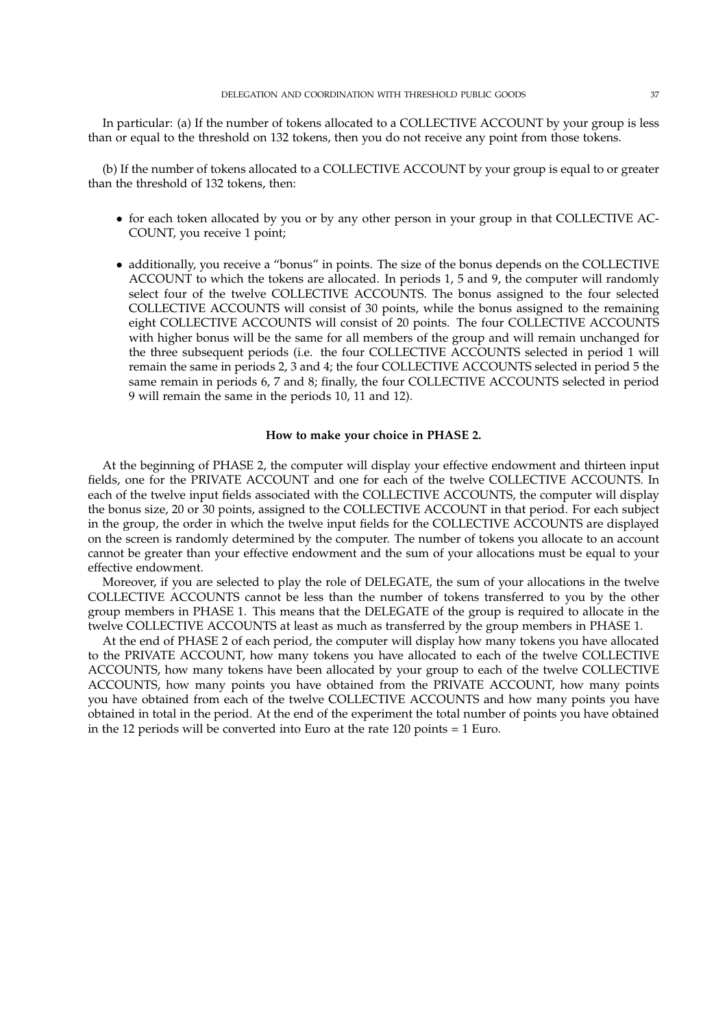In particular: (a) If the number of tokens allocated to a COLLECTIVE ACCOUNT by your group is less than or equal to the threshold on 132 tokens, then you do not receive any point from those tokens.

(b) If the number of tokens allocated to a COLLECTIVE ACCOUNT by your group is equal to or greater than the threshold of 132 tokens, then:

- for each token allocated by you or by any other person in your group in that COLLECTIVE ACCOUNT, you receive 1 point;
- additionally, you receive a "bonus" in points. The size of the bonus depends on the COLLECTIVE ACCOUNT to which the tokens are allocated. In periods 1, 5 and 9, the computer will randomly select four of the twelve COLLECTIVE ACCOUNTS. The bonus assigned to the four selected COLLECTIVE ACCOUNTS will consist of 30 points, while the bonus assigned to the remaining eight COLLECTIVE ACCOUNTS will consist of 20 points. The four COLLECTIVE ACCOUNTS with higher bonus will be the same for all members of the group and will remain unchanged for the three subsequent periods (i.e. the four COLLECTIVE ACCOUNTS selected in period 1 will remain the same in periods 2, 3 and 4; the four COLLECTIVE ACCOUNTS selected in period 5 the same remain in periods 6, 7 and 8; finally, the four COLLECTIVE ACCOUNTS selected in period 9 will remain the same in the periods 10, 11 and 12).

**How to make your choice in PHASE 2.**

At the beginning of PHASE 2, the computer will display your effective endowment and thirteen input fields, one for the PRIVATE ACCOUNT and one for each of the twelve COLLECTIVE ACCOUNTS. In each of the twelve input fields associated with the COLLECTIVE ACCOUNTS, the computer will display the bonus size, 20 or 30 points, assigned to the COLLECTIVE ACCOUNT in that period. For each subject in the group, the order in which the twelve input fields for the COLLECTIVE ACCOUNTS are displayed on the screen is randomly determined by the computer. The number of tokens you allocate to an account cannot be greater than your effective endowment and the sum of your allocations must be equal to your effective endowment.

Moreover, if you are selected to play the role of DELEGATE, the sum of your allocations in the twelve COLLECTIVE ACCOUNTS cannot be less than the number of tokens transferred to you by the other group members in PHASE 1. This means that the DELEGATE of the group is required to allocate in the twelve COLLECTIVE ACCOUNTS at least as much as transferred by the group members in PHASE 1.

At the end of PHASE 2 of each period, the computer will display how many tokens you have allocated to the PRIVATE ACCOUNT, how many tokens you have allocated to each of the twelve COLLECTIVE ACCOUNTS, how many tokens have been allocated by your group to each of the twelve COLLECTIVE ACCOUNTS, how many points you have obtained from the PRIVATE ACCOUNT, how many points you have obtained from each of the twelve COLLECTIVE ACCOUNTS and how many points you have obtained in total in the period. At the end of the experiment the total number of points you have obtained in the 12 periods will be converted into Euro at the rate 120 points = 1 Euro.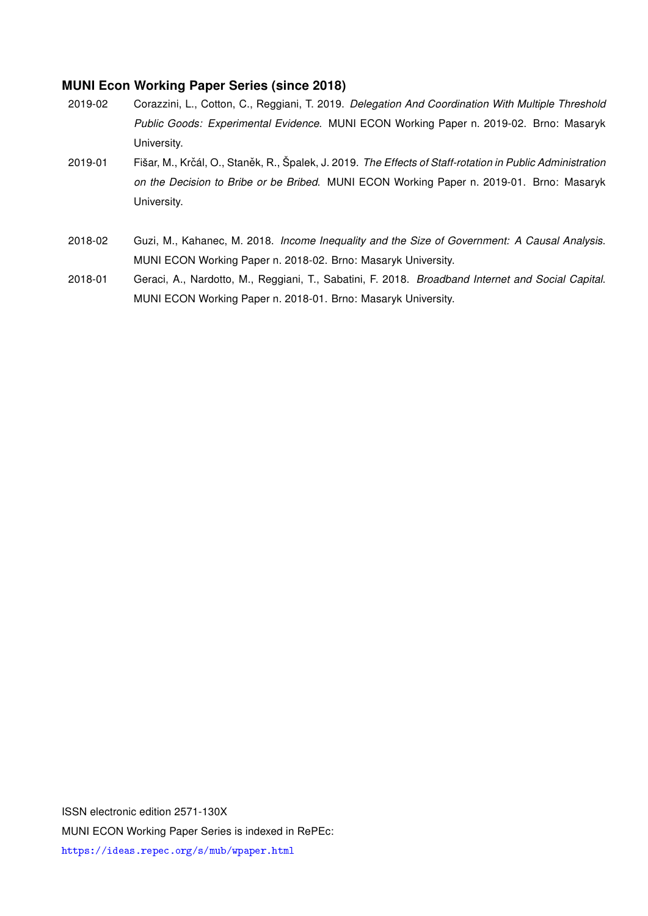### MUNI Econ Working Paper Series (since 2018)

2019-02 Corazzini, L., Cotton, C., Reggiani, T. 2019. *Delegation And Coordination With Multiple Threshold Public Goods: Experimental Evidence*. MUNI ECON Working Paper n. 2019-02. Brno: Masaryk University.

2019-01 Fišar, M., Krčál, O., Staněk, R., Špalek, J. 2019. *The Effects of Staff-rotation in Public Administration on the Decision to Bribe or be Bribed*. MUNI ECON Working Paper n. 2019-01. Brno: Masaryk University.

2018-02 Guzi, M., Kahanec, M. 2018. *Income Inequality and the Size of Government: A Causal Analysis*. MUNI ECON Working Paper n. 2018-02. Brno: Masaryk University.

2018-01 Geraci, A., Nardotto, M., Reggiani, T., Sabatini, F. 2018. *Broadband Internet and Social Capital*. MUNI ECON Working Paper n. 2018-01. Brno: Masaryk University.

ISSN electronic edition 2571-130X

MUNI ECON Working Paper Series is indexed in RePEc:

https://ideas.repec.org/s/mub/wpaper.html